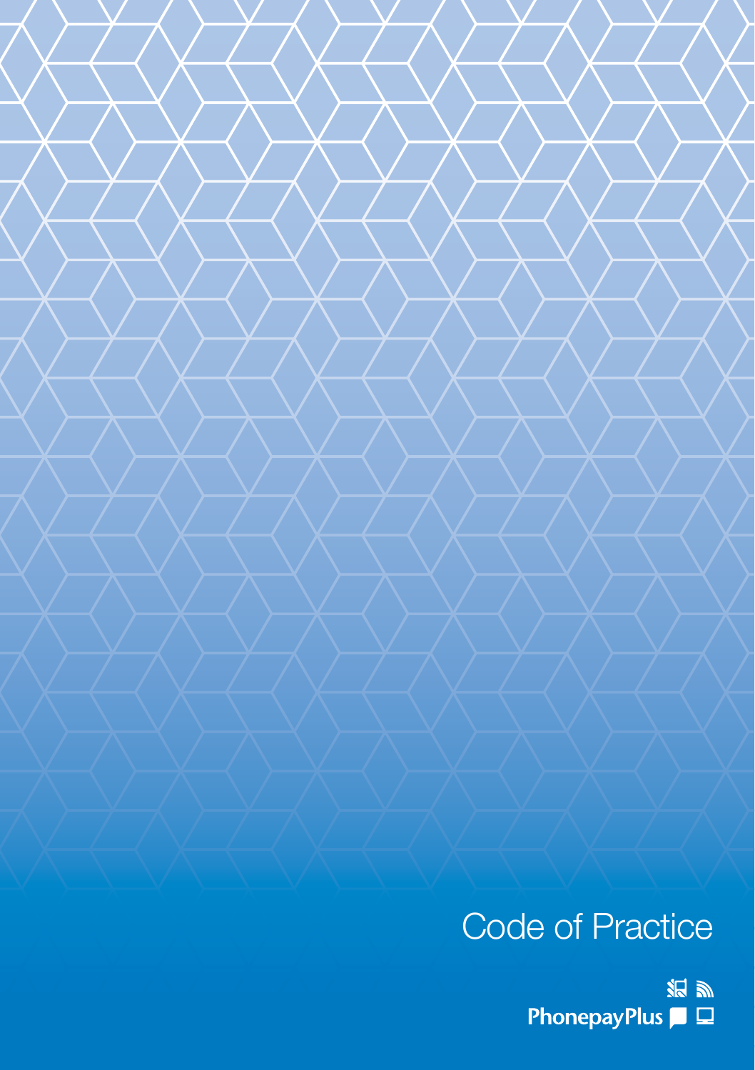# Code of Practice

PhonepayPlus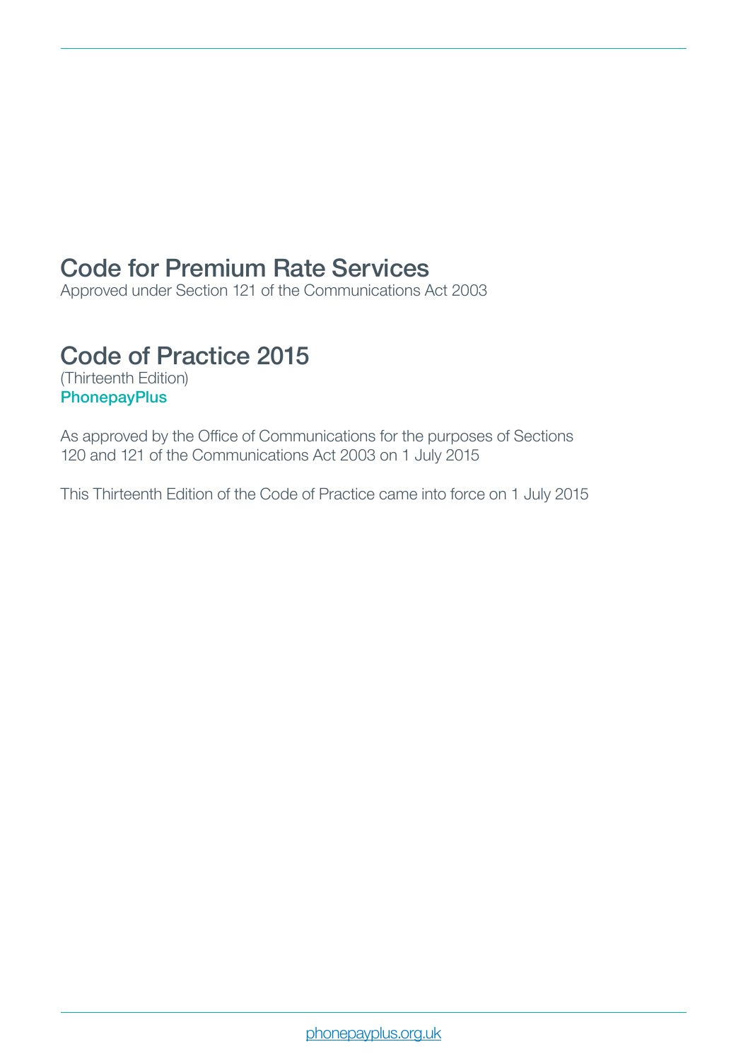# Code for Premium Rate Services

Approved under Section 121 of the Communications Act 2003

# Code of Practice 2015

(Thirteenth Edition)

**PhonepayPlus**

As approved by the Office of Communications for the purposes of Sections 120 and 121 of the Communications Act 2003 on 1 July 2015

This Thirteenth Edition of the Code of Practice came into force on 1 July 2015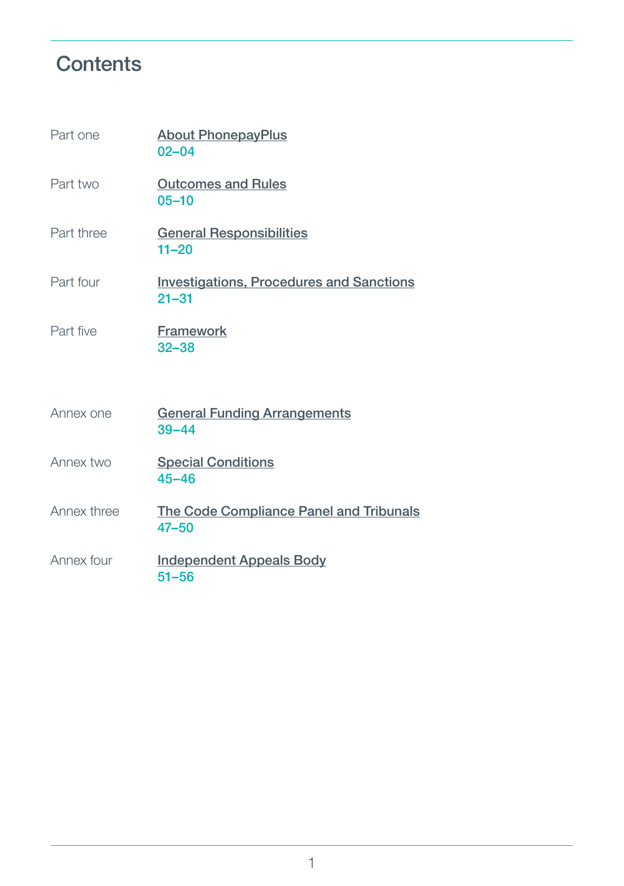# Contents

| | | |
|---|---|---|
| Part one | About PhonepayPlus | 02–04 |
| Part two | Outcomes and Rules | 05–10 |
| Part three | General Responsibilities | 11–20 |
| Part four | Investigations, Procedures and Sanctions | 21–31 |
| Part five | Framework | 32–38 |
| Annex one | General Funding Arrangements | 39–44 |
| Annex two | Special Conditions | 45–46 |
| Annex three | The Code Compliance Panel and Tribunals | 47–50 |
| Annex four | Independent Appeals Body | 51–56 |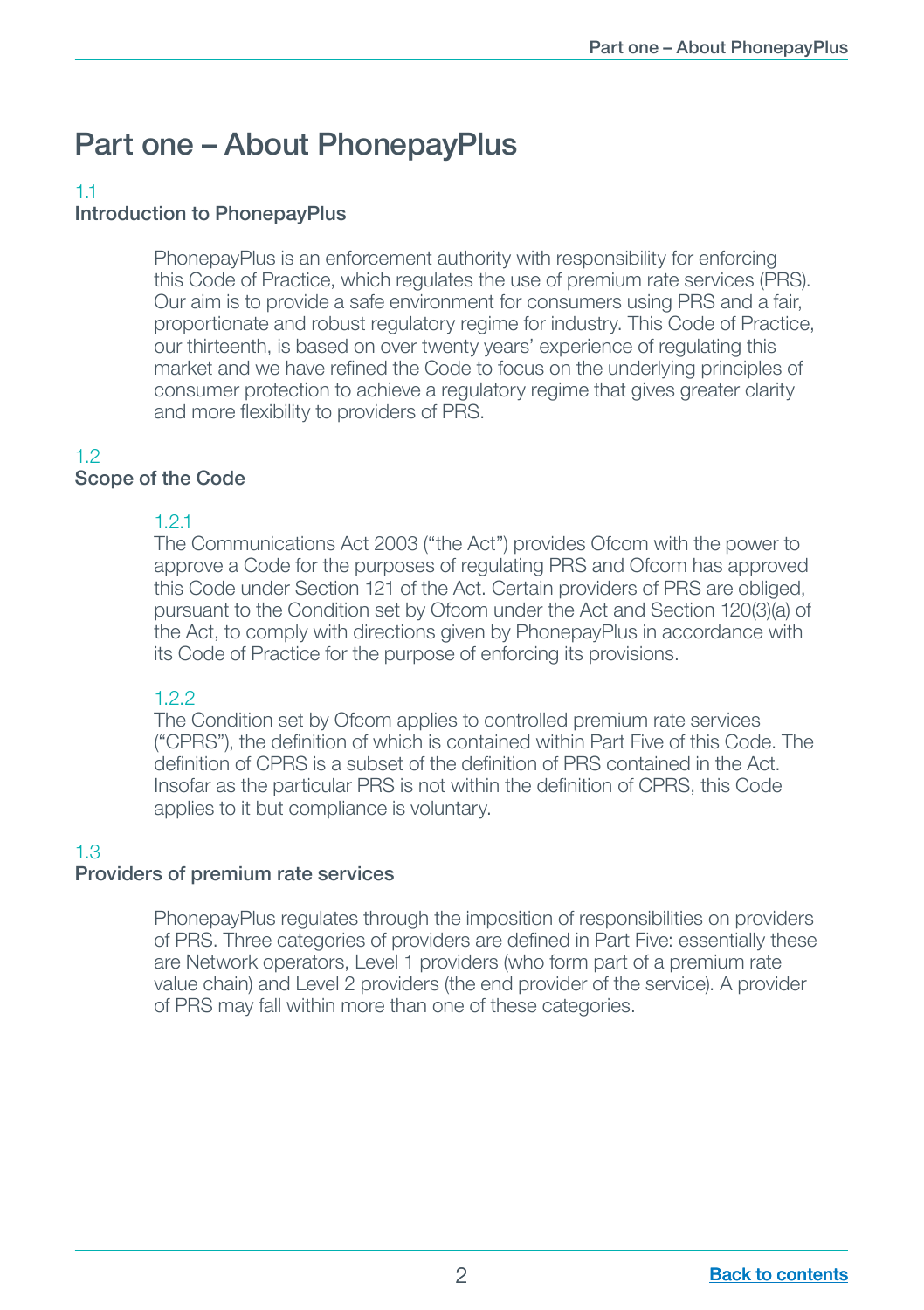# Part one – About PhonepayPlus

## 1.1
## Introduction to PhonepayPlus

PhonepayPlus is an enforcement authority with responsibility for enforcing this Code of Practice, which regulates the use of premium rate services (PRS). Our aim is to provide a safe environment for consumers using PRS and a fair, proportionate and robust regulatory regime for industry. This Code of Practice, our thirteenth, is based on over twenty years' experience of regulating this market and we have refined the Code to focus on the underlying principles of consumer protection to achieve a regulatory regime that gives greater clarity and more flexibility to providers of PRS.

## 1.2
## Scope of the Code

### 1.2.1

The Communications Act 2003 ("the Act") provides Ofcom with the power to approve a Code for the purposes of regulating PRS and Ofcom has approved this Code under Section 121 of the Act. Certain providers of PRS are obliged, pursuant to the Condition set by Ofcom under the Act and Section 120(3)(a) of the Act, to comply with directions given by PhonepayPlus in accordance with its Code of Practice for the purpose of enforcing its provisions.

### 1.2.2

The Condition set by Ofcom applies to controlled premium rate services ("CPRS"), the definition of which is contained within Part Five of this Code. The definition of CPRS is a subset of the definition of PRS contained in the Act. Insofar as the particular PRS is not within the definition of CPRS, this Code applies to it but compliance is voluntary.

## 1.3
## Providers of premium rate services

PhonepayPlus regulates through the imposition of responsibilities on providers of PRS. Three categories of providers are defined in Part Five: essentially these are Network operators, Level 1 providers (who form part of a premium rate value chain) and Level 2 providers (the end provider of the service). A provider of PRS may fall within more than one of these categories.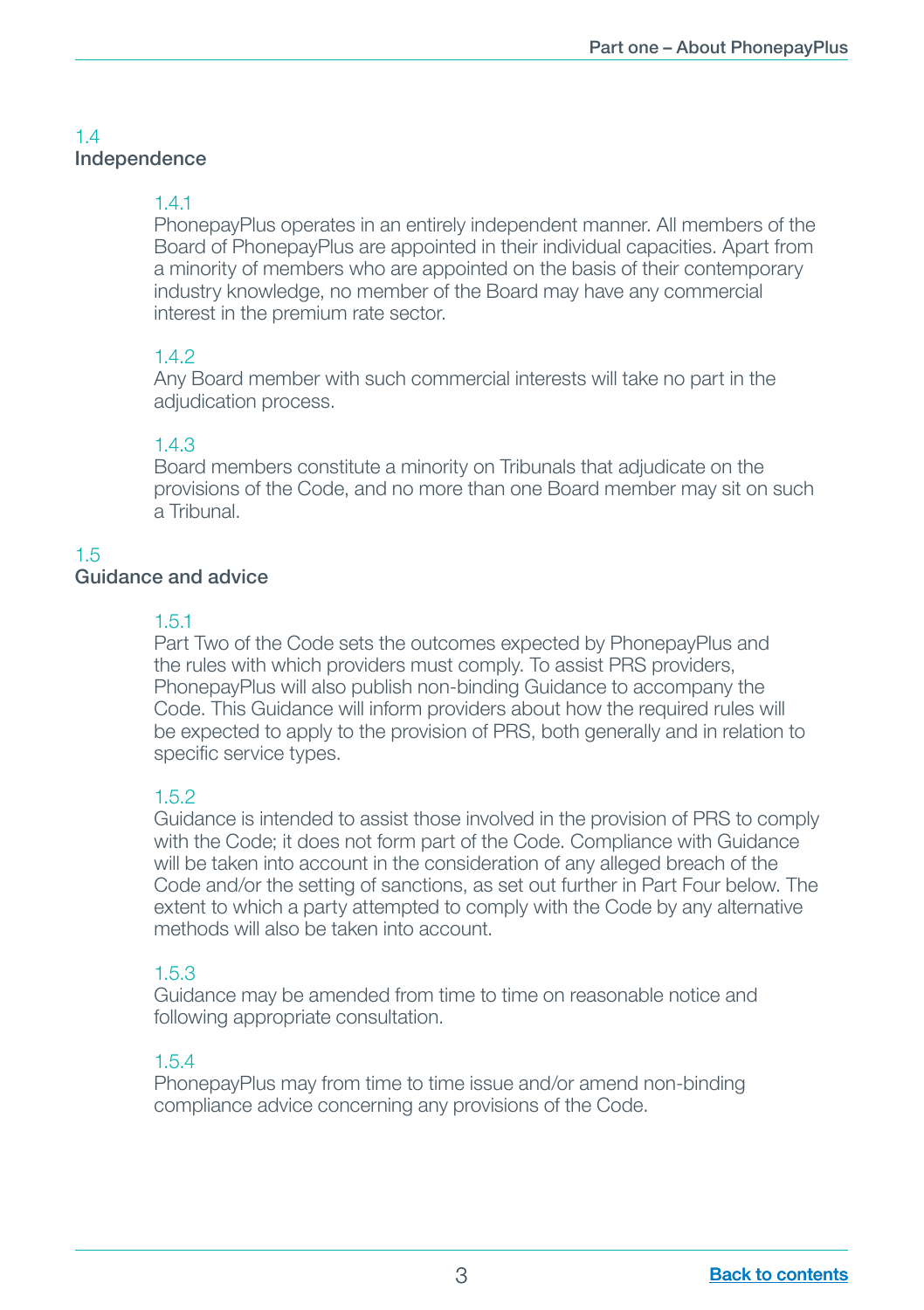## 1.4 Independence

1.4.1
PhonepayPlus operates in an entirely independent manner. All members of the Board of PhonepayPlus are appointed in their individual capacities. Apart from a minority of members who are appointed on the basis of their contemporary industry knowledge, no member of the Board may have any commercial interest in the premium rate sector.

1.4.2
Any Board member with such commercial interests will take no part in the adjudication process.

1.4.3
Board members constitute a minority on Tribunals that adjudicate on the provisions of the Code, and no more than one Board member may sit on such a Tribunal.

## 1.5 Guidance and advice

1.5.1
Part Two of the Code sets the outcomes expected by PhonepayPlus and the rules with which providers must comply. To assist PRS providers, PhonepayPlus will also publish non-binding Guidance to accompany the Code. This Guidance will inform providers about how the required rules will be expected to apply to the provision of PRS, both generally and in relation to specific service types.

1.5.2
Guidance is intended to assist those involved in the provision of PRS to comply with the Code; it does not form part of the Code. Compliance with Guidance will be taken into account in the consideration of any alleged breach of the Code and/or the setting of sanctions, as set out further in Part Four below. The extent to which a party attempted to comply with the Code by any alternative methods will also be taken into account.

1.5.3
Guidance may be amended from time to time on reasonable notice and following appropriate consultation.

1.5.4
PhonepayPlus may from time to time issue and/or amend non-binding compliance advice concerning any provisions of the Code.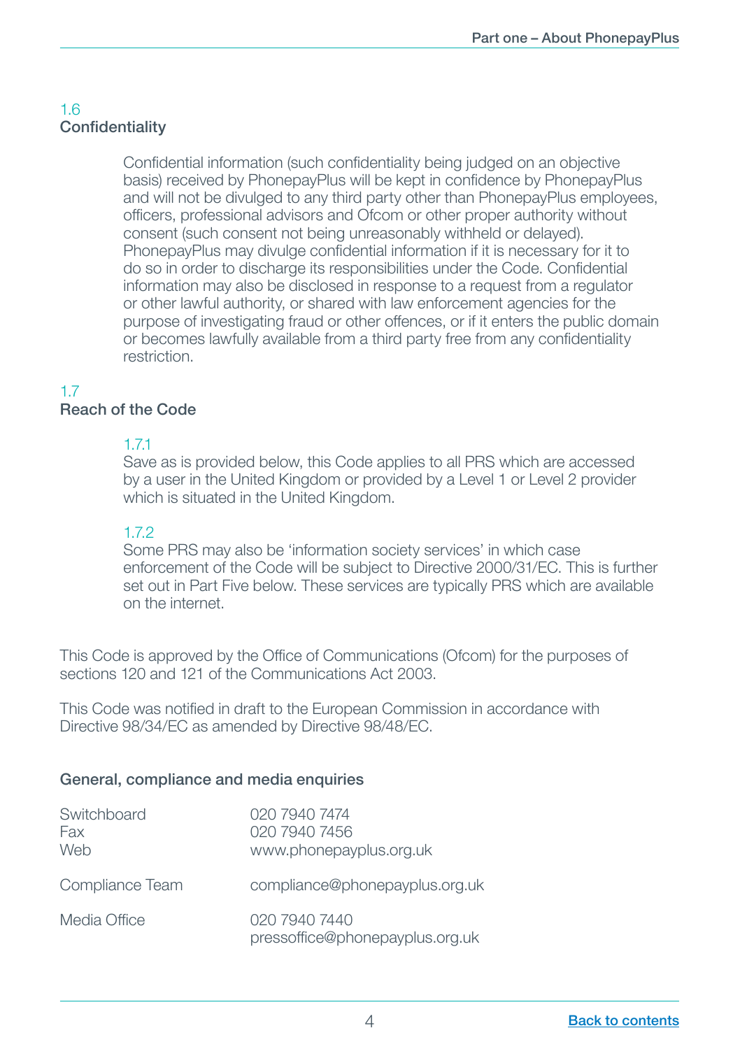## 1.6 Confidentiality

Confidential information (such confidentiality being judged on an objective basis) received by PhonepayPlus will be kept in confidence by PhonepayPlus and will not be divulged to any third party other than PhonepayPlus employees, officers, professional advisors and Ofcom or other proper authority without consent (such consent not being unreasonably withheld or delayed). PhonepayPlus may divulge confidential information if it is necessary for it to do so in order to discharge its responsibilities under the Code. Confidential information may also be disclosed in response to a request from a regulator or other lawful authority, or shared with law enforcement agencies for the purpose of investigating fraud or other offences, or if it enters the public domain or becomes lawfully available from a third party free from any confidentiality restriction.

## 1.7 Reach of the Code

### 1.7.1

Save as is provided below, this Code applies to all PRS which are accessed by a user in the United Kingdom or provided by a Level 1 or Level 2 provider which is situated in the United Kingdom.

### 1.7.2

Some PRS may also be 'information society services' in which case enforcement of the Code will be subject to Directive 2000/31/EC. This is further set out in Part Five below. These services are typically PRS which are available on the internet.

This Code is approved by the Office of Communications (Ofcom) for the purposes of sections 120 and 121 of the Communications Act 2003.

This Code was notified in draft to the European Commission in accordance with Directive 98/34/EC as amended by Directive 98/48/EC.

**General, compliance and media enquiries**

| | |
|---|---|
| Switchboard | 020 7940 7474 |
| Fax | 020 7940 7456 |
| Web | www.phonepayplus.org.uk |
| Compliance Team | compliance@phonepayplus.org.uk |
| Media Office | 020 7940 7440<br>pressoffice@phonepayplus.org.uk |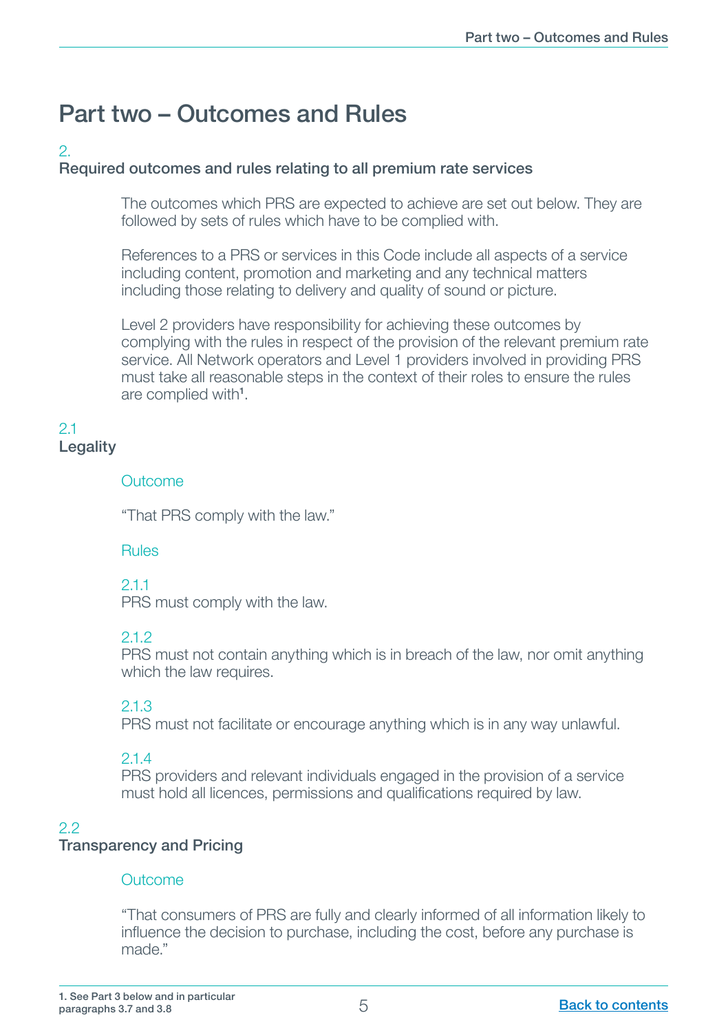# Part two – Outcomes and Rules

## 2. Required outcomes and rules relating to all premium rate services

The outcomes which PRS are expected to achieve are set out below. They are followed by sets of rules which have to be complied with.

References to a PRS or services in this Code include all aspects of a service including content, promotion and marketing and any technical matters including those relating to delivery and quality of sound or picture.

Level 2 providers have responsibility for achieving these outcomes by complying with the rules in respect of the provision of the relevant premium rate service. All Network operators and Level 1 providers involved in providing PRS must take all reasonable steps in the context of their roles to ensure the rules are complied with[1].

### 2.1 Legality

#### Outcome

"That PRS comply with the law."

#### Rules

2.1.1
PRS must comply with the law.

2.1.2
PRS must not contain anything which is in breach of the law, nor omit anything which the law requires.

2.1.3
PRS must not facilitate or encourage anything which is in any way unlawful.

2.1.4
PRS providers and relevant individuals engaged in the provision of a service must hold all licences, permissions and qualifications required by law.

### 2.2 Transparency and Pricing

#### Outcome

"That consumers of PRS are fully and clearly informed of all information likely to influence the decision to purchase, including the cost, before any purchase is made."

---

1. See Part 3 below and in particular paragraphs 3.7 and 3.8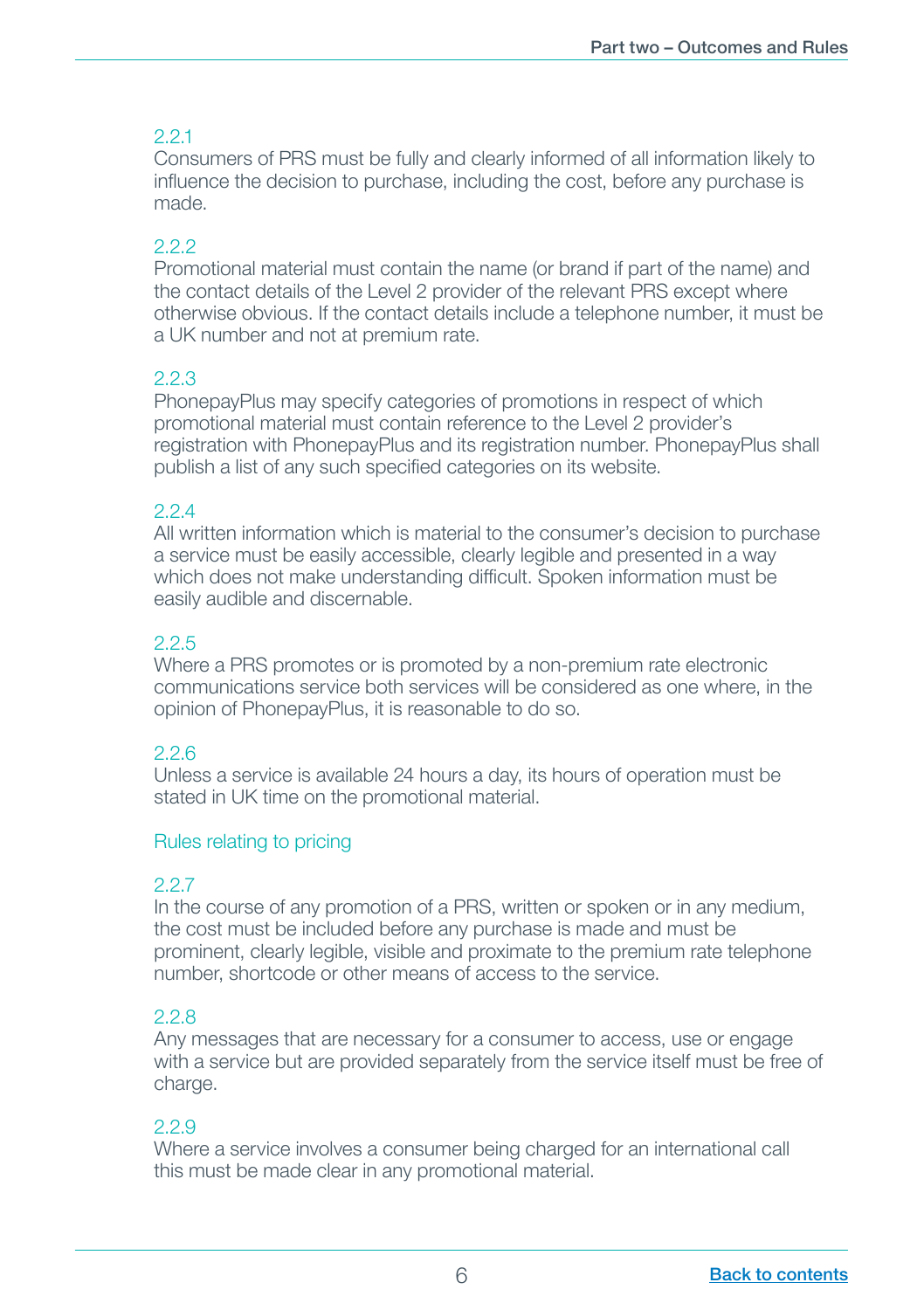2.2.1
Consumers of PRS must be fully and clearly informed of all information likely to influence the decision to purchase, including the cost, before any purchase is made.

2.2.2
Promotional material must contain the name (or brand if part of the name) and the contact details of the Level 2 provider of the relevant PRS except where otherwise obvious. If the contact details include a telephone number, it must be a UK number and not at premium rate.

2.2.3
PhonepayPlus may specify categories of promotions in respect of which promotional material must contain reference to the Level 2 provider's registration with PhonepayPlus and its registration number. PhonepayPlus shall publish a list of any such specified categories on its website.

2.2.4
All written information which is material to the consumer's decision to purchase a service must be easily accessible, clearly legible and presented in a way which does not make understanding difficult. Spoken information must be easily audible and discernable.

2.2.5
Where a PRS promotes or is promoted by a non-premium rate electronic communications service both services will be considered as one where, in the opinion of PhonepayPlus, it is reasonable to do so.

2.2.6
Unless a service is available 24 hours a day, its hours of operation must be stated in UK time on the promotional material.

### Rules relating to pricing

2.2.7
In the course of any promotion of a PRS, written or spoken or in any medium, the cost must be included before any purchase is made and must be prominent, clearly legible, visible and proximate to the premium rate telephone number, shortcode or other means of access to the service.

2.2.8
Any messages that are necessary for a consumer to access, use or engage with a service but are provided separately from the service itself must be free of charge.

2.2.9
Where a service involves a consumer being charged for an international call this must be made clear in any promotional material.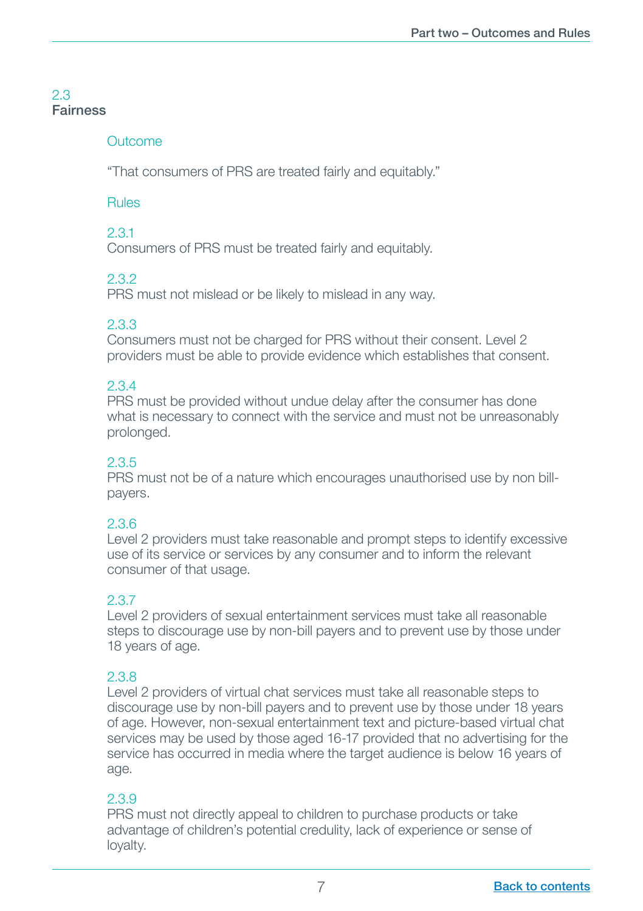## 2.3 Fairness

### Outcome

"That consumers of PRS are treated fairly and equitably."

### Rules

2.3.1
Consumers of PRS must be treated fairly and equitably.

2.3.2
PRS must not mislead or be likely to mislead in any way.

2.3.3
Consumers must not be charged for PRS without their consent. Level 2 providers must be able to provide evidence which establishes that consent.

2.3.4
PRS must be provided without undue delay after the consumer has done what is necessary to connect with the service and must not be unreasonably prolonged.

2.3.5
PRS must not be of a nature which encourages unauthorised use by non bill-payers.

2.3.6
Level 2 providers must take reasonable and prompt steps to identify excessive use of its service or services by any consumer and to inform the relevant consumer of that usage.

2.3.7
Level 2 providers of sexual entertainment services must take all reasonable steps to discourage use by non-bill payers and to prevent use by those under 18 years of age.

2.3.8
Level 2 providers of virtual chat services must take all reasonable steps to discourage use by non-bill payers and to prevent use by those under 18 years of age. However, non-sexual entertainment text and picture-based virtual chat services may be used by those aged 16-17 provided that no advertising for the service has occurred in media where the target audience is below 16 years of age.

2.3.9
PRS must not directly appeal to children to purchase products or take advantage of children's potential credulity, lack of experience or sense of loyalty.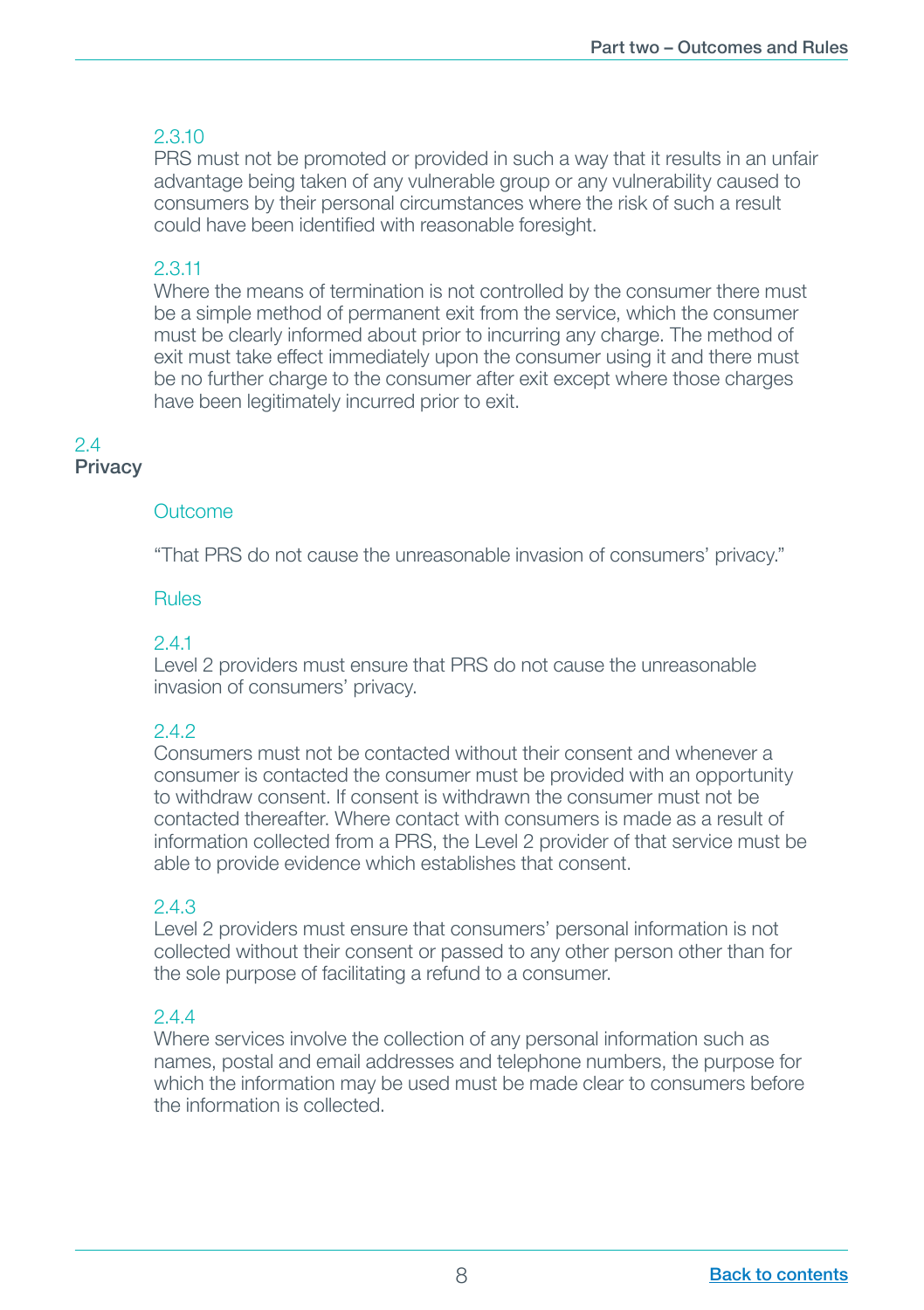2.3.10
PRS must not be promoted or provided in such a way that it results in an unfair advantage being taken of any vulnerable group or any vulnerability caused to consumers by their personal circumstances where the risk of such a result could have been identified with reasonable foresight.

2.3.11
Where the means of termination is not controlled by the consumer there must be a simple method of permanent exit from the service, which the consumer must be clearly informed about prior to incurring any charge. The method of exit must take effect immediately upon the consumer using it and there must be no further charge to the consumer after exit except where those charges have been legitimately incurred prior to exit.

## 2.4 Privacy

### Outcome

"That PRS do not cause the unreasonable invasion of consumers' privacy."

### Rules

2.4.1
Level 2 providers must ensure that PRS do not cause the unreasonable invasion of consumers' privacy.

2.4.2
Consumers must not be contacted without their consent and whenever a consumer is contacted the consumer must be provided with an opportunity to withdraw consent. If consent is withdrawn the consumer must not be contacted thereafter. Where contact with consumers is made as a result of information collected from a PRS, the Level 2 provider of that service must be able to provide evidence which establishes that consent.

2.4.3
Level 2 providers must ensure that consumers' personal information is not collected without their consent or passed to any other person other than for the sole purpose of facilitating a refund to a consumer.

2.4.4
Where services involve the collection of any personal information such as names, postal and email addresses and telephone numbers, the purpose for which the information may be used must be made clear to consumers before the information is collected.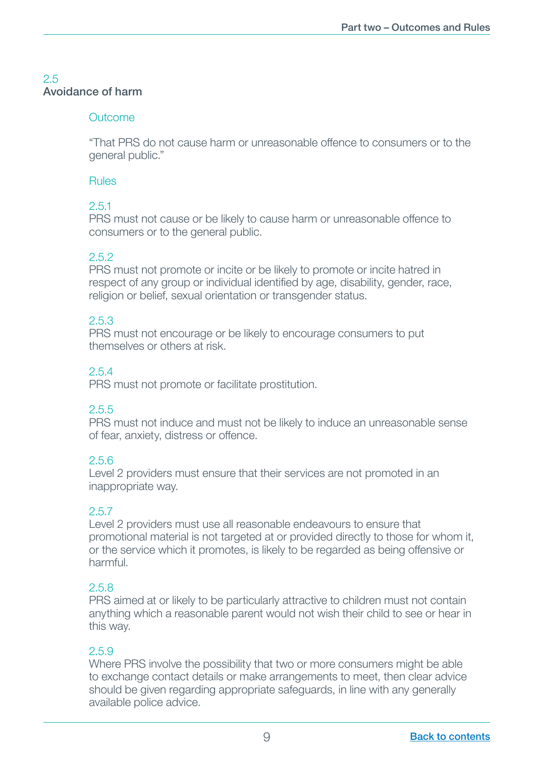## 2.5 Avoidance of harm

### Outcome

"That PRS do not cause harm or unreasonable offence to consumers or to the general public."

### Rules

2.5.1
PRS must not cause or be likely to cause harm or unreasonable offence to consumers or to the general public.

2.5.2
PRS must not promote or incite or be likely to promote or incite hatred in respect of any group or individual identified by age, disability, gender, race, religion or belief, sexual orientation or transgender status.

2.5.3
PRS must not encourage or be likely to encourage consumers to put themselves or others at risk.

2.5.4
PRS must not promote or facilitate prostitution.

2.5.5
PRS must not induce and must not be likely to induce an unreasonable sense of fear, anxiety, distress or offence.

2.5.6
Level 2 providers must ensure that their services are not promoted in an inappropriate way.

2.5.7
Level 2 providers must use all reasonable endeavours to ensure that promotional material is not targeted at or provided directly to those for whom it, or the service which it promotes, is likely to be regarded as being offensive or harmful.

2.5.8
PRS aimed at or likely to be particularly attractive to children must not contain anything which a reasonable parent would not wish their child to see or hear in this way.

2.5.9
Where PRS involve the possibility that two or more consumers might be able to exchange contact details or make arrangements to meet, then clear advice should be given regarding appropriate safeguards, in line with any generally available police advice.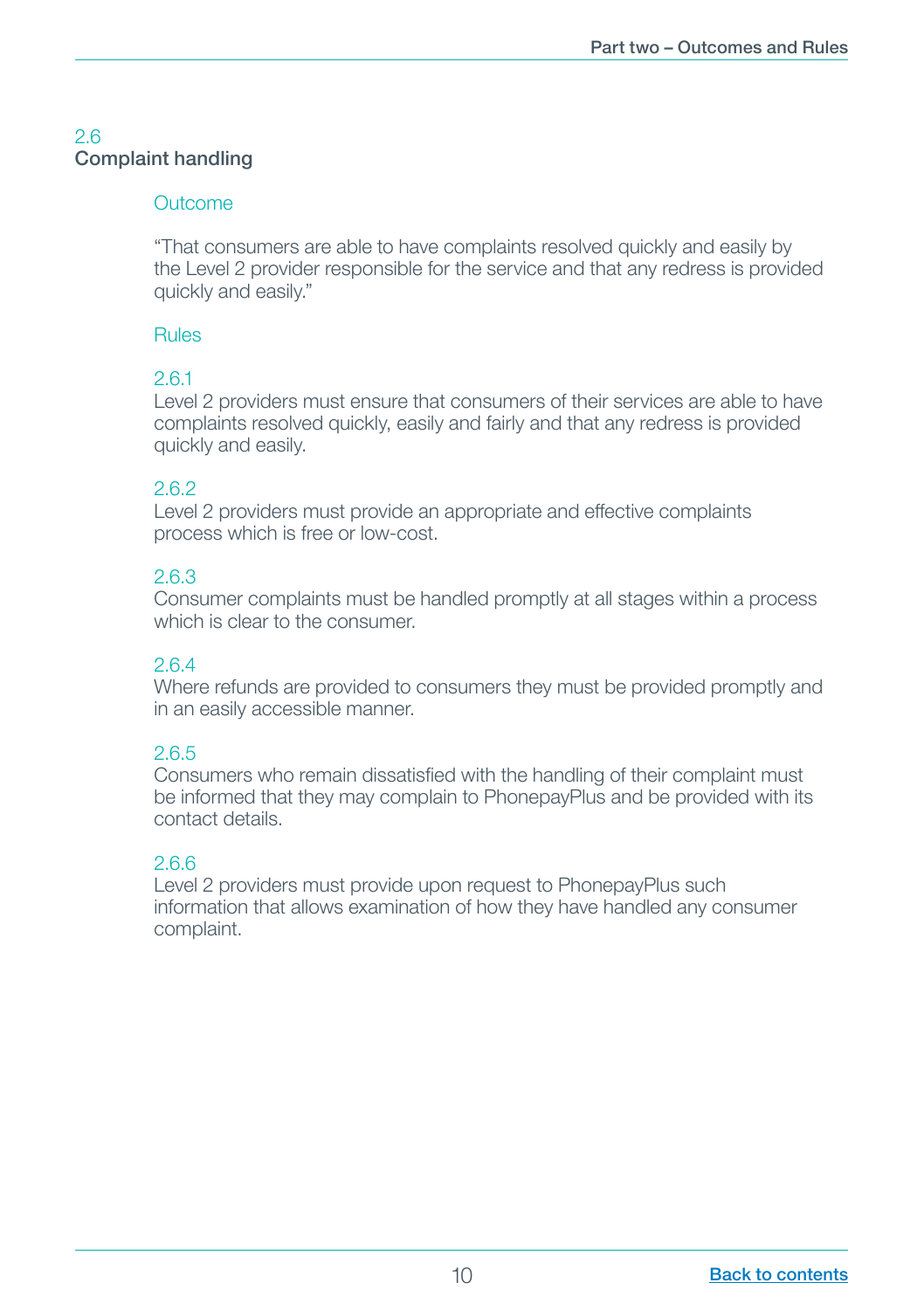## 2.6 Complaint handling

### Outcome

"That consumers are able to have complaints resolved quickly and easily by the Level 2 provider responsible for the service and that any redress is provided quickly and easily."

### Rules

**2.6.1**
Level 2 providers must ensure that consumers of their services are able to have complaints resolved quickly, easily and fairly and that any redress is provided quickly and easily.

**2.6.2**
Level 2 providers must provide an appropriate and effective complaints process which is free or low-cost.

**2.6.3**
Consumer complaints must be handled promptly at all stages within a process which is clear to the consumer.

**2.6.4**
Where refunds are provided to consumers they must be provided promptly and in an easily accessible manner.

**2.6.5**
Consumers who remain dissatisfied with the handling of their complaint must be informed that they may complain to PhonepayPlus and be provided with its contact details.

**2.6.6**
Level 2 providers must provide upon request to PhonepayPlus such information that allows examination of how they have handled any consumer complaint.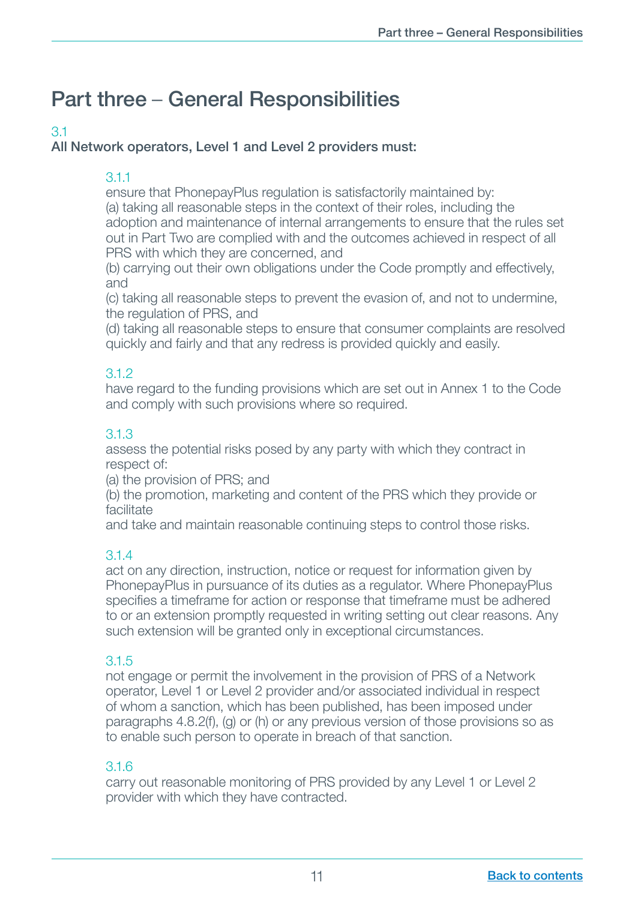# Part three – General Responsibilities

3.1

**All Network operators, Level 1 and Level 2 providers must:**

3.1.1

ensure that PhonepayPlus regulation is satisfactorily maintained by:
(a) taking all reasonable steps in the context of their roles, including the adoption and maintenance of internal arrangements to ensure that the rules set out in Part Two are complied with and the outcomes achieved in respect of all PRS with which they are concerned, and
(b) carrying out their own obligations under the Code promptly and effectively, and
(c) taking all reasonable steps to prevent the evasion of, and not to undermine, the regulation of PRS, and
(d) taking all reasonable steps to ensure that consumer complaints are resolved quickly and fairly and that any redress is provided quickly and easily.

3.1.2

have regard to the funding provisions which are set out in Annex 1 to the Code and comply with such provisions where so required.

3.1.3

assess the potential risks posed by any party with which they contract in respect of:
(a) the provision of PRS; and
(b) the promotion, marketing and content of the PRS which they provide or facilitate
and take and maintain reasonable continuing steps to control those risks.

3.1.4

act on any direction, instruction, notice or request for information given by PhonepayPlus in pursuance of its duties as a regulator. Where PhonepayPlus specifies a timeframe for action or response that timeframe must be adhered to or an extension promptly requested in writing setting out clear reasons. Any such extension will be granted only in exceptional circumstances.

3.1.5

not engage or permit the involvement in the provision of PRS of a Network operator, Level 1 or Level 2 provider and/or associated individual in respect of whom a sanction, which has been published, has been imposed under paragraphs 4.8.2(f), (g) or (h) or any previous version of those provisions so as to enable such person to operate in breach of that sanction.

3.1.6

carry out reasonable monitoring of PRS provided by any Level 1 or Level 2 provider with which they have contracted.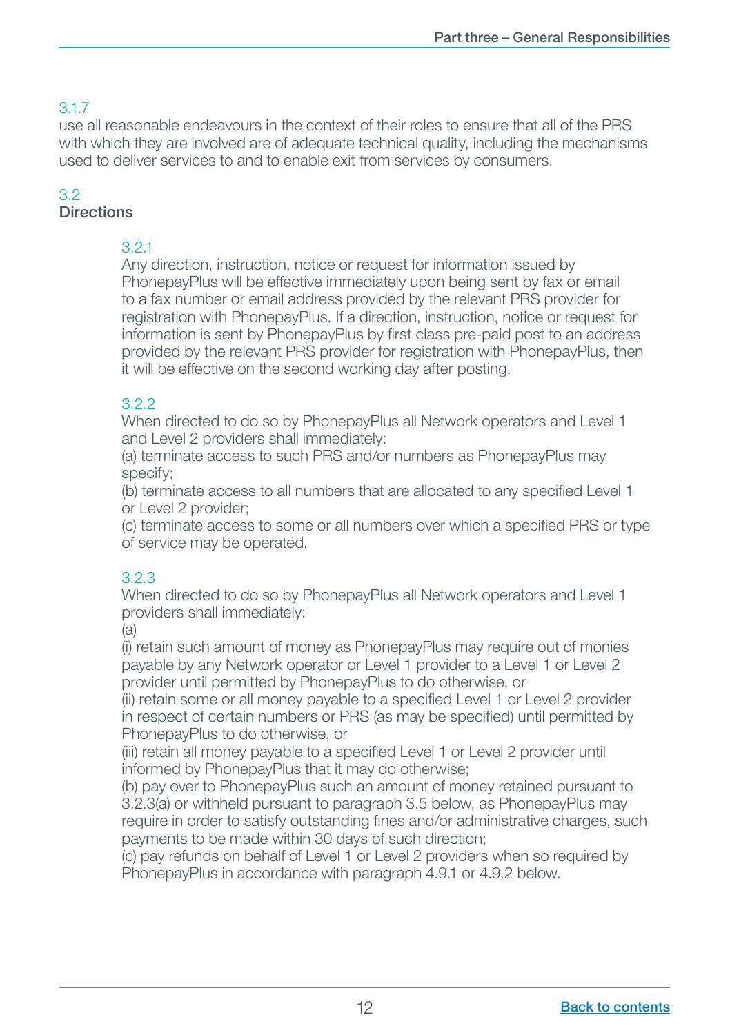3.1.7
use all reasonable endeavours in the context of their roles to ensure that all of the PRS with which they are involved are of adequate technical quality, including the mechanisms used to deliver services to and to enable exit from services by consumers.

## 3.2 Directions

3.2.1
Any direction, instruction, notice or request for information issued by PhonepayPlus will be effective immediately upon being sent by fax or email to a fax number or email address provided by the relevant PRS provider for registration with PhonepayPlus. If a direction, instruction, notice or request for information is sent by PhonepayPlus by first class pre-paid post to an address provided by the relevant PRS provider for registration with PhonepayPlus, then it will be effective on the second working day after posting.

3.2.2
When directed to do so by PhonepayPlus all Network operators and Level 1 and Level 2 providers shall immediately:
(a) terminate access to such PRS and/or numbers as PhonepayPlus may specify;
(b) terminate access to all numbers that are allocated to any specified Level 1 or Level 2 provider;
(c) terminate access to some or all numbers over which a specified PRS or type of service may be operated.

3.2.3
When directed to do so by PhonepayPlus all Network operators and Level 1 providers shall immediately:
(a)
(i) retain such amount of money as PhonepayPlus may require out of monies payable by any Network operator or Level 1 provider to a Level 1 or Level 2 provider until permitted by PhonepayPlus to do otherwise, or
(ii) retain some or all money payable to a specified Level 1 or Level 2 provider in respect of certain numbers or PRS (as may be specified) until permitted by PhonepayPlus to do otherwise, or
(iii) retain all money payable to a specified Level 1 or Level 2 provider until informed by PhonepayPlus that it may do otherwise;
(b) pay over to PhonepayPlus such an amount of money retained pursuant to 3.2.3(a) or withheld pursuant to paragraph 3.5 below, as PhonepayPlus may require in order to satisfy outstanding fines and/or administrative charges, such payments to be made within 30 days of such direction;
(c) pay refunds on behalf of Level 1 or Level 2 providers when so required by PhonepayPlus in accordance with paragraph 4.9.1 or 4.9.2 below.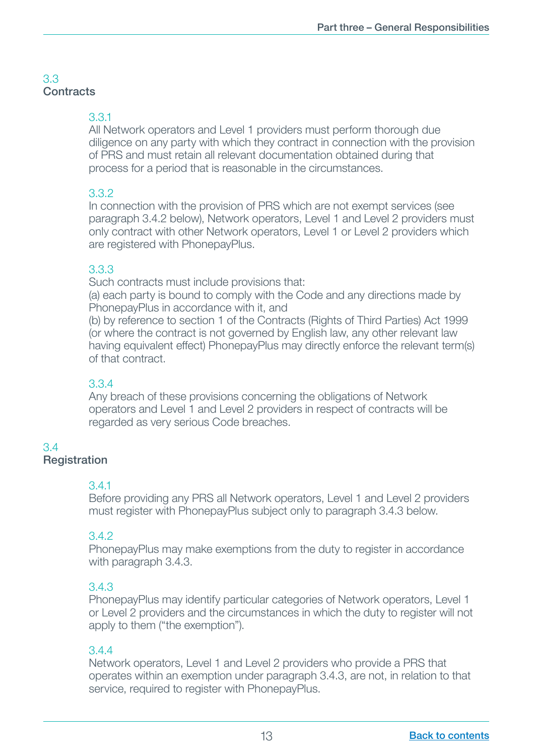## 3.3 Contracts

### 3.3.1

All Network operators and Level 1 providers must perform thorough due diligence on any party with which they contract in connection with the provision of PRS and must retain all relevant documentation obtained during that process for a period that is reasonable in the circumstances.

### 3.3.2

In connection with the provision of PRS which are not exempt services (see paragraph 3.4.2 below), Network operators, Level 1 and Level 2 providers must only contract with other Network operators, Level 1 or Level 2 providers which are registered with PhonepayPlus.

### 3.3.3

Such contracts must include provisions that:

(a) each party is bound to comply with the Code and any directions made by PhonepayPlus in accordance with it, and

(b) by reference to section 1 of the Contracts (Rights of Third Parties) Act 1999 (or where the contract is not governed by English law, any other relevant law having equivalent effect) PhonepayPlus may directly enforce the relevant term(s) of that contract.

### 3.3.4

Any breach of these provisions concerning the obligations of Network operators and Level 1 and Level 2 providers in respect of contracts will be regarded as very serious Code breaches.

## 3.4 Registration

### 3.4.1

Before providing any PRS all Network operators, Level 1 and Level 2 providers must register with PhonepayPlus subject only to paragraph 3.4.3 below.

### 3.4.2

PhonepayPlus may make exemptions from the duty to register in accordance with paragraph 3.4.3.

### 3.4.3

PhonepayPlus may identify particular categories of Network operators, Level 1 or Level 2 providers and the circumstances in which the duty to register will not apply to them ("the exemption").

### 3.4.4

Network operators, Level 1 and Level 2 providers who provide a PRS that operates within an exemption under paragraph 3.4.3, are not, in relation to that service, required to register with PhonepayPlus.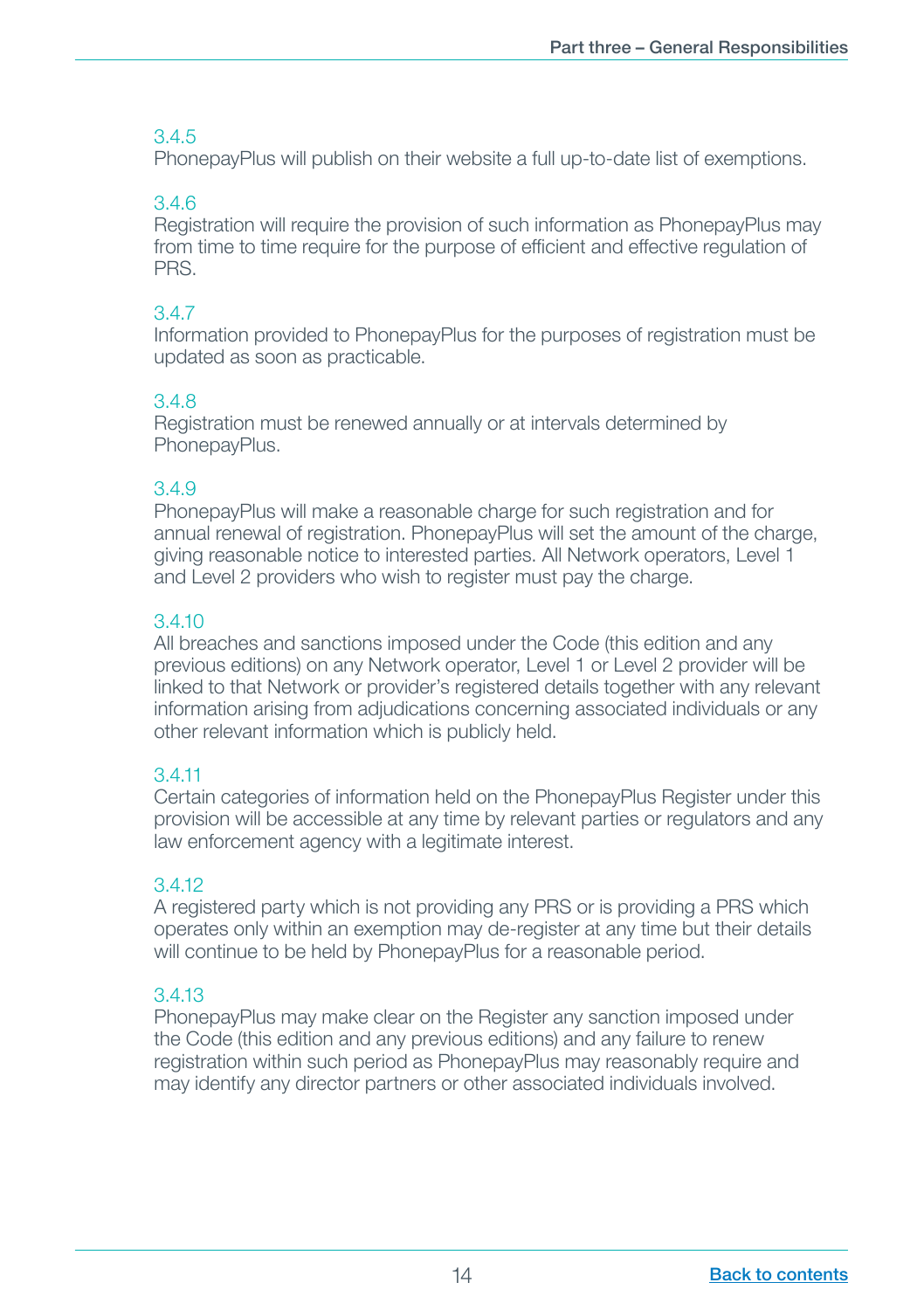3.4.5
PhonepayPlus will publish on their website a full up-to-date list of exemptions.

3.4.6
Registration will require the provision of such information as PhonepayPlus may from time to time require for the purpose of efficient and effective regulation of PRS.

3.4.7
Information provided to PhonepayPlus for the purposes of registration must be updated as soon as practicable.

3.4.8
Registration must be renewed annually or at intervals determined by PhonepayPlus.

3.4.9
PhonepayPlus will make a reasonable charge for such registration and for annual renewal of registration. PhonepayPlus will set the amount of the charge, giving reasonable notice to interested parties. All Network operators, Level 1 and Level 2 providers who wish to register must pay the charge.

3.4.10
All breaches and sanctions imposed under the Code (this edition and any previous editions) on any Network operator, Level 1 or Level 2 provider will be linked to that Network or provider's registered details together with any relevant information arising from adjudications concerning associated individuals or any other relevant information which is publicly held.

3.4.11
Certain categories of information held on the PhonepayPlus Register under this provision will be accessible at any time by relevant parties or regulators and any law enforcement agency with a legitimate interest.

3.4.12
A registered party which is not providing any PRS or is providing a PRS which operates only within an exemption may de-register at any time but their details will continue to be held by PhonepayPlus for a reasonable period.

3.4.13
PhonepayPlus may make clear on the Register any sanction imposed under the Code (this edition and any previous editions) and any failure to renew registration within such period as PhonepayPlus may reasonably require and may identify any director partners or other associated individuals involved.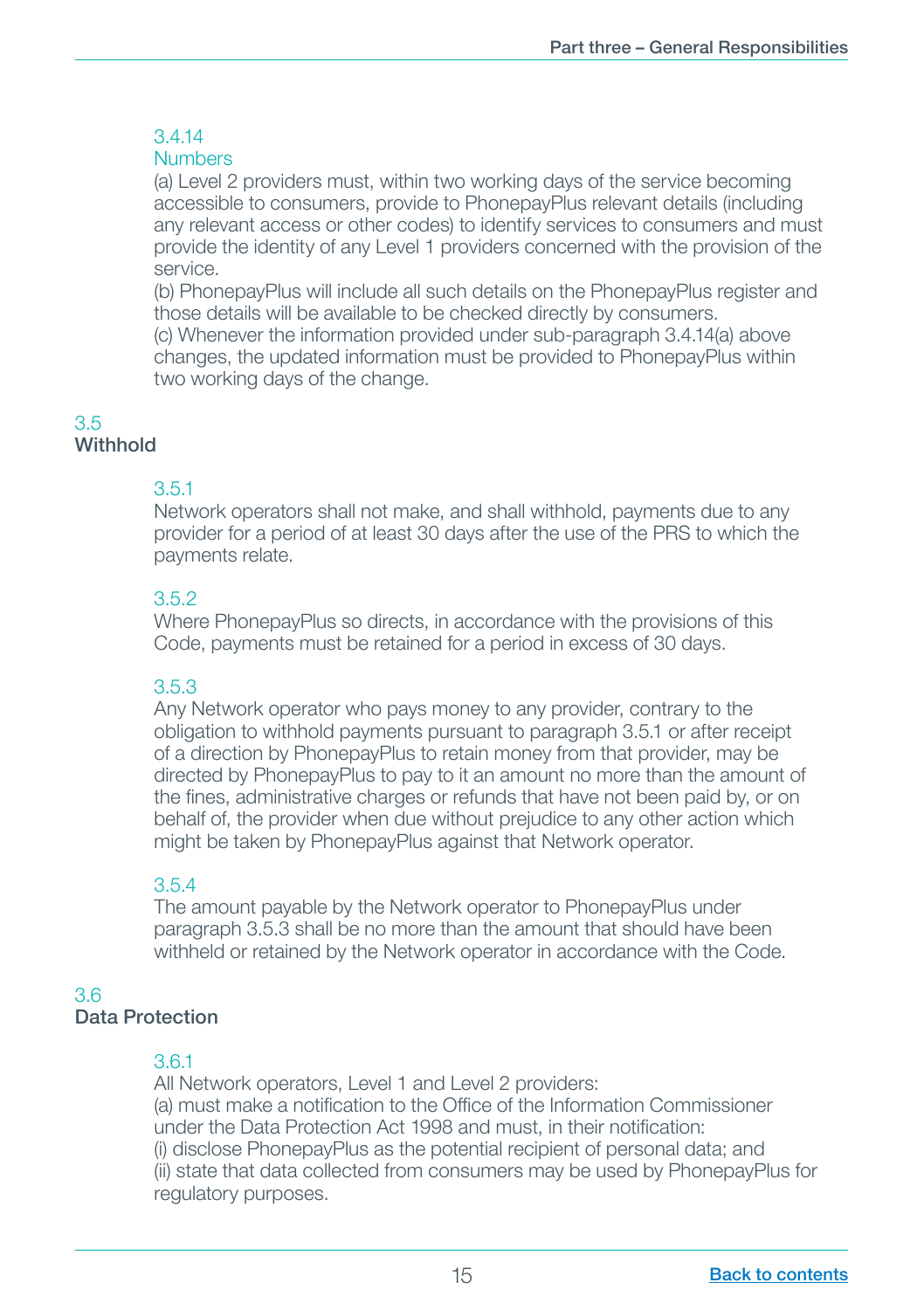#### 3.4.14
#### Numbers

(a) Level 2 providers must, within two working days of the service becoming accessible to consumers, provide to PhonepayPlus relevant details (including any relevant access or other codes) to identify services to consumers and must provide the identity of any Level 1 providers concerned with the provision of the service.

(b) PhonepayPlus will include all such details on the PhonepayPlus register and those details will be available to be checked directly by consumers.

(c) Whenever the information provided under sub-paragraph 3.4.14(a) above changes, the updated information must be provided to PhonepayPlus within two working days of the change.

### 3.5
### Withhold

#### 3.5.1

Network operators shall not make, and shall withhold, payments due to any provider for a period of at least 30 days after the use of the PRS to which the payments relate.

#### 3.5.2

Where PhonepayPlus so directs, in accordance with the provisions of this Code, payments must be retained for a period in excess of 30 days.

#### 3.5.3

Any Network operator who pays money to any provider, contrary to the obligation to withhold payments pursuant to paragraph 3.5.1 or after receipt of a direction by PhonepayPlus to retain money from that provider, may be directed by PhonepayPlus to pay to it an amount no more than the amount of the fines, administrative charges or refunds that have not been paid by, or on behalf of, the provider when due without prejudice to any other action which might be taken by PhonepayPlus against that Network operator.

#### 3.5.4

The amount payable by the Network operator to PhonepayPlus under paragraph 3.5.3 shall be no more than the amount that should have been withheld or retained by the Network operator in accordance with the Code.

### 3.6
### Data Protection

#### 3.6.1

All Network operators, Level 1 and Level 2 providers:

(a) must make a notification to the Office of the Information Commissioner under the Data Protection Act 1998 and must, in their notification:

(i) disclose PhonepayPlus as the potential recipient of personal data; and

(ii) state that data collected from consumers may be used by PhonepayPlus for regulatory purposes.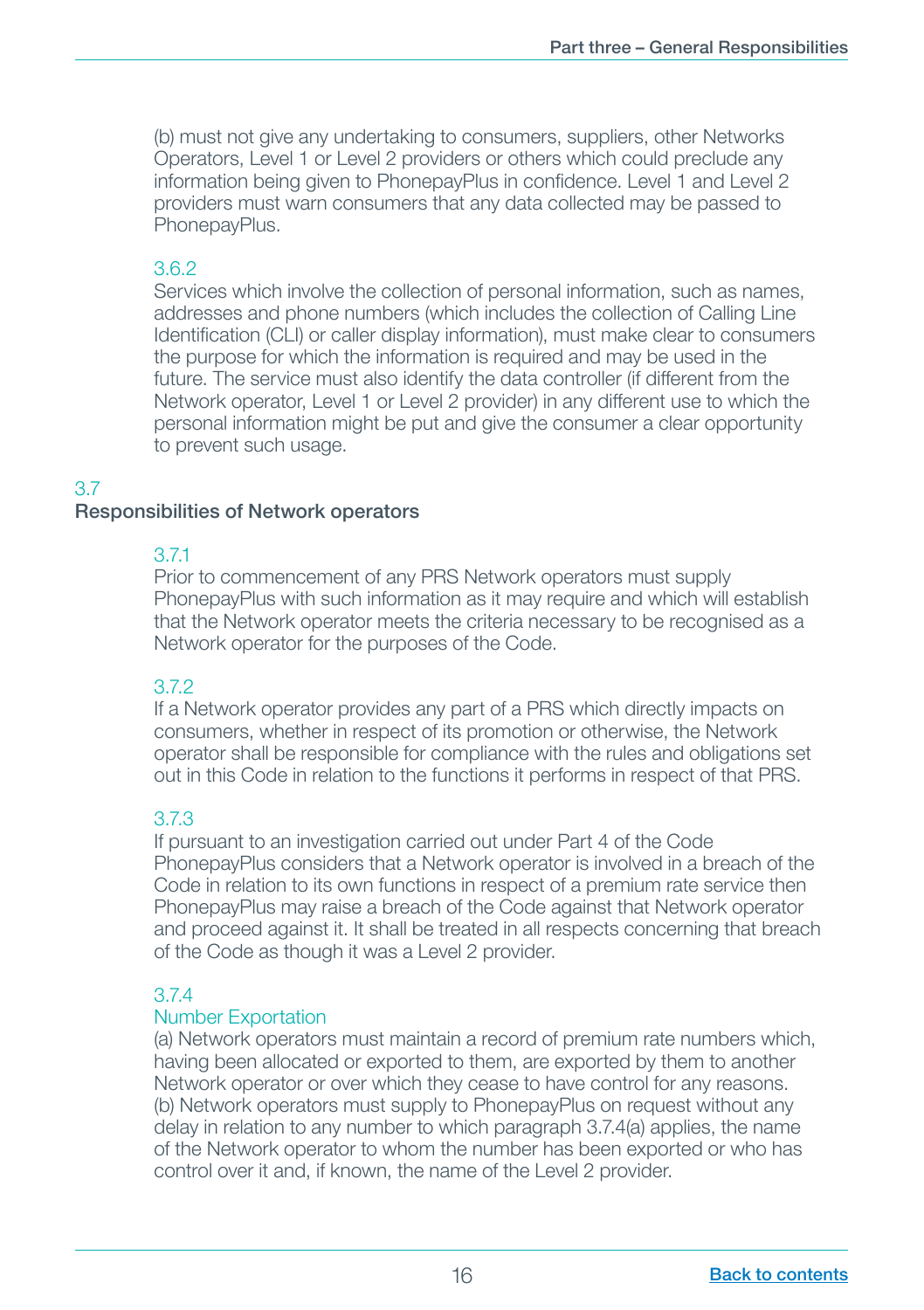(b) must not give any undertaking to consumers, suppliers, other Networks Operators, Level 1 or Level 2 providers or others which could preclude any information being given to PhonepayPlus in confidence. Level 1 and Level 2 providers must warn consumers that any data collected may be passed to PhonepayPlus.

3.6.2
Services which involve the collection of personal information, such as names, addresses and phone numbers (which includes the collection of Calling Line Identification (CLI) or caller display information), must make clear to consumers the purpose for which the information is required and may be used in the future. The service must also identify the data controller (if different from the Network operator, Level 1 or Level 2 provider) in any different use to which the personal information might be put and give the consumer a clear opportunity to prevent such usage.

## 3.7 Responsibilities of Network operators

3.7.1
Prior to commencement of any PRS Network operators must supply PhonepayPlus with such information as it may require and which will establish that the Network operator meets the criteria necessary to be recognised as a Network operator for the purposes of the Code.

3.7.2
If a Network operator provides any part of a PRS which directly impacts on consumers, whether in respect of its promotion or otherwise, the Network operator shall be responsible for compliance with the rules and obligations set out in this Code in relation to the functions it performs in respect of that PRS.

3.7.3
If pursuant to an investigation carried out under Part 4 of the Code PhonepayPlus considers that a Network operator is involved in a breach of the Code in relation to its own functions in respect of a premium rate service then PhonepayPlus may raise a breach of the Code against that Network operator and proceed against it. It shall be treated in all respects concerning that breach of the Code as though it was a Level 2 provider.

3.7.4
Number Exportation
(a) Network operators must maintain a record of premium rate numbers which, having been allocated or exported to them, are exported by them to another Network operator or over which they cease to have control for any reasons.
(b) Network operators must supply to PhonepayPlus on request without any delay in relation to any number to which paragraph 3.7.4(a) applies, the name of the Network operator to whom the number has been exported or who has control over it and, if known, the name of the Level 2 provider.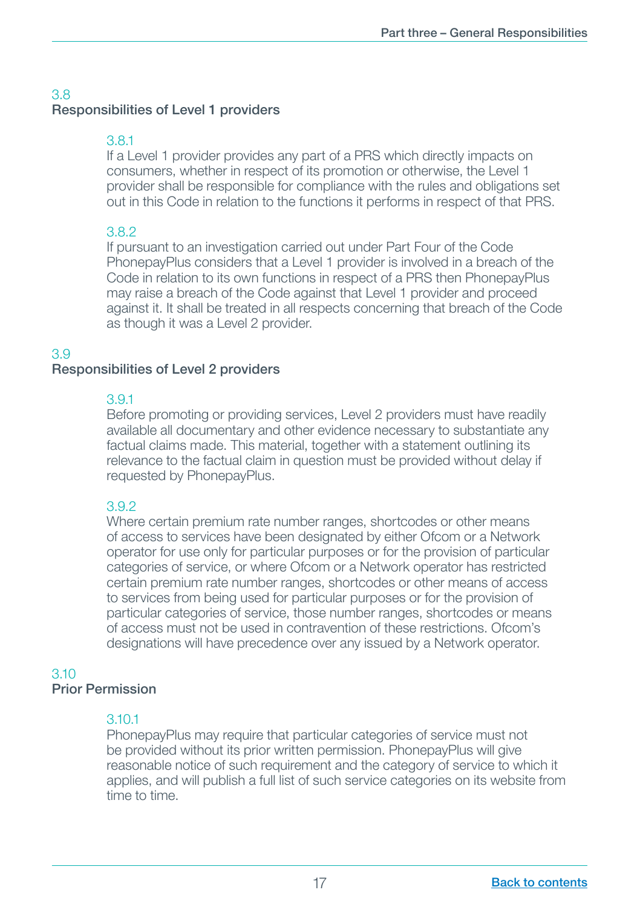## 3.8 Responsibilities of Level 1 providers

### 3.8.1

If a Level 1 provider provides any part of a PRS which directly impacts on consumers, whether in respect of its promotion or otherwise, the Level 1 provider shall be responsible for compliance with the rules and obligations set out in this Code in relation to the functions it performs in respect of that PRS.

### 3.8.2

If pursuant to an investigation carried out under Part Four of the Code PhonepayPlus considers that a Level 1 provider is involved in a breach of the Code in relation to its own functions in respect of a PRS then PhonepayPlus may raise a breach of the Code against that Level 1 provider and proceed against it. It shall be treated in all respects concerning that breach of the Code as though it was a Level 2 provider.

## 3.9 Responsibilities of Level 2 providers

### 3.9.1

Before promoting or providing services, Level 2 providers must have readily available all documentary and other evidence necessary to substantiate any factual claims made. This material, together with a statement outlining its relevance to the factual claim in question must be provided without delay if requested by PhonepayPlus.

### 3.9.2

Where certain premium rate number ranges, shortcodes or other means of access to services have been designated by either Ofcom or a Network operator for use only for particular purposes or for the provision of particular categories of service, or where Ofcom or a Network operator has restricted certain premium rate number ranges, shortcodes or other means of access to services from being used for particular purposes or for the provision of particular categories of service, those number ranges, shortcodes or means of access must not be used in contravention of these restrictions. Ofcom's designations will have precedence over any issued by a Network operator.

## 3.10 Prior Permission

### 3.10.1

PhonepayPlus may require that particular categories of service must not be provided without its prior written permission. PhonepayPlus will give reasonable notice of such requirement and the category of service to which it applies, and will publish a full list of such service categories on its website from time to time.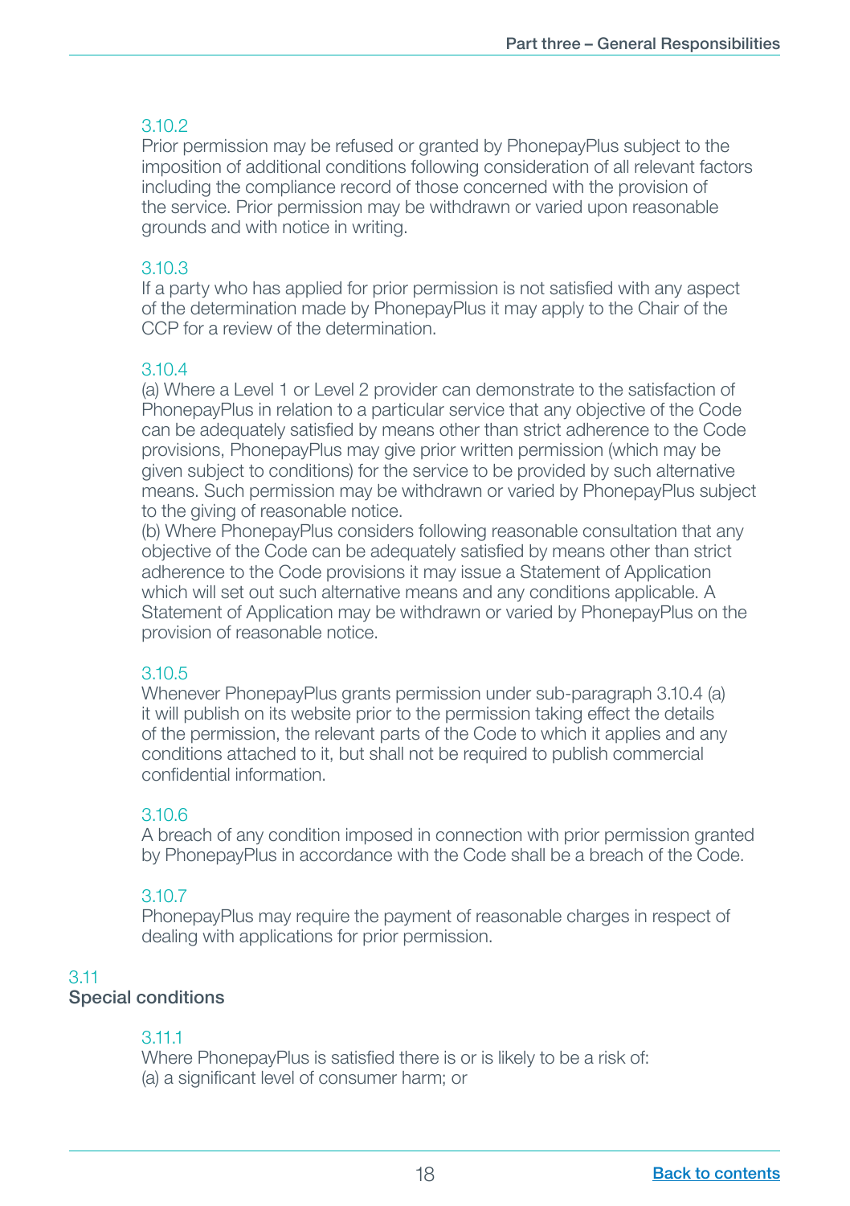3.10.2
Prior permission may be refused or granted by PhonepayPlus subject to the imposition of additional conditions following consideration of all relevant factors including the compliance record of those concerned with the provision of the service. Prior permission may be withdrawn or varied upon reasonable grounds and with notice in writing.

3.10.3
If a party who has applied for prior permission is not satisfied with any aspect of the determination made by PhonepayPlus it may apply to the Chair of the CCP for a review of the determination.

3.10.4
(a) Where a Level 1 or Level 2 provider can demonstrate to the satisfaction of PhonepayPlus in relation to a particular service that any objective of the Code can be adequately satisfied by means other than strict adherence to the Code provisions, PhonepayPlus may give prior written permission (which may be given subject to conditions) for the service to be provided by such alternative means. Such permission may be withdrawn or varied by PhonepayPlus subject to the giving of reasonable notice.
(b) Where PhonepayPlus considers following reasonable consultation that any objective of the Code can be adequately satisfied by means other than strict adherence to the Code provisions it may issue a Statement of Application which will set out such alternative means and any conditions applicable. A Statement of Application may be withdrawn or varied by PhonepayPlus on the provision of reasonable notice.

3.10.5
Whenever PhonepayPlus grants permission under sub-paragraph 3.10.4 (a) it will publish on its website prior to the permission taking effect the details of the permission, the relevant parts of the Code to which it applies and any conditions attached to it, but shall not be required to publish commercial confidential information.

3.10.6
A breach of any condition imposed in connection with prior permission granted by PhonepayPlus in accordance with the Code shall be a breach of the Code.

3.10.7
PhonepayPlus may require the payment of reasonable charges in respect of dealing with applications for prior permission.

## 3.11
## Special conditions

3.11.1
Where PhonepayPlus is satisfied there is or is likely to be a risk of:
(a) a significant level of consumer harm; or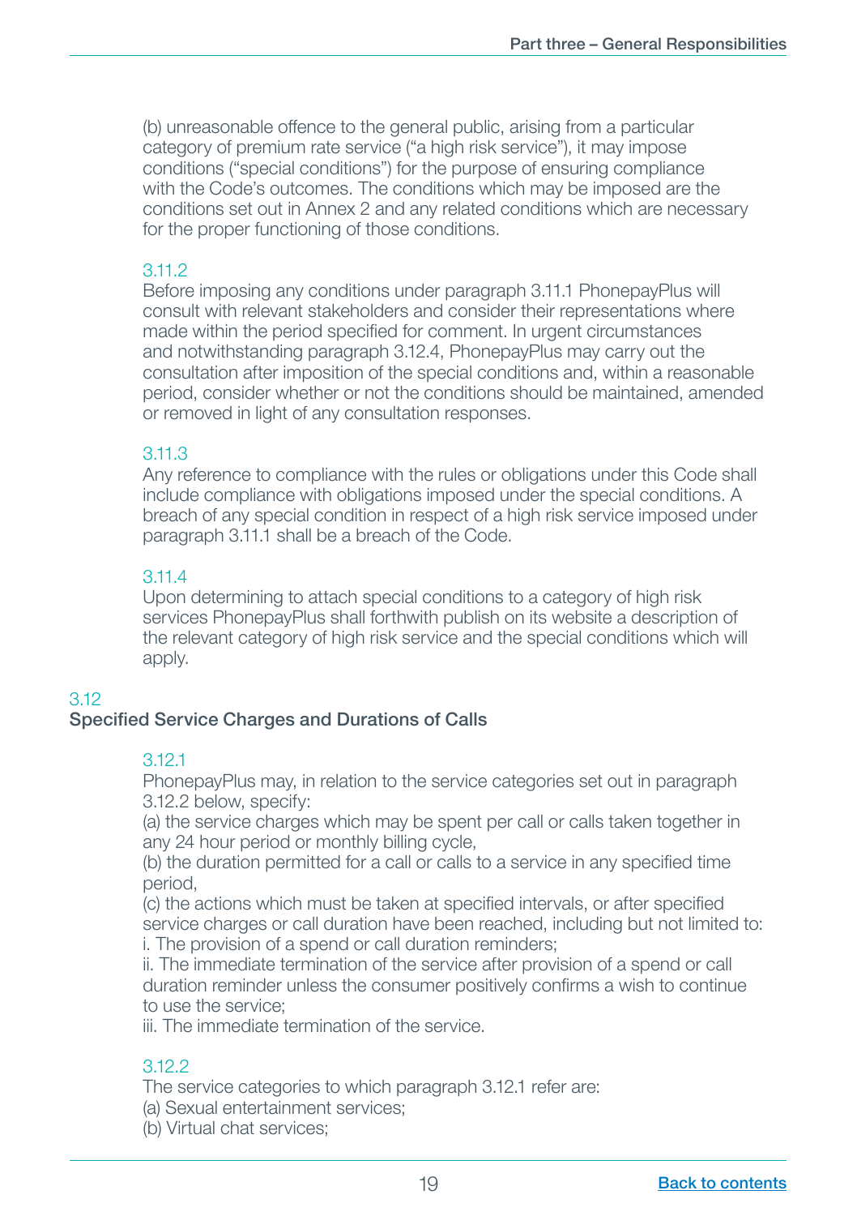(b) unreasonable offence to the general public, arising from a particular category of premium rate service ("a high risk service"), it may impose conditions ("special conditions") for the purpose of ensuring compliance with the Code's outcomes. The conditions which may be imposed are the conditions set out in Annex 2 and any related conditions which are necessary for the proper functioning of those conditions.

3.11.2
Before imposing any conditions under paragraph 3.11.1 PhonepayPlus will consult with relevant stakeholders and consider their representations where made within the period specified for comment. In urgent circumstances and notwithstanding paragraph 3.12.4, PhonepayPlus may carry out the consultation after imposition of the special conditions and, within a reasonable period, consider whether or not the conditions should be maintained, amended or removed in light of any consultation responses.

3.11.3
Any reference to compliance with the rules or obligations under this Code shall include compliance with obligations imposed under the special conditions. A breach of any special condition in respect of a high risk service imposed under paragraph 3.11.1 shall be a breach of the Code.

3.11.4
Upon determining to attach special conditions to a category of high risk services PhonepayPlus shall forthwith publish on its website a description of the relevant category of high risk service and the special conditions which will apply.

## 3.12 Specified Service Charges and Durations of Calls

3.12.1
PhonepayPlus may, in relation to the service categories set out in paragraph 3.12.2 below, specify:
(a) the service charges which may be spent per call or calls taken together in any 24 hour period or monthly billing cycle,
(b) the duration permitted for a call or calls to a service in any specified time period,
(c) the actions which must be taken at specified intervals, or after specified service charges or call duration have been reached, including but not limited to:
i. The provision of a spend or call duration reminders;
ii. The immediate termination of the service after provision of a spend or call duration reminder unless the consumer positively confirms a wish to continue to use the service;
iii. The immediate termination of the service.

3.12.2
The service categories to which paragraph 3.12.1 refer are:
(a) Sexual entertainment services;
(b) Virtual chat services;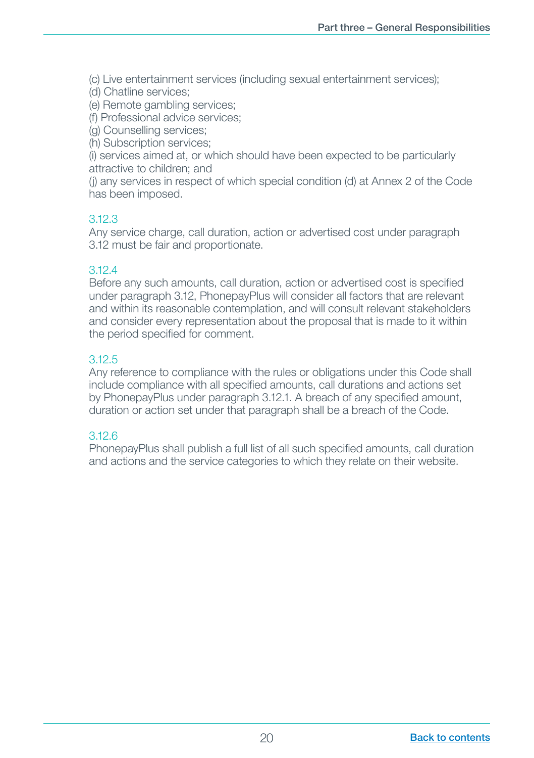(c) Live entertainment services (including sexual entertainment services);
(d) Chatline services;
(e) Remote gambling services;
(f) Professional advice services;
(g) Counselling services;
(h) Subscription services;
(i) services aimed at, or which should have been expected to be particularly attractive to children; and
(j) any services in respect of which special condition (d) at Annex 2 of the Code has been imposed.

#### 3.12.3

Any service charge, call duration, action or advertised cost under paragraph 3.12 must be fair and proportionate.

#### 3.12.4

Before any such amounts, call duration, action or advertised cost is specified under paragraph 3.12, PhonepayPlus will consider all factors that are relevant and within its reasonable contemplation, and will consult relevant stakeholders and consider every representation about the proposal that is made to it within the period specified for comment.

#### 3.12.5

Any reference to compliance with the rules or obligations under this Code shall include compliance with all specified amounts, call durations and actions set by PhonepayPlus under paragraph 3.12.1. A breach of any specified amount, duration or action set under that paragraph shall be a breach of the Code.

#### 3.12.6

PhonepayPlus shall publish a full list of all such specified amounts, call duration and actions and the service categories to which they relate on their website.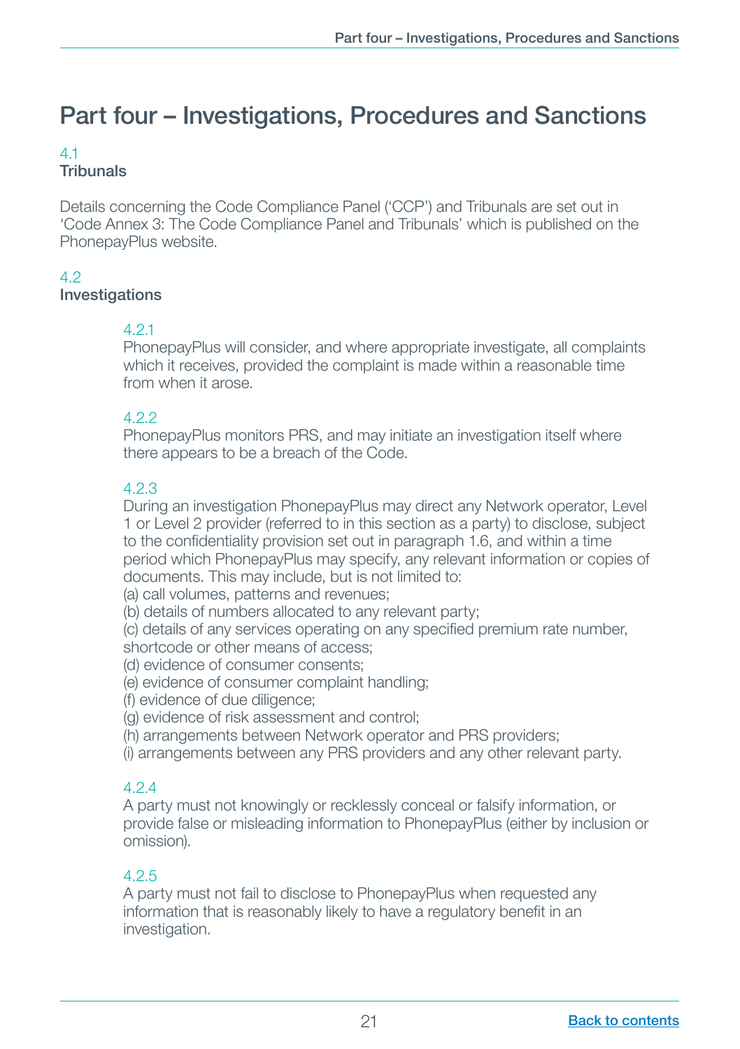# Part four – Investigations, Procedures and Sanctions

## 4.1
### Tribunals

Details concerning the Code Compliance Panel ('CCP') and Tribunals are set out in 'Code Annex 3: The Code Compliance Panel and Tribunals' which is published on the PhonepayPlus website.

## 4.2
### Investigations

**4.2.1**
PhonepayPlus will consider, and where appropriate investigate, all complaints which it receives, provided the complaint is made within a reasonable time from when it arose.

**4.2.2**
PhonepayPlus monitors PRS, and may initiate an investigation itself where there appears to be a breach of the Code.

**4.2.3**
During an investigation PhonepayPlus may direct any Network operator, Level 1 or Level 2 provider (referred to in this section as a party) to disclose, subject to the confidentiality provision set out in paragraph 1.6, and within a time period which PhonepayPlus may specify, any relevant information or copies of documents. This may include, but is not limited to:
(a) call volumes, patterns and revenues;
(b) details of numbers allocated to any relevant party;
(c) details of any services operating on any specified premium rate number, shortcode or other means of access;
(d) evidence of consumer consents;
(e) evidence of consumer complaint handling;
(f) evidence of due diligence;
(g) evidence of risk assessment and control;
(h) arrangements between Network operator and PRS providers;
(i) arrangements between any PRS providers and any other relevant party.

**4.2.4**
A party must not knowingly or recklessly conceal or falsify information, or provide false or misleading information to PhonepayPlus (either by inclusion or omission).

**4.2.5**
A party must not fail to disclose to PhonepayPlus when requested any information that is reasonably likely to have a regulatory benefit in an investigation.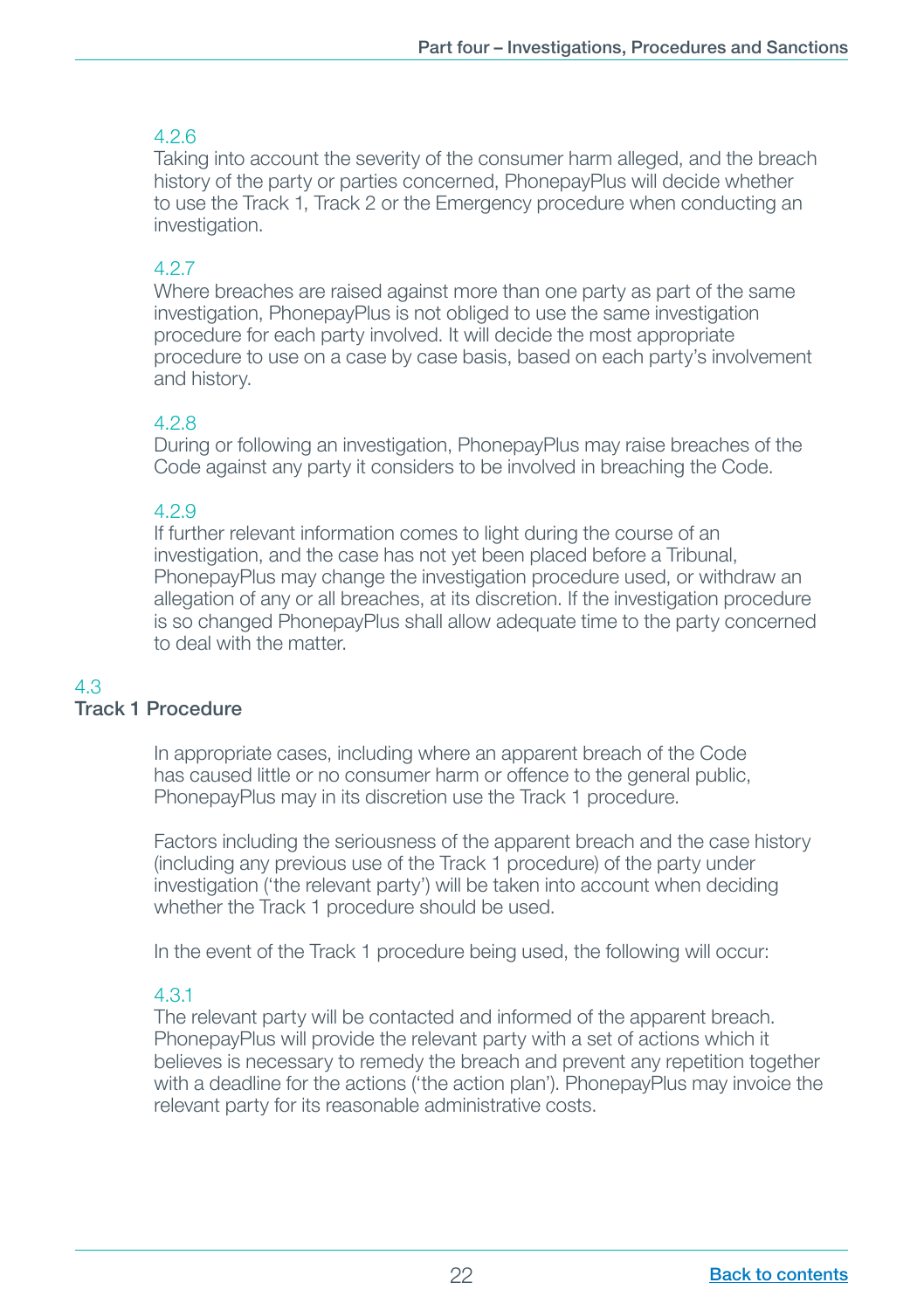4.2.6

Taking into account the severity of the consumer harm alleged, and the breach history of the party or parties concerned, PhonepayPlus will decide whether to use the Track 1, Track 2 or the Emergency procedure when conducting an investigation.

4.2.7

Where breaches are raised against more than one party as part of the same investigation, PhonepayPlus is not obliged to use the same investigation procedure for each party involved. It will decide the most appropriate procedure to use on a case by case basis, based on each party's involvement and history.

4.2.8

During or following an investigation, PhonepayPlus may raise breaches of the Code against any party it considers to be involved in breaching the Code.

4.2.9

If further relevant information comes to light during the course of an investigation, and the case has not yet been placed before a Tribunal, PhonepayPlus may change the investigation procedure used, or withdraw an allegation of any or all breaches, at its discretion. If the investigation procedure is so changed PhonepayPlus shall allow adequate time to the party concerned to deal with the matter.

## 4.3 Track 1 Procedure

In appropriate cases, including where an apparent breach of the Code has caused little or no consumer harm or offence to the general public, PhonepayPlus may in its discretion use the Track 1 procedure.

Factors including the seriousness of the apparent breach and the case history (including any previous use of the Track 1 procedure) of the party under investigation ('the relevant party') will be taken into account when deciding whether the Track 1 procedure should be used.

In the event of the Track 1 procedure being used, the following will occur:

4.3.1

The relevant party will be contacted and informed of the apparent breach. PhonepayPlus will provide the relevant party with a set of actions which it believes is necessary to remedy the breach and prevent any repetition together with a deadline for the actions ('the action plan'). PhonepayPlus may invoice the relevant party for its reasonable administrative costs.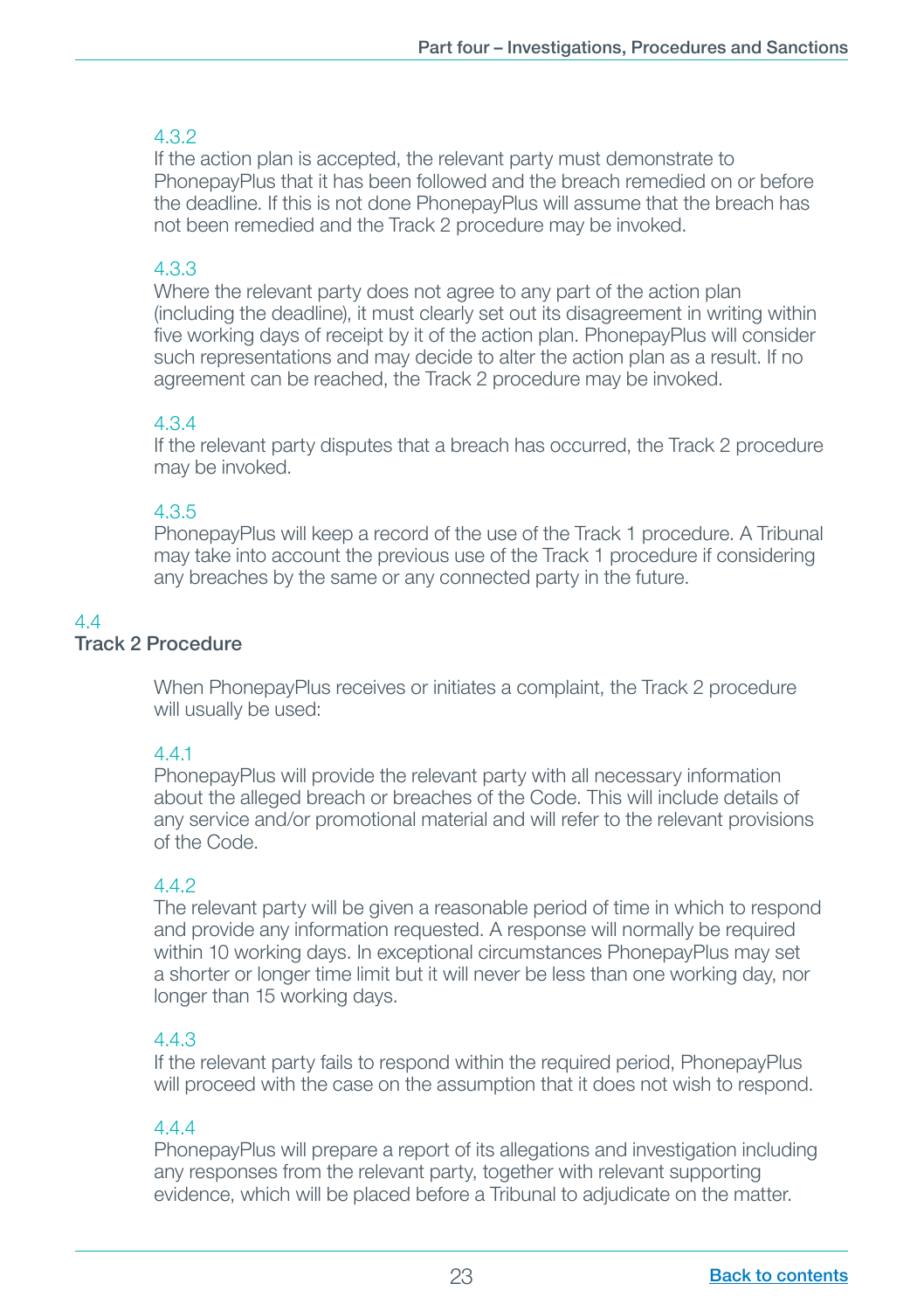4.3.2
If the action plan is accepted, the relevant party must demonstrate to PhonepayPlus that it has been followed and the breach remedied on or before the deadline. If this is not done PhonepayPlus will assume that the breach has not been remedied and the Track 2 procedure may be invoked.

4.3.3
Where the relevant party does not agree to any part of the action plan (including the deadline), it must clearly set out its disagreement in writing within five working days of receipt by it of the action plan. PhonepayPlus will consider such representations and may decide to alter the action plan as a result. If no agreement can be reached, the Track 2 procedure may be invoked.

4.3.4
If the relevant party disputes that a breach has occurred, the Track 2 procedure may be invoked.

4.3.5
PhonepayPlus will keep a record of the use of the Track 1 procedure. A Tribunal may take into account the previous use of the Track 1 procedure if considering any breaches by the same or any connected party in the future.

## 4.4 Track 2 Procedure

When PhonepayPlus receives or initiates a complaint, the Track 2 procedure will usually be used:

4.4.1
PhonepayPlus will provide the relevant party with all necessary information about the alleged breach or breaches of the Code. This will include details of any service and/or promotional material and will refer to the relevant provisions of the Code.

4.4.2
The relevant party will be given a reasonable period of time in which to respond and provide any information requested. A response will normally be required within 10 working days. In exceptional circumstances PhonepayPlus may set a shorter or longer time limit but it will never be less than one working day, nor longer than 15 working days.

4.4.3
If the relevant party fails to respond within the required period, PhonepayPlus will proceed with the case on the assumption that it does not wish to respond.

4.4.4
PhonepayPlus will prepare a report of its allegations and investigation including any responses from the relevant party, together with relevant supporting evidence, which will be placed before a Tribunal to adjudicate on the matter.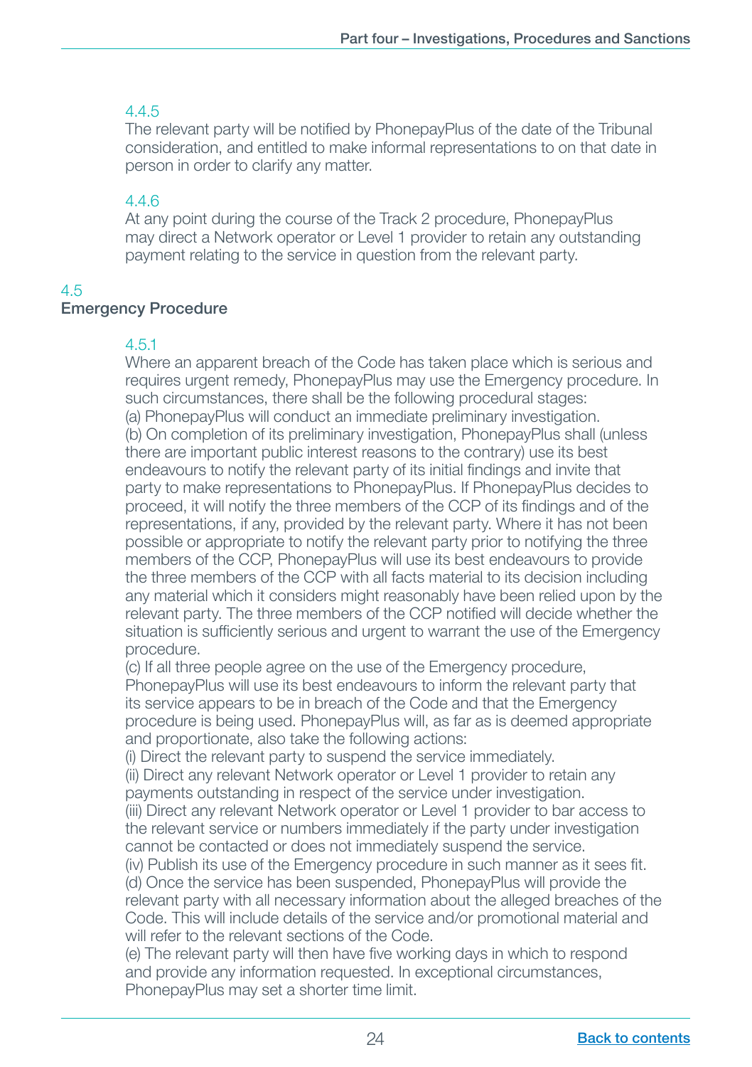4.4.5

The relevant party will be notified by PhonepayPlus of the date of the Tribunal consideration, and entitled to make informal representations to on that date in person in order to clarify any matter.

4.4.6

At any point during the course of the Track 2 procedure, PhonepayPlus may direct a Network operator or Level 1 provider to retain any outstanding payment relating to the service in question from the relevant party.

## 4.5
## Emergency Procedure

4.5.1

Where an apparent breach of the Code has taken place which is serious and requires urgent remedy, PhonepayPlus may use the Emergency procedure. In such circumstances, there shall be the following procedural stages:

(a) PhonepayPlus will conduct an immediate preliminary investigation.

(b) On completion of its preliminary investigation, PhonepayPlus shall (unless there are important public interest reasons to the contrary) use its best endeavours to notify the relevant party of its initial findings and invite that party to make representations to PhonepayPlus. If PhonepayPlus decides to proceed, it will notify the three members of the CCP of its findings and of the representations, if any, provided by the relevant party. Where it has not been possible or appropriate to notify the relevant party prior to notifying the three members of the CCP, PhonepayPlus will use its best endeavours to provide the three members of the CCP with all facts material to its decision including any material which it considers might reasonably have been relied upon by the relevant party. The three members of the CCP notified will decide whether the situation is sufficiently serious and urgent to warrant the use of the Emergency procedure.

(c) If all three people agree on the use of the Emergency procedure, PhonepayPlus will use its best endeavours to inform the relevant party that its service appears to be in breach of the Code and that the Emergency procedure is being used. PhonepayPlus will, as far as is deemed appropriate and proportionate, also take the following actions:

(i) Direct the relevant party to suspend the service immediately.

(ii) Direct any relevant Network operator or Level 1 provider to retain any payments outstanding in respect of the service under investigation.

(iii) Direct any relevant Network operator or Level 1 provider to bar access to the relevant service or numbers immediately if the party under investigation cannot be contacted or does not immediately suspend the service.

(iv) Publish its use of the Emergency procedure in such manner as it sees fit.

(d) Once the service has been suspended, PhonepayPlus will provide the relevant party with all necessary information about the alleged breaches of the Code. This will include details of the service and/or promotional material and will refer to the relevant sections of the Code.

(e) The relevant party will then have five working days in which to respond and provide any information requested. In exceptional circumstances, PhonepayPlus may set a shorter time limit.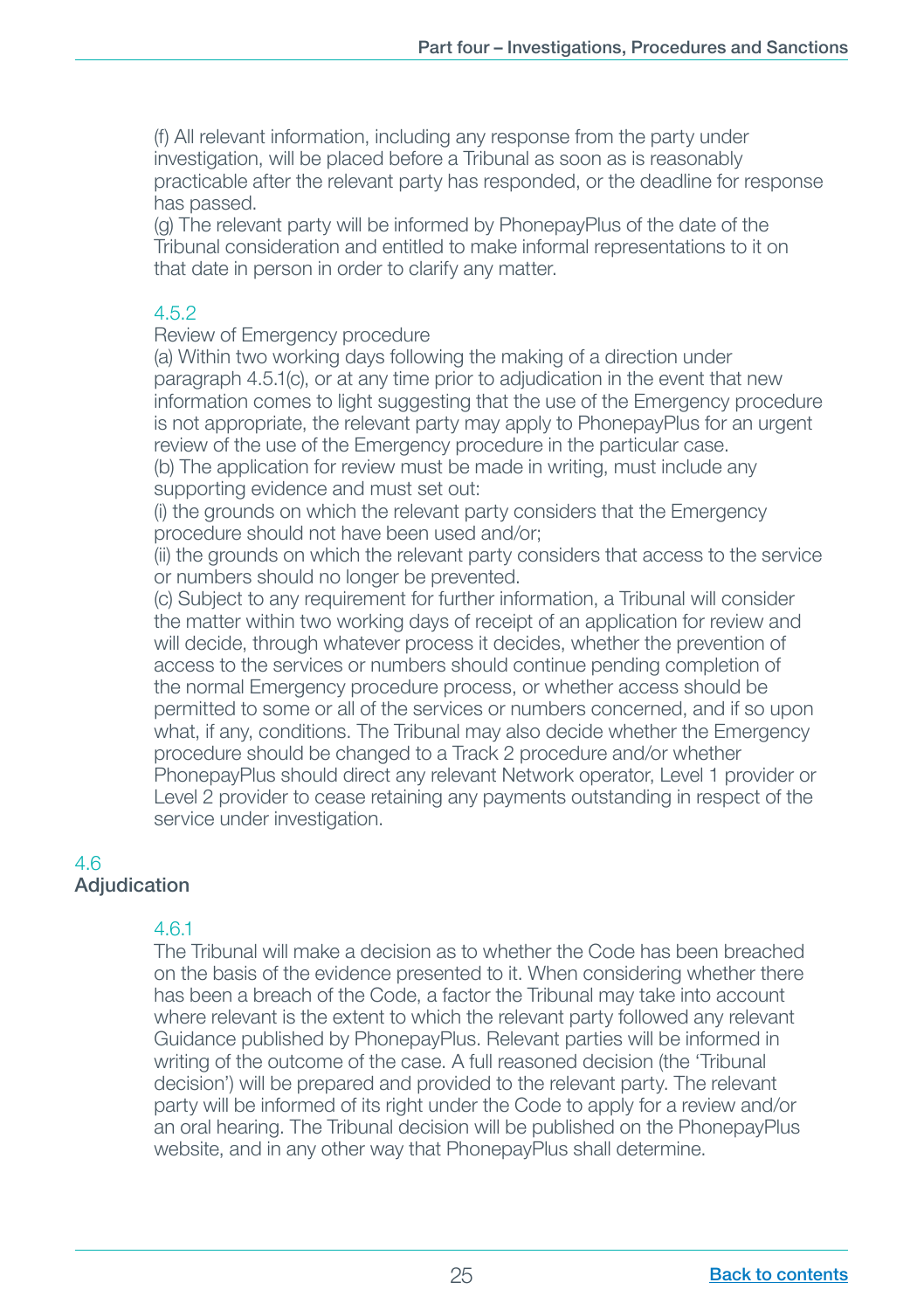(f) All relevant information, including any response from the party under investigation, will be placed before a Tribunal as soon as is reasonably practicable after the relevant party has responded, or the deadline for response has passed.

(g) The relevant party will be informed by PhonepayPlus of the date of the Tribunal consideration and entitled to make informal representations to it on that date in person in order to clarify any matter.

#### 4.5.2

Review of Emergency procedure

(a) Within two working days following the making of a direction under paragraph 4.5.1(c), or at any time prior to adjudication in the event that new information comes to light suggesting that the use of the Emergency procedure is not appropriate, the relevant party may apply to PhonepayPlus for an urgent review of the use of the Emergency procedure in the particular case.

(b) The application for review must be made in writing, must include any supporting evidence and must set out:

(i) the grounds on which the relevant party considers that the Emergency procedure should not have been used and/or;

(ii) the grounds on which the relevant party considers that access to the service or numbers should no longer be prevented.

(c) Subject to any requirement for further information, a Tribunal will consider the matter within two working days of receipt of an application for review and will decide, through whatever process it decides, whether the prevention of access to the services or numbers should continue pending completion of the normal Emergency procedure process, or whether access should be permitted to some or all of the services or numbers concerned, and if so upon what, if any, conditions. The Tribunal may also decide whether the Emergency procedure should be changed to a Track 2 procedure and/or whether PhonepayPlus should direct any relevant Network operator, Level 1 provider or Level 2 provider to cease retaining any payments outstanding in respect of the service under investigation.

## 4.6 Adjudication

#### 4.6.1

The Tribunal will make a decision as to whether the Code has been breached on the basis of the evidence presented to it. When considering whether there has been a breach of the Code, a factor the Tribunal may take into account where relevant is the extent to which the relevant party followed any relevant Guidance published by PhonepayPlus. Relevant parties will be informed in writing of the outcome of the case. A full reasoned decision (the 'Tribunal decision') will be prepared and provided to the relevant party. The relevant party will be informed of its right under the Code to apply for a review and/or an oral hearing. The Tribunal decision will be published on the PhonepayPlus website, and in any other way that PhonepayPlus shall determine.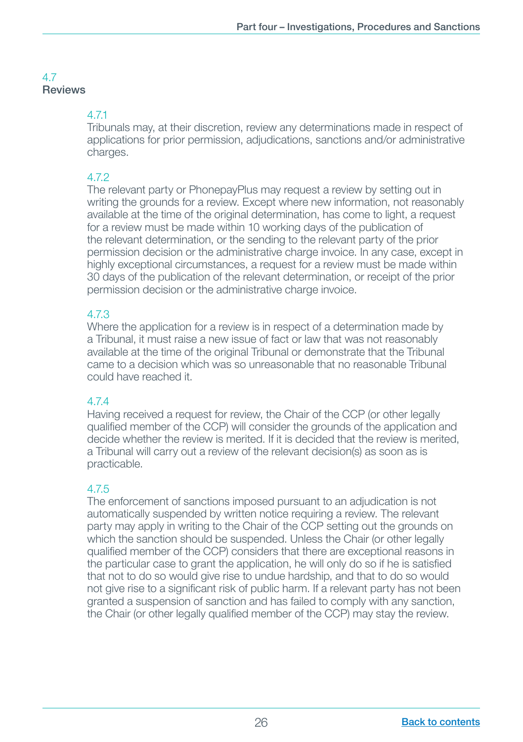## 4.7 Reviews

**4.7.1**
Tribunals may, at their discretion, review any determinations made in respect of applications for prior permission, adjudications, sanctions and/or administrative charges.

**4.7.2**
The relevant party or PhonepayPlus may request a review by setting out in writing the grounds for a review. Except where new information, not reasonably available at the time of the original determination, has come to light, a request for a review must be made within 10 working days of the publication of the relevant determination, or the sending to the relevant party of the prior permission decision or the administrative charge invoice. In any case, except in highly exceptional circumstances, a request for a review must be made within 30 days of the publication of the relevant determination, or receipt of the prior permission decision or the administrative charge invoice.

**4.7.3**
Where the application for a review is in respect of a determination made by a Tribunal, it must raise a new issue of fact or law that was not reasonably available at the time of the original Tribunal or demonstrate that the Tribunal came to a decision which was so unreasonable that no reasonable Tribunal could have reached it.

**4.7.4**
Having received a request for review, the Chair of the CCP (or other legally qualified member of the CCP) will consider the grounds of the application and decide whether the review is merited. If it is decided that the review is merited, a Tribunal will carry out a review of the relevant decision(s) as soon as is practicable.

**4.7.5**
The enforcement of sanctions imposed pursuant to an adjudication is not automatically suspended by written notice requiring a review. The relevant party may apply in writing to the Chair of the CCP setting out the grounds on which the sanction should be suspended. Unless the Chair (or other legally qualified member of the CCP) considers that there are exceptional reasons in the particular case to grant the application, he will only do so if he is satisfied that not to do so would give rise to undue hardship, and that to do so would not give rise to a significant risk of public harm. If a relevant party has not been granted a suspension of sanction and has failed to comply with any sanction, the Chair (or other legally qualified member of the CCP) may stay the review.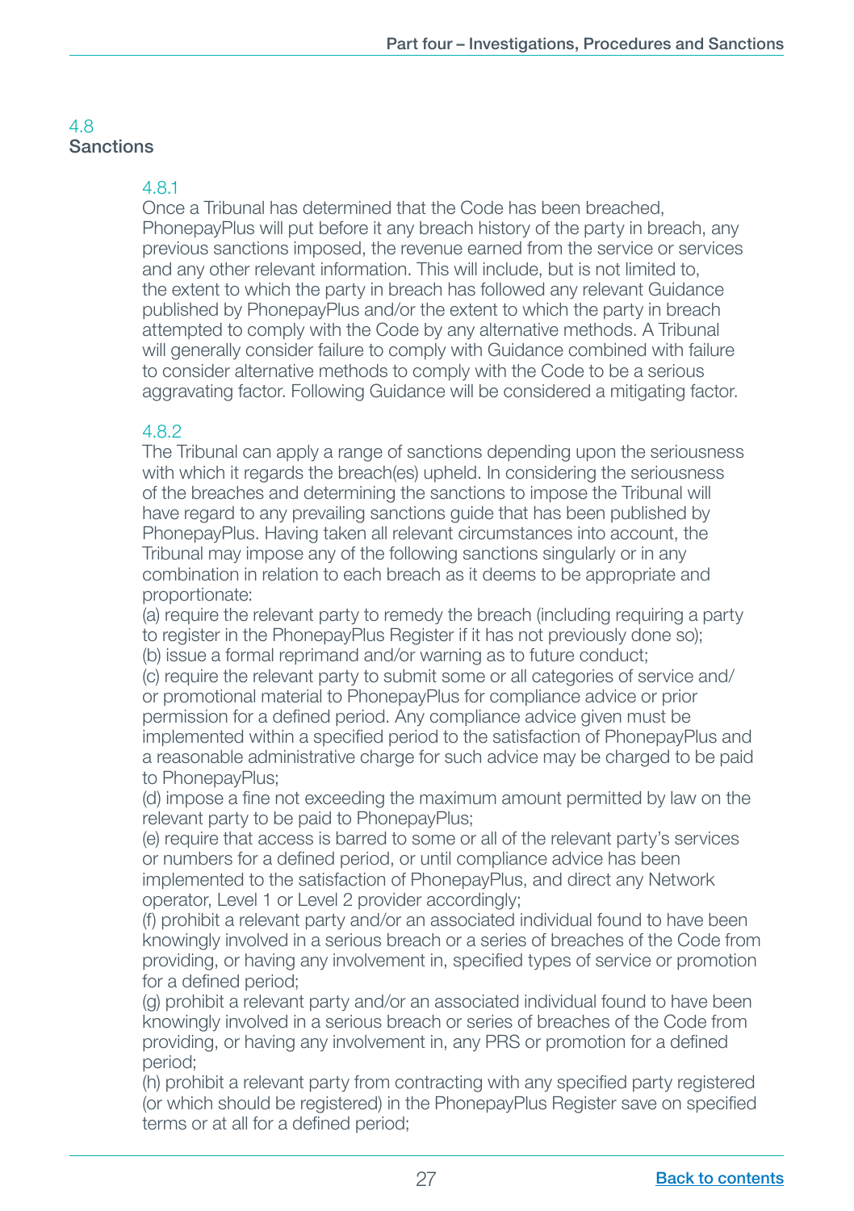## 4.8 Sanctions

### 4.8.1

Once a Tribunal has determined that the Code has been breached, PhonepayPlus will put before it any breach history of the party in breach, any previous sanctions imposed, the revenue earned from the service or services and any other relevant information. This will include, but is not limited to, the extent to which the party in breach has followed any relevant Guidance published by PhonepayPlus and/or the extent to which the party in breach attempted to comply with the Code by any alternative methods. A Tribunal will generally consider failure to comply with Guidance combined with failure to consider alternative methods to comply with the Code to be a serious aggravating factor. Following Guidance will be considered a mitigating factor.

### 4.8.2

The Tribunal can apply a range of sanctions depending upon the seriousness with which it regards the breach(es) upheld. In considering the seriousness of the breaches and determining the sanctions to impose the Tribunal will have regard to any prevailing sanctions guide that has been published by PhonepayPlus. Having taken all relevant circumstances into account, the Tribunal may impose any of the following sanctions singularly or in any combination in relation to each breach as it deems to be appropriate and proportionate:

(a) require the relevant party to remedy the breach (including requiring a party to register in the PhonepayPlus Register if it has not previously done so);
(b) issue a formal reprimand and/or warning as to future conduct;
(c) require the relevant party to submit some or all categories of service and/or promotional material to PhonepayPlus for compliance advice or prior permission for a defined period. Any compliance advice given must be implemented within a specified period to the satisfaction of PhonepayPlus and a reasonable administrative charge for such advice may be charged to be paid to PhonepayPlus;
(d) impose a fine not exceeding the maximum amount permitted by law on the relevant party to be paid to PhonepayPlus;
(e) require that access is barred to some or all of the relevant party's services or numbers for a defined period, or until compliance advice has been implemented to the satisfaction of PhonepayPlus, and direct any Network operator, Level 1 or Level 2 provider accordingly;
(f) prohibit a relevant party and/or an associated individual found to have been knowingly involved in a serious breach or a series of breaches of the Code from providing, or having any involvement in, specified types of service or promotion for a defined period;
(g) prohibit a relevant party and/or an associated individual found to have been knowingly involved in a serious breach or series of breaches of the Code from providing, or having any involvement in, any PRS or promotion for a defined period;
(h) prohibit a relevant party from contracting with any specified party registered (or which should be registered) in the PhonepayPlus Register save on specified terms or at all for a defined period;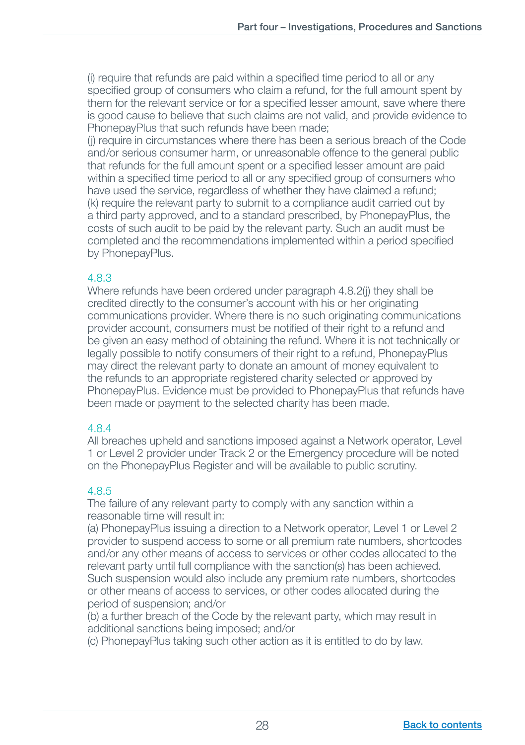(i) require that refunds are paid within a specified time period to all or any specified group of consumers who claim a refund, for the full amount spent by them for the relevant service or for a specified lesser amount, save where there is good cause to believe that such claims are not valid, and provide evidence to PhonepayPlus that such refunds have been made;

(j) require in circumstances where there has been a serious breach of the Code and/or serious consumer harm, or unreasonable offence to the general public that refunds for the full amount spent or a specified lesser amount are paid within a specified time period to all or any specified group of consumers who have used the service, regardless of whether they have claimed a refund;

(k) require the relevant party to submit to a compliance audit carried out by a third party approved, and to a standard prescribed, by PhonepayPlus, the costs of such audit to be paid by the relevant party. Such an audit must be completed and the recommendations implemented within a period specified by PhonepayPlus.

### 4.8.3

Where refunds have been ordered under paragraph 4.8.2(j) they shall be credited directly to the consumer's account with his or her originating communications provider. Where there is no such originating communications provider account, consumers must be notified of their right to a refund and be given an easy method of obtaining the refund. Where it is not technically or legally possible to notify consumers of their right to a refund, PhonepayPlus may direct the relevant party to donate an amount of money equivalent to the refunds to an appropriate registered charity selected or approved by PhonepayPlus. Evidence must be provided to PhonepayPlus that refunds have been made or payment to the selected charity has been made.

### 4.8.4

All breaches upheld and sanctions imposed against a Network operator, Level 1 or Level 2 provider under Track 2 or the Emergency procedure will be noted on the PhonepayPlus Register and will be available to public scrutiny.

### 4.8.5

The failure of any relevant party to comply with any sanction within a reasonable time will result in:

(a) PhonepayPlus issuing a direction to a Network operator, Level 1 or Level 2 provider to suspend access to some or all premium rate numbers, shortcodes and/or any other means of access to services or other codes allocated to the relevant party until full compliance with the sanction(s) has been achieved. Such suspension would also include any premium rate numbers, shortcodes or other means of access to services, or other codes allocated during the period of suspension; and/or

(b) a further breach of the Code by the relevant party, which may result in additional sanctions being imposed; and/or

(c) PhonepayPlus taking such other action as it is entitled to do by law.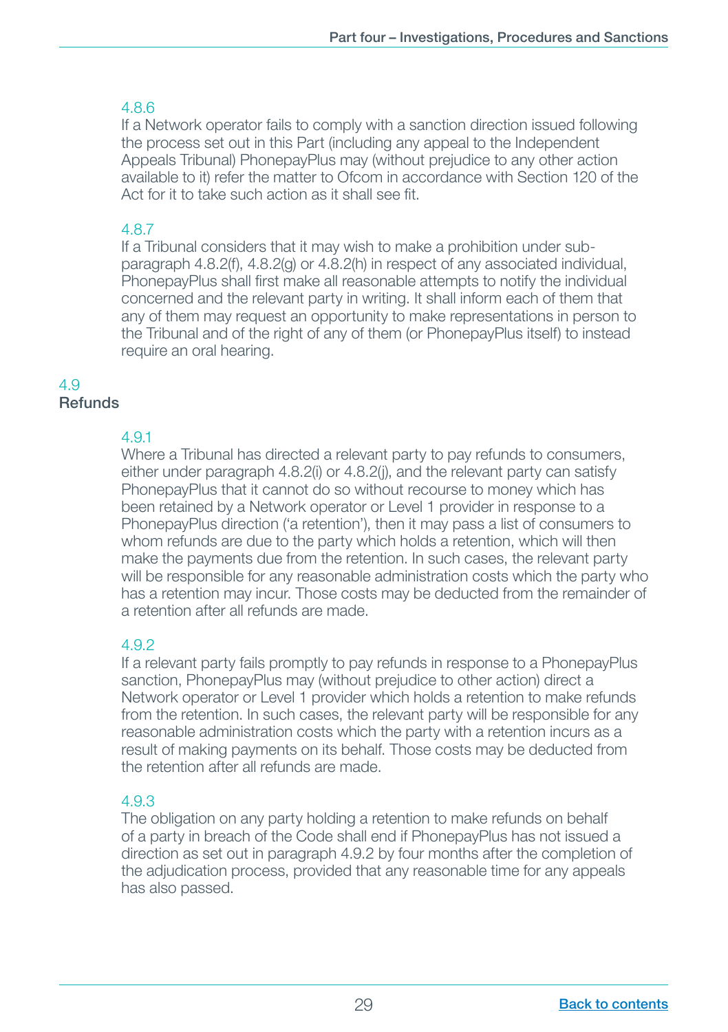#### 4.8.6

If a Network operator fails to comply with a sanction direction issued following the process set out in this Part (including any appeal to the Independent Appeals Tribunal) PhonepayPlus may (without prejudice to any other action available to it) refer the matter to Ofcom in accordance with Section 120 of the Act for it to take such action as it shall see fit.

#### 4.8.7

If a Tribunal considers that it may wish to make a prohibition under sub-paragraph 4.8.2(f), 4.8.2(g) or 4.8.2(h) in respect of any associated individual, PhonepayPlus shall first make all reasonable attempts to notify the individual concerned and the relevant party in writing. It shall inform each of them that any of them may request an opportunity to make representations in person to the Tribunal and of the right of any of them (or PhonepayPlus itself) to instead require an oral hearing.

### 4.9 Refunds

#### 4.9.1

Where a Tribunal has directed a relevant party to pay refunds to consumers, either under paragraph 4.8.2(i) or 4.8.2(j), and the relevant party can satisfy PhonepayPlus that it cannot do so without recourse to money which has been retained by a Network operator or Level 1 provider in response to a PhonepayPlus direction ('a retention'), then it may pass a list of consumers to whom refunds are due to the party which holds a retention, which will then make the payments due from the retention. In such cases, the relevant party will be responsible for any reasonable administration costs which the party who has a retention may incur. Those costs may be deducted from the remainder of a retention after all refunds are made.

#### 4.9.2

If a relevant party fails promptly to pay refunds in response to a PhonepayPlus sanction, PhonepayPlus may (without prejudice to other action) direct a Network operator or Level 1 provider which holds a retention to make refunds from the retention. In such cases, the relevant party will be responsible for any reasonable administration costs which the party with a retention incurs as a result of making payments on its behalf. Those costs may be deducted from the retention after all refunds are made.

#### 4.9.3

The obligation on any party holding a retention to make refunds on behalf of a party in breach of the Code shall end if PhonepayPlus has not issued a direction as set out in paragraph 4.9.2 by four months after the completion of the adjudication process, provided that any reasonable time for any appeals has also passed.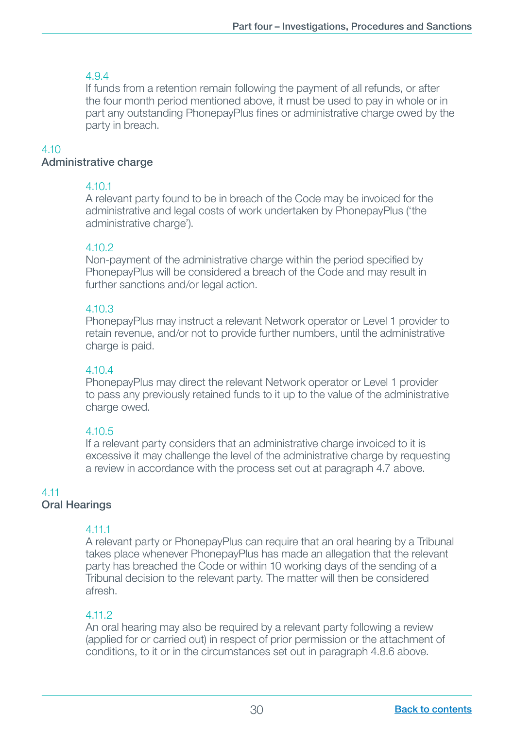4.9.4
If funds from a retention remain following the payment of all refunds, or after the four month period mentioned above, it must be used to pay in whole or in part any outstanding PhonepayPlus fines or administrative charge owed by the party in breach.

## 4.10
## Administrative charge

4.10.1
A relevant party found to be in breach of the Code may be invoiced for the administrative and legal costs of work undertaken by PhonepayPlus ('the administrative charge').

4.10.2
Non-payment of the administrative charge within the period specified by PhonepayPlus will be considered a breach of the Code and may result in further sanctions and/or legal action.

4.10.3
PhonepayPlus may instruct a relevant Network operator or Level 1 provider to retain revenue, and/or not to provide further numbers, until the administrative charge is paid.

4.10.4
PhonepayPlus may direct the relevant Network operator or Level 1 provider to pass any previously retained funds to it up to the value of the administrative charge owed.

4.10.5
If a relevant party considers that an administrative charge invoiced to it is excessive it may challenge the level of the administrative charge by requesting a review in accordance with the process set out at paragraph 4.7 above.

## 4.11
## Oral Hearings

4.11.1
A relevant party or PhonepayPlus can require that an oral hearing by a Tribunal takes place whenever PhonepayPlus has made an allegation that the relevant party has breached the Code or within 10 working days of the sending of a Tribunal decision to the relevant party. The matter will then be considered afresh.

4.11.2
An oral hearing may also be required by a relevant party following a review (applied for or carried out) in respect of prior permission or the attachment of conditions, to it or in the circumstances set out in paragraph 4.8.6 above.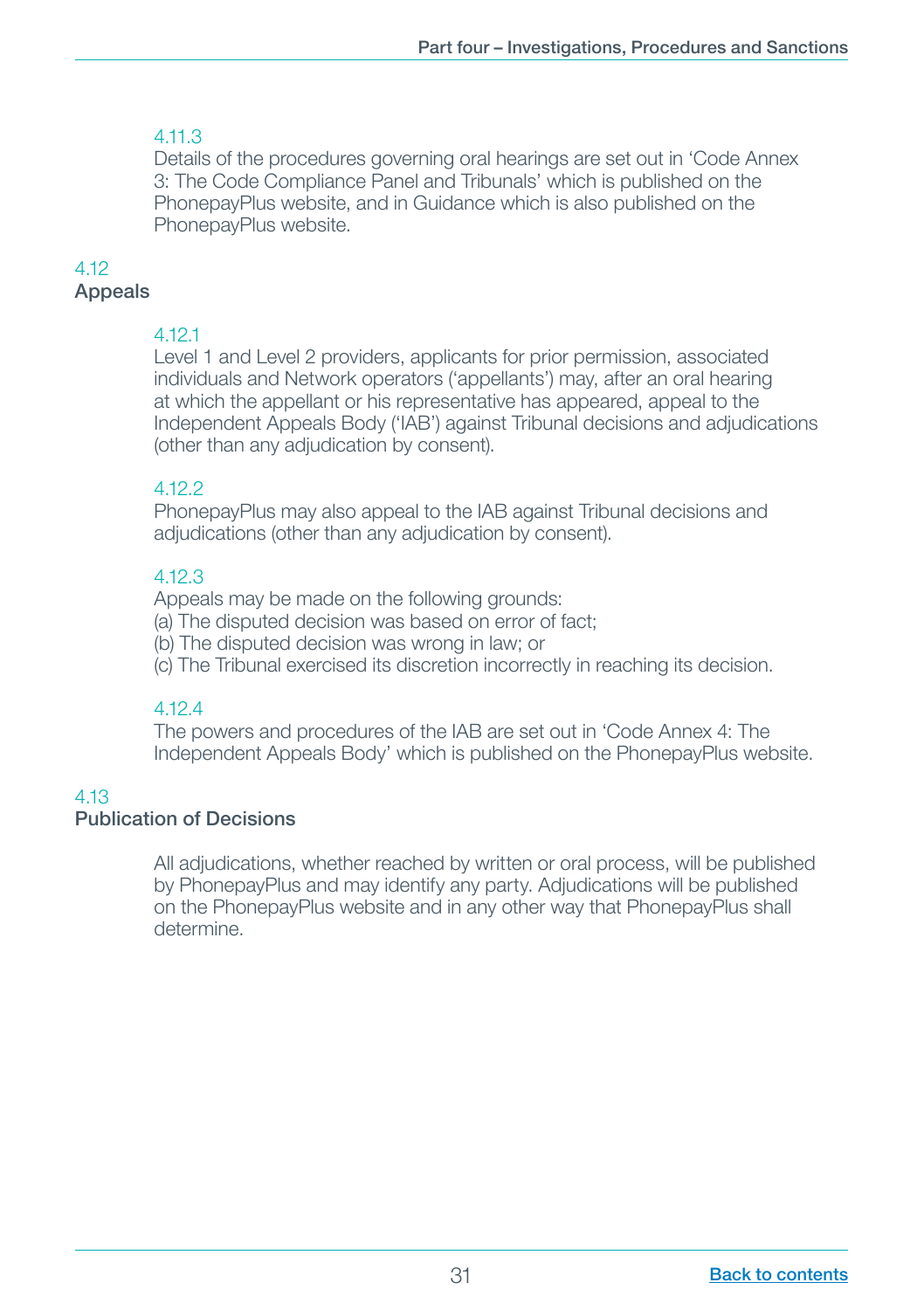4.11.3
Details of the procedures governing oral hearings are set out in 'Code Annex 3: The Code Compliance Panel and Tribunals' which is published on the PhonepayPlus website, and in Guidance which is also published on the PhonepayPlus website.

## 4.12 Appeals

4.12.1
Level 1 and Level 2 providers, applicants for prior permission, associated individuals and Network operators ('appellants') may, after an oral hearing at which the appellant or his representative has appeared, appeal to the Independent Appeals Body ('IAB') against Tribunal decisions and adjudications (other than any adjudication by consent).

4.12.2
PhonepayPlus may also appeal to the IAB against Tribunal decisions and adjudications (other than any adjudication by consent).

4.12.3
Appeals may be made on the following grounds:
(a) The disputed decision was based on error of fact;
(b) The disputed decision was wrong in law; or
(c) The Tribunal exercised its discretion incorrectly in reaching its decision.

4.12.4
The powers and procedures of the IAB are set out in 'Code Annex 4: The Independent Appeals Body' which is published on the PhonepayPlus website.

## 4.13 Publication of Decisions

All adjudications, whether reached by written or oral process, will be published by PhonepayPlus and may identify any party. Adjudications will be published on the PhonepayPlus website and in any other way that PhonepayPlus shall determine.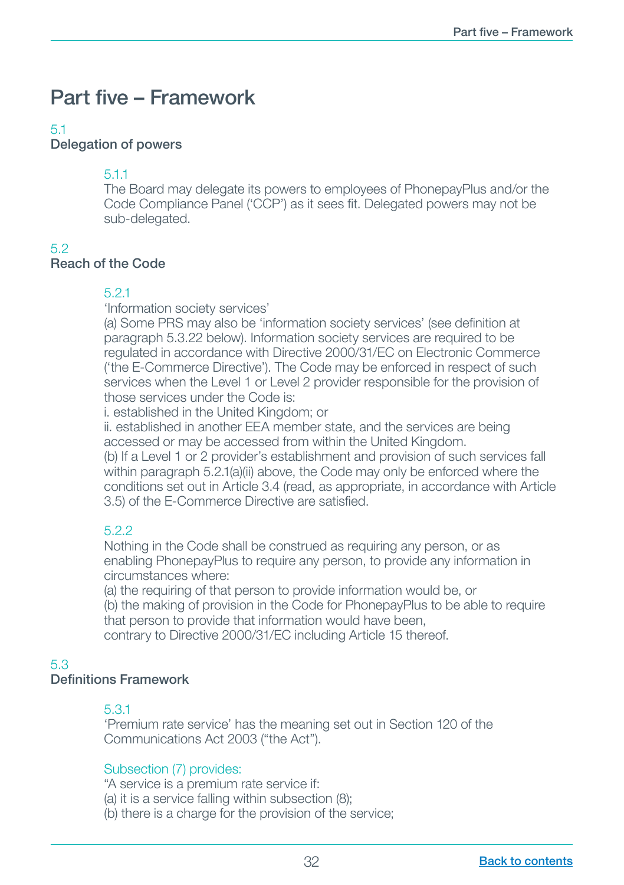# Part five – Framework

## 5.1
## Delegation of powers

### 5.1.1

The Board may delegate its powers to employees of PhonepayPlus and/or the Code Compliance Panel ('CCP') as it sees fit. Delegated powers may not be sub-delegated.

## 5.2
## Reach of the Code

### 5.2.1

'Information society services'

(a) Some PRS may also be 'information society services' (see definition at paragraph 5.3.22 below). Information society services are required to be regulated in accordance with Directive 2000/31/EC on Electronic Commerce ('the E-Commerce Directive'). The Code may be enforced in respect of such services when the Level 1 or Level 2 provider responsible for the provision of those services under the Code is:

i. established in the United Kingdom; or

ii. established in another EEA member state, and the services are being accessed or may be accessed from within the United Kingdom.

(b) If a Level 1 or 2 provider's establishment and provision of such services fall within paragraph 5.2.1(a)(ii) above, the Code may only be enforced where the conditions set out in Article 3.4 (read, as appropriate, in accordance with Article 3.5) of the E-Commerce Directive are satisfied.

### 5.2.2

Nothing in the Code shall be construed as requiring any person, or as enabling PhonepayPlus to require any person, to provide any information in circumstances where:

(a) the requiring of that person to provide information would be, or

(b) the making of provision in the Code for PhonepayPlus to be able to require that person to provide that information would have been,

contrary to Directive 2000/31/EC including Article 15 thereof.

## 5.3
## Definitions Framework

### 5.3.1

'Premium rate service' has the meaning set out in Section 120 of the Communications Act 2003 ("the Act").

Subsection (7) provides:

"A service is a premium rate service if:

(a) it is a service falling within subsection (8);

(b) there is a charge for the provision of the service;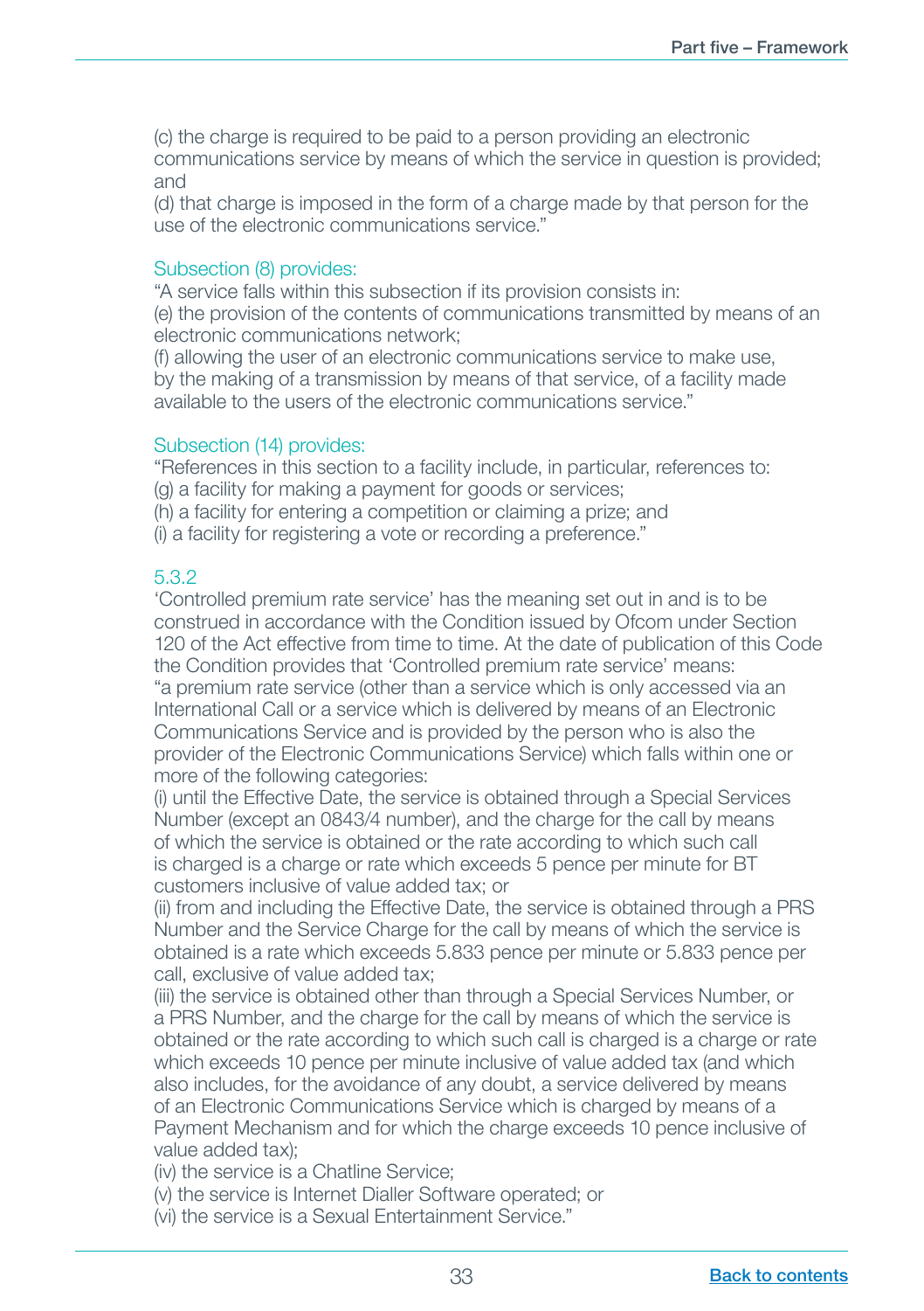(c) the charge is required to be paid to a person providing an electronic communications service by means of which the service in question is provided; and

(d) that charge is imposed in the form of a charge made by that person for the use of the electronic communications service."

Subsection (8) provides:

"A service falls within this subsection if its provision consists in:

(e) the provision of the contents of communications transmitted by means of an electronic communications network;

(f) allowing the user of an electronic communications service to make use, by the making of a transmission by means of that service, of a facility made available to the users of the electronic communications service."

Subsection (14) provides:

"References in this section to a facility include, in particular, references to:

(g) a facility for making a payment for goods or services;

(h) a facility for entering a competition or claiming a prize; and

(i) a facility for registering a vote or recording a preference."

5.3.2

'Controlled premium rate service' has the meaning set out in and is to be construed in accordance with the Condition issued by Ofcom under Section 120 of the Act effective from time to time. At the date of publication of this Code the Condition provides that 'Controlled premium rate service' means:

"a premium rate service (other than a service which is only accessed via an International Call or a service which is delivered by means of an Electronic Communications Service and is provided by the person who is also the provider of the Electronic Communications Service) which falls within one or more of the following categories:

(i) until the Effective Date, the service is obtained through a Special Services Number (except an 0843/4 number), and the charge for the call by means of which the service is obtained or the rate according to which such call is charged is a charge or rate which exceeds 5 pence per minute for BT customers inclusive of value added tax; or

(ii) from and including the Effective Date, the service is obtained through a PRS Number and the Service Charge for the call by means of which the service is obtained is a rate which exceeds 5.833 pence per minute or 5.833 pence per call, exclusive of value added tax;

(iii) the service is obtained other than through a Special Services Number, or a PRS Number, and the charge for the call by means of which the service is obtained or the rate according to which such call is charged is a charge or rate which exceeds 10 pence per minute inclusive of value added tax (and which also includes, for the avoidance of any doubt, a service delivered by means of an Electronic Communications Service which is charged by means of a Payment Mechanism and for which the charge exceeds 10 pence inclusive of value added tax);

(iv) the service is a Chatline Service;

(v) the service is Internet Dialler Software operated; or

(vi) the service is a Sexual Entertainment Service."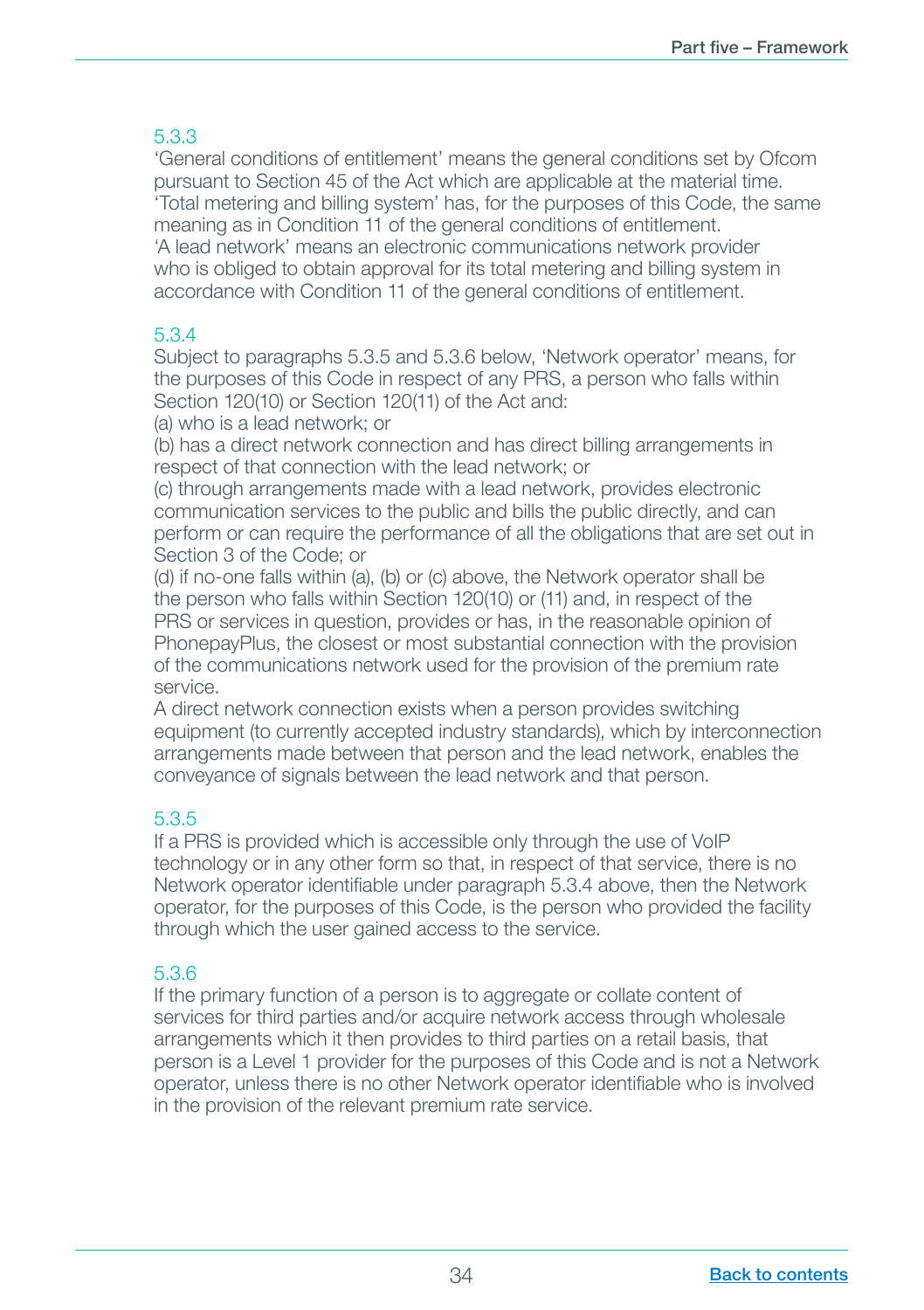5.3.3
'General conditions of entitlement' means the general conditions set by Ofcom pursuant to Section 45 of the Act which are applicable at the material time.
'Total metering and billing system' has, for the purposes of this Code, the same meaning as in Condition 11 of the general conditions of entitlement.
'A lead network' means an electronic communications network provider who is obliged to obtain approval for its total metering and billing system in accordance with Condition 11 of the general conditions of entitlement.

5.3.4
Subject to paragraphs 5.3.5 and 5.3.6 below, 'Network operator' means, for the purposes of this Code in respect of any PRS, a person who falls within Section 120(10) or Section 120(11) of the Act and:
(a) who is a lead network; or
(b) has a direct network connection and has direct billing arrangements in respect of that connection with the lead network; or
(c) through arrangements made with a lead network, provides electronic communication services to the public and bills the public directly, and can perform or can require the performance of all the obligations that are set out in Section 3 of the Code; or
(d) if no-one falls within (a), (b) or (c) above, the Network operator shall be the person who falls within Section 120(10) or (11) and, in respect of the PRS or services in question, provides or has, in the reasonable opinion of PhonepayPlus, the closest or most substantial connection with the provision of the communications network used for the provision of the premium rate service.
A direct network connection exists when a person provides switching equipment (to currently accepted industry standards), which by interconnection arrangements made between that person and the lead network, enables the conveyance of signals between the lead network and that person.

5.3.5
If a PRS is provided which is accessible only through the use of VoIP technology or in any other form so that, in respect of that service, there is no Network operator identifiable under paragraph 5.3.4 above, then the Network operator, for the purposes of this Code, is the person who provided the facility through which the user gained access to the service.

5.3.6
If the primary function of a person is to aggregate or collate content of services for third parties and/or acquire network access through wholesale arrangements which it then provides to third parties on a retail basis, that person is a Level 1 provider for the purposes of this Code and is not a Network operator, unless there is no other Network operator identifiable who is involved in the provision of the relevant premium rate service.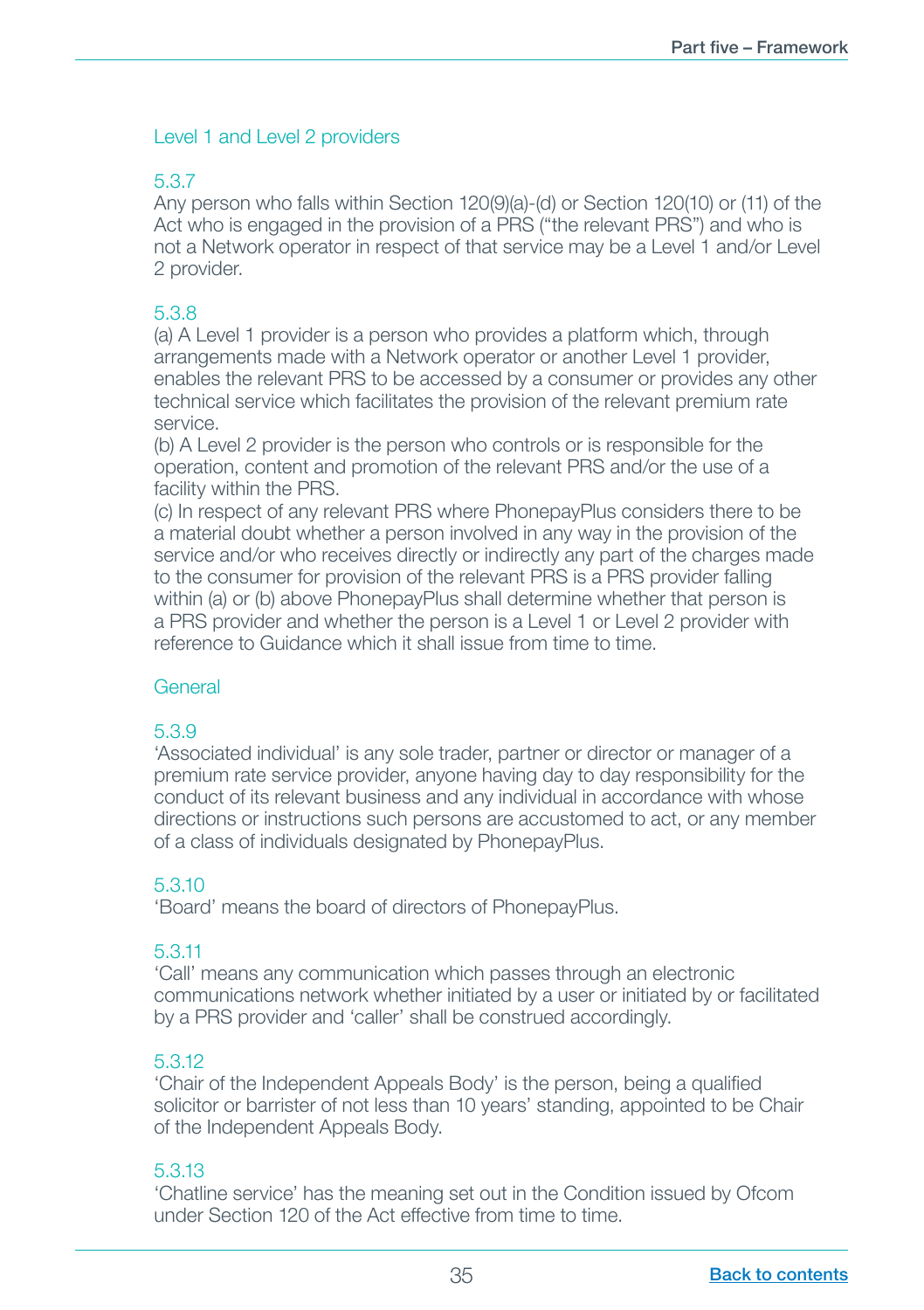### Level 1 and Level 2 providers

#### 5.3.7

Any person who falls within Section 120(9)(a)-(d) or Section 120(10) or (11) of the Act who is engaged in the provision of a PRS ("the relevant PRS") and who is not a Network operator in respect of that service may be a Level 1 and/or Level 2 provider.

#### 5.3.8

(a) A Level 1 provider is a person who provides a platform which, through arrangements made with a Network operator or another Level 1 provider, enables the relevant PRS to be accessed by a consumer or provides any other technical service which facilitates the provision of the relevant premium rate service.

(b) A Level 2 provider is the person who controls or is responsible for the operation, content and promotion of the relevant PRS and/or the use of a facility within the PRS.

(c) In respect of any relevant PRS where PhonepayPlus considers there to be a material doubt whether a person involved in any way in the provision of the service and/or who receives directly or indirectly any part of the charges made to the consumer for provision of the relevant PRS is a PRS provider falling within (a) or (b) above PhonepayPlus shall determine whether that person is a PRS provider and whether the person is a Level 1 or Level 2 provider with reference to Guidance which it shall issue from time to time.

### General

#### 5.3.9

'Associated individual' is any sole trader, partner or director or manager of a premium rate service provider, anyone having day to day responsibility for the conduct of its relevant business and any individual in accordance with whose directions or instructions such persons are accustomed to act, or any member of a class of individuals designated by PhonepayPlus.

#### 5.3.10

'Board' means the board of directors of PhonepayPlus.

#### 5.3.11

'Call' means any communication which passes through an electronic communications network whether initiated by a user or initiated by or facilitated by a PRS provider and 'caller' shall be construed accordingly.

#### 5.3.12

'Chair of the Independent Appeals Body' is the person, being a qualified solicitor or barrister of not less than 10 years' standing, appointed to be Chair of the Independent Appeals Body.

#### 5.3.13

'Chatline service' has the meaning set out in the Condition issued by Ofcom under Section 120 of the Act effective from time to time.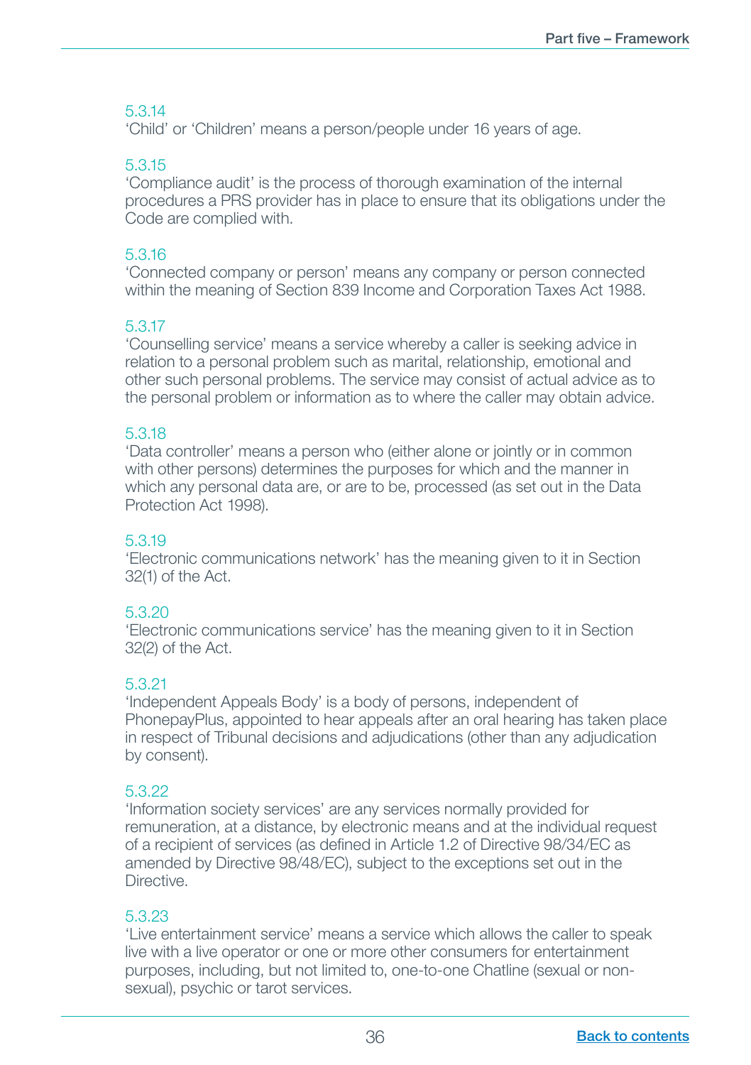5.3.14
'Child' or 'Children' means a person/people under 16 years of age.

5.3.15
'Compliance audit' is the process of thorough examination of the internal procedures a PRS provider has in place to ensure that its obligations under the Code are complied with.

5.3.16
'Connected company or person' means any company or person connected within the meaning of Section 839 Income and Corporation Taxes Act 1988.

5.3.17
'Counselling service' means a service whereby a caller is seeking advice in relation to a personal problem such as marital, relationship, emotional and other such personal problems. The service may consist of actual advice as to the personal problem or information as to where the caller may obtain advice.

5.3.18
'Data controller' means a person who (either alone or jointly or in common with other persons) determines the purposes for which and the manner in which any personal data are, or are to be, processed (as set out in the Data Protection Act 1998).

5.3.19
'Electronic communications network' has the meaning given to it in Section 32(1) of the Act.

5.3.20
'Electronic communications service' has the meaning given to it in Section 32(2) of the Act.

5.3.21
'Independent Appeals Body' is a body of persons, independent of PhonepayPlus, appointed to hear appeals after an oral hearing has taken place in respect of Tribunal decisions and adjudications (other than any adjudication by consent).

5.3.22
'Information society services' are any services normally provided for remuneration, at a distance, by electronic means and at the individual request of a recipient of services (as defined in Article 1.2 of Directive 98/34/EC as amended by Directive 98/48/EC), subject to the exceptions set out in the Directive.

5.3.23
'Live entertainment service' means a service which allows the caller to speak live with a live operator or one or more other consumers for entertainment purposes, including, but not limited to, one-to-one Chatline (sexual or non-sexual), psychic or tarot services.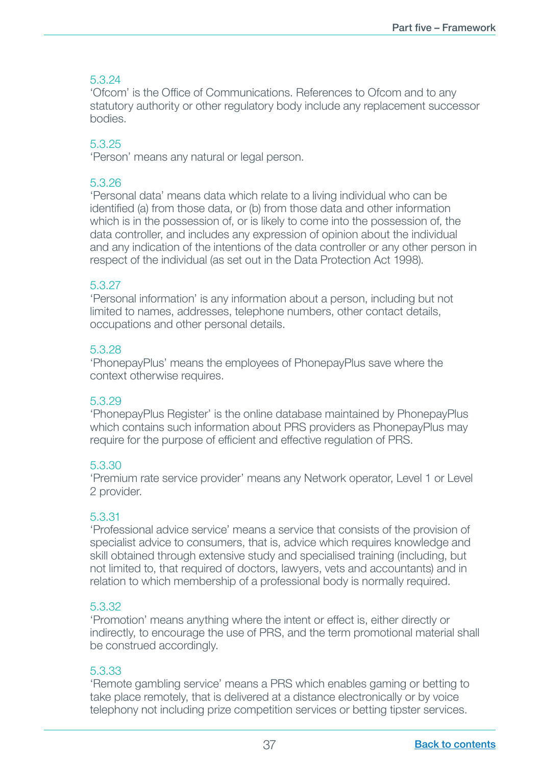5.3.24
'Ofcom' is the Office of Communications. References to Ofcom and to any statutory authority or other regulatory body include any replacement successor bodies.

5.3.25
'Person' means any natural or legal person.

5.3.26
'Personal data' means data which relate to a living individual who can be identified (a) from those data, or (b) from those data and other information which is in the possession of, or is likely to come into the possession of, the data controller, and includes any expression of opinion about the individual and any indication of the intentions of the data controller or any other person in respect of the individual (as set out in the Data Protection Act 1998).

5.3.27
'Personal information' is any information about a person, including but not limited to names, addresses, telephone numbers, other contact details, occupations and other personal details.

5.3.28
'PhonepayPlus' means the employees of PhonepayPlus save where the context otherwise requires.

5.3.29
'PhonepayPlus Register' is the online database maintained by PhonepayPlus which contains such information about PRS providers as PhonepayPlus may require for the purpose of efficient and effective regulation of PRS.

5.3.30
'Premium rate service provider' means any Network operator, Level 1 or Level 2 provider.

5.3.31
'Professional advice service' means a service that consists of the provision of specialist advice to consumers, that is, advice which requires knowledge and skill obtained through extensive study and specialised training (including, but not limited to, that required of doctors, lawyers, vets and accountants) and in relation to which membership of a professional body is normally required.

5.3.32
'Promotion' means anything where the intent or effect is, either directly or indirectly, to encourage the use of PRS, and the term promotional material shall be construed accordingly.

5.3.33
'Remote gambling service' means a PRS which enables gaming or betting to take place remotely, that is delivered at a distance electronically or by voice telephony not including prize competition services or betting tipster services.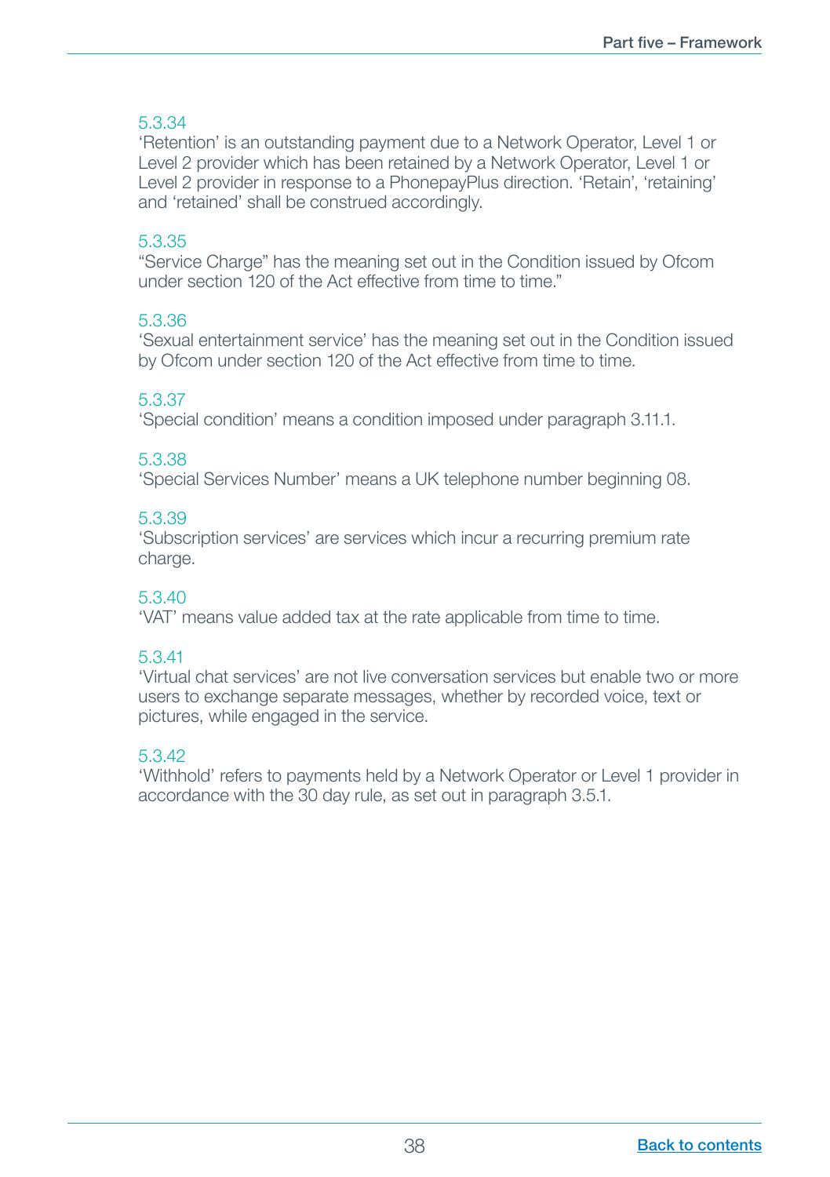5.3.34
'Retention' is an outstanding payment due to a Network Operator, Level 1 or Level 2 provider which has been retained by a Network Operator, Level 1 or Level 2 provider in response to a PhonepayPlus direction. 'Retain', 'retaining' and 'retained' shall be construed accordingly.

5.3.35
"Service Charge" has the meaning set out in the Condition issued by Ofcom under section 120 of the Act effective from time to time."

5.3.36
'Sexual entertainment service' has the meaning set out in the Condition issued by Ofcom under section 120 of the Act effective from time to time.

5.3.37
'Special condition' means a condition imposed under paragraph 3.11.1.

5.3.38
'Special Services Number' means a UK telephone number beginning 08.

5.3.39
'Subscription services' are services which incur a recurring premium rate charge.

5.3.40
'VAT' means value added tax at the rate applicable from time to time.

5.3.41
'Virtual chat services' are not live conversation services but enable two or more users to exchange separate messages, whether by recorded voice, text or pictures, while engaged in the service.

5.3.42
'Withhold' refers to payments held by a Network Operator or Level 1 provider in accordance with the 30 day rule, as set out in paragraph 3.5.1.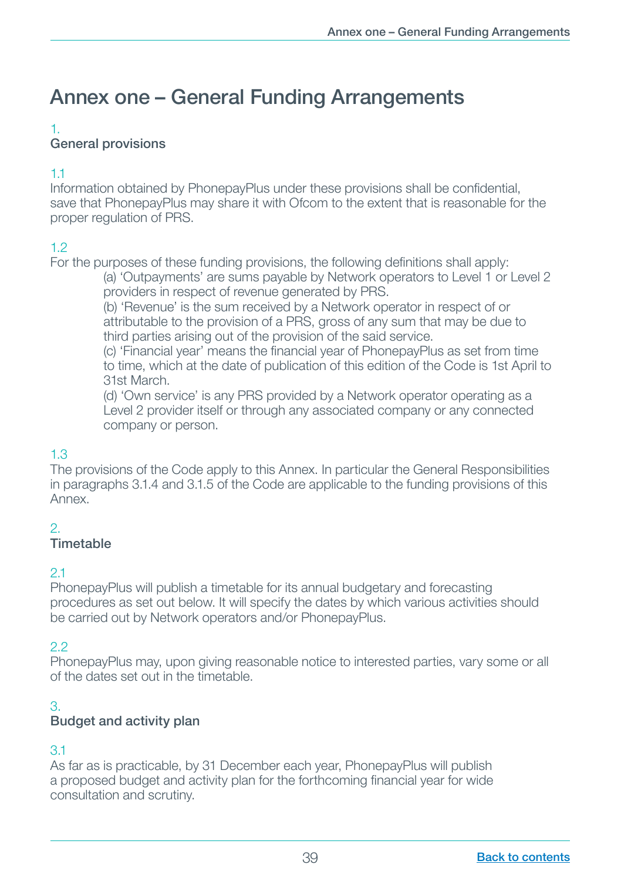# Annex one – General Funding Arrangements

## 1. General provisions

1.1
Information obtained by PhonepayPlus under these provisions shall be confidential, save that PhonepayPlus may share it with Ofcom to the extent that is reasonable for the proper regulation of PRS.

1.2
For the purposes of these funding provisions, the following definitions shall apply:

(a) 'Outpayments' are sums payable by Network operators to Level 1 or Level 2 providers in respect of revenue generated by PRS.
(b) 'Revenue' is the sum received by a Network operator in respect of or attributable to the provision of a PRS, gross of any sum that may be due to third parties arising out of the provision of the said service.
(c) 'Financial year' means the financial year of PhonepayPlus as set from time to time, which at the date of publication of this edition of the Code is 1st April to 31st March.
(d) 'Own service' is any PRS provided by a Network operator operating as a Level 2 provider itself or through any associated company or any connected company or person.

1.3
The provisions of the Code apply to this Annex. In particular the General Responsibilities in paragraphs 3.1.4 and 3.1.5 of the Code are applicable to the funding provisions of this Annex.

## 2. Timetable

2.1
PhonepayPlus will publish a timetable for its annual budgetary and forecasting procedures as set out below. It will specify the dates by which various activities should be carried out by Network operators and/or PhonepayPlus.

2.2
PhonepayPlus may, upon giving reasonable notice to interested parties, vary some or all of the dates set out in the timetable.

## 3. Budget and activity plan

3.1
As far as is practicable, by 31 December each year, PhonepayPlus will publish a proposed budget and activity plan for the forthcoming financial year for wide consultation and scrutiny.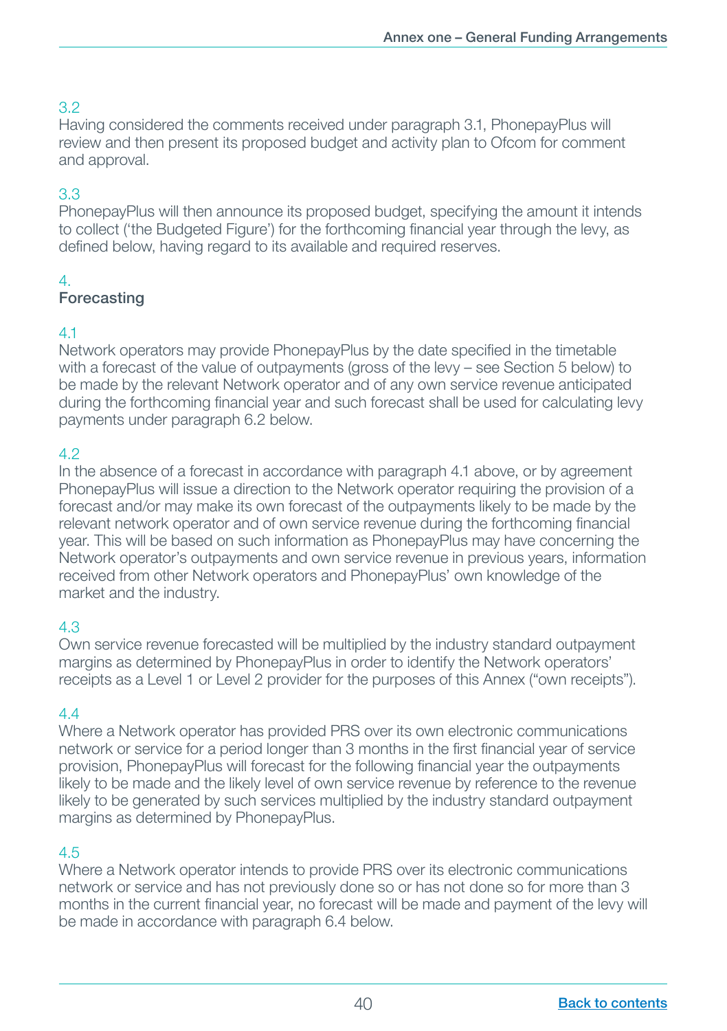3.2
Having considered the comments received under paragraph 3.1, PhonepayPlus will review and then present its proposed budget and activity plan to Ofcom for comment and approval.

3.3
PhonepayPlus will then announce its proposed budget, specifying the amount it intends to collect ('the Budgeted Figure') for the forthcoming financial year through the levy, as defined below, having regard to its available and required reserves.

## 4. Forecasting

4.1
Network operators may provide PhonepayPlus by the date specified in the timetable with a forecast of the value of outpayments (gross of the levy – see Section 5 below) to be made by the relevant Network operator and of any own service revenue anticipated during the forthcoming financial year and such forecast shall be used for calculating levy payments under paragraph 6.2 below.

4.2
In the absence of a forecast in accordance with paragraph 4.1 above, or by agreement PhonepayPlus will issue a direction to the Network operator requiring the provision of a forecast and/or may make its own forecast of the outpayments likely to be made by the relevant network operator and of own service revenue during the forthcoming financial year. This will be based on such information as PhonepayPlus may have concerning the Network operator's outpayments and own service revenue in previous years, information received from other Network operators and PhonepayPlus' own knowledge of the market and the industry.

4.3
Own service revenue forecasted will be multiplied by the industry standard outpayment margins as determined by PhonepayPlus in order to identify the Network operators' receipts as a Level 1 or Level 2 provider for the purposes of this Annex ("own receipts").

4.4
Where a Network operator has provided PRS over its own electronic communications network or service for a period longer than 3 months in the first financial year of service provision, PhonepayPlus will forecast for the following financial year the outpayments likely to be made and the likely level of own service revenue by reference to the revenue likely to be generated by such services multiplied by the industry standard outpayment margins as determined by PhonepayPlus.

4.5
Where a Network operator intends to provide PRS over its electronic communications network or service and has not previously done so or has not done so for more than 3 months in the current financial year, no forecast will be made and payment of the levy will be made in accordance with paragraph 6.4 below.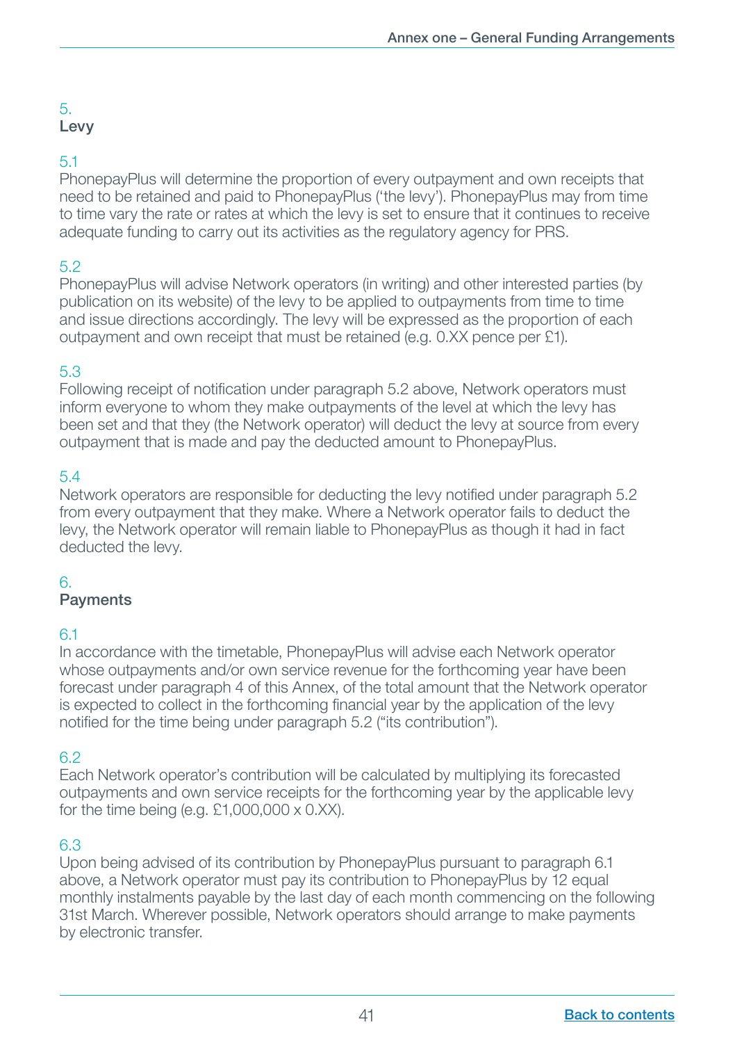## 5. Levy

5.1
PhonepayPlus will determine the proportion of every outpayment and own receipts that need to be retained and paid to PhonepayPlus ('the levy'). PhonepayPlus may from time to time vary the rate or rates at which the levy is set to ensure that it continues to receive adequate funding to carry out its activities as the regulatory agency for PRS.

5.2
PhonepayPlus will advise Network operators (in writing) and other interested parties (by publication on its website) of the levy to be applied to outpayments from time to time and issue directions accordingly. The levy will be expressed as the proportion of each outpayment and own receipt that must be retained (e.g. 0.XX pence per £1).

5.3
Following receipt of notification under paragraph 5.2 above, Network operators must inform everyone to whom they make outpayments of the level at which the levy has been set and that they (the Network operator) will deduct the levy at source from every outpayment that is made and pay the deducted amount to PhonepayPlus.

5.4
Network operators are responsible for deducting the levy notified under paragraph 5.2 from every outpayment that they make. Where a Network operator fails to deduct the levy, the Network operator will remain liable to PhonepayPlus as though it had in fact deducted the levy.

## 6. Payments

6.1
In accordance with the timetable, PhonepayPlus will advise each Network operator whose outpayments and/or own service revenue for the forthcoming year have been forecast under paragraph 4 of this Annex, of the total amount that the Network operator is expected to collect in the forthcoming financial year by the application of the levy notified for the time being under paragraph 5.2 ("its contribution").

6.2
Each Network operator's contribution will be calculated by multiplying its forecasted outpayments and own service receipts for the forthcoming year by the applicable levy for the time being (e.g. £1,000,000 x 0.XX).

6.3
Upon being advised of its contribution by PhonepayPlus pursuant to paragraph 6.1 above, a Network operator must pay its contribution to PhonepayPlus by 12 equal monthly instalments payable by the last day of each month commencing on the following 31st March. Wherever possible, Network operators should arrange to make payments by electronic transfer.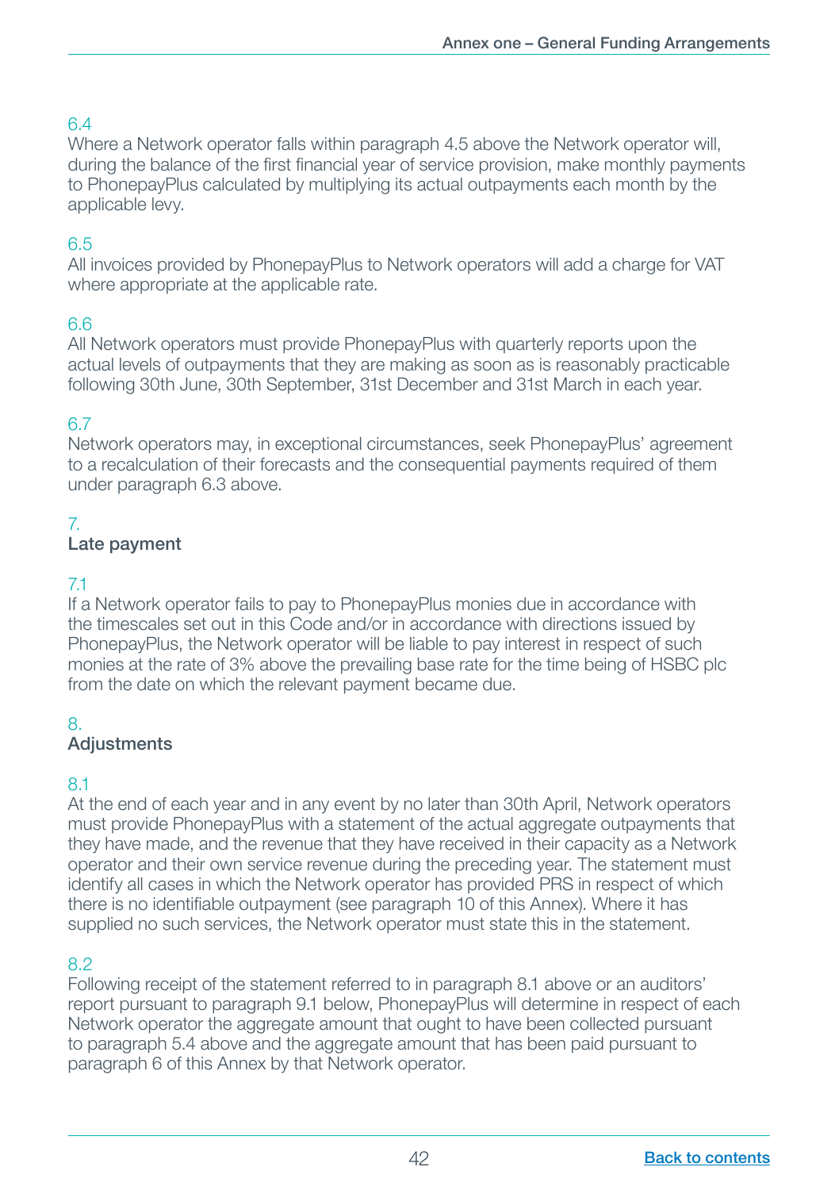6.4
Where a Network operator falls within paragraph 4.5 above the Network operator will, during the balance of the first financial year of service provision, make monthly payments to PhonepayPlus calculated by multiplying its actual outpayments each month by the applicable levy.

6.5
All invoices provided by PhonepayPlus to Network operators will add a charge for VAT where appropriate at the applicable rate.

6.6
All Network operators must provide PhonepayPlus with quarterly reports upon the actual levels of outpayments that they are making as soon as is reasonably practicable following 30th June, 30th September, 31st December and 31st March in each year.

6.7
Network operators may, in exceptional circumstances, seek PhonepayPlus' agreement to a recalculation of their forecasts and the consequential payments required of them under paragraph 6.3 above.

## 7. Late payment

7.1
If a Network operator fails to pay to PhonepayPlus monies due in accordance with the timescales set out in this Code and/or in accordance with directions issued by PhonepayPlus, the Network operator will be liable to pay interest in respect of such monies at the rate of 3% above the prevailing base rate for the time being of HSBC plc from the date on which the relevant payment became due.

## 8. Adjustments

8.1
At the end of each year and in any event by no later than 30th April, Network operators must provide PhonepayPlus with a statement of the actual aggregate outpayments that they have made, and the revenue that they have received in their capacity as a Network operator and their own service revenue during the preceding year. The statement must identify all cases in which the Network operator has provided PRS in respect of which there is no identifiable outpayment (see paragraph 10 of this Annex). Where it has supplied no such services, the Network operator must state this in the statement.

8.2
Following receipt of the statement referred to in paragraph 8.1 above or an auditors' report pursuant to paragraph 9.1 below, PhonepayPlus will determine in respect of each Network operator the aggregate amount that ought to have been collected pursuant to paragraph 5.4 above and the aggregate amount that has been paid pursuant to paragraph 6 of this Annex by that Network operator.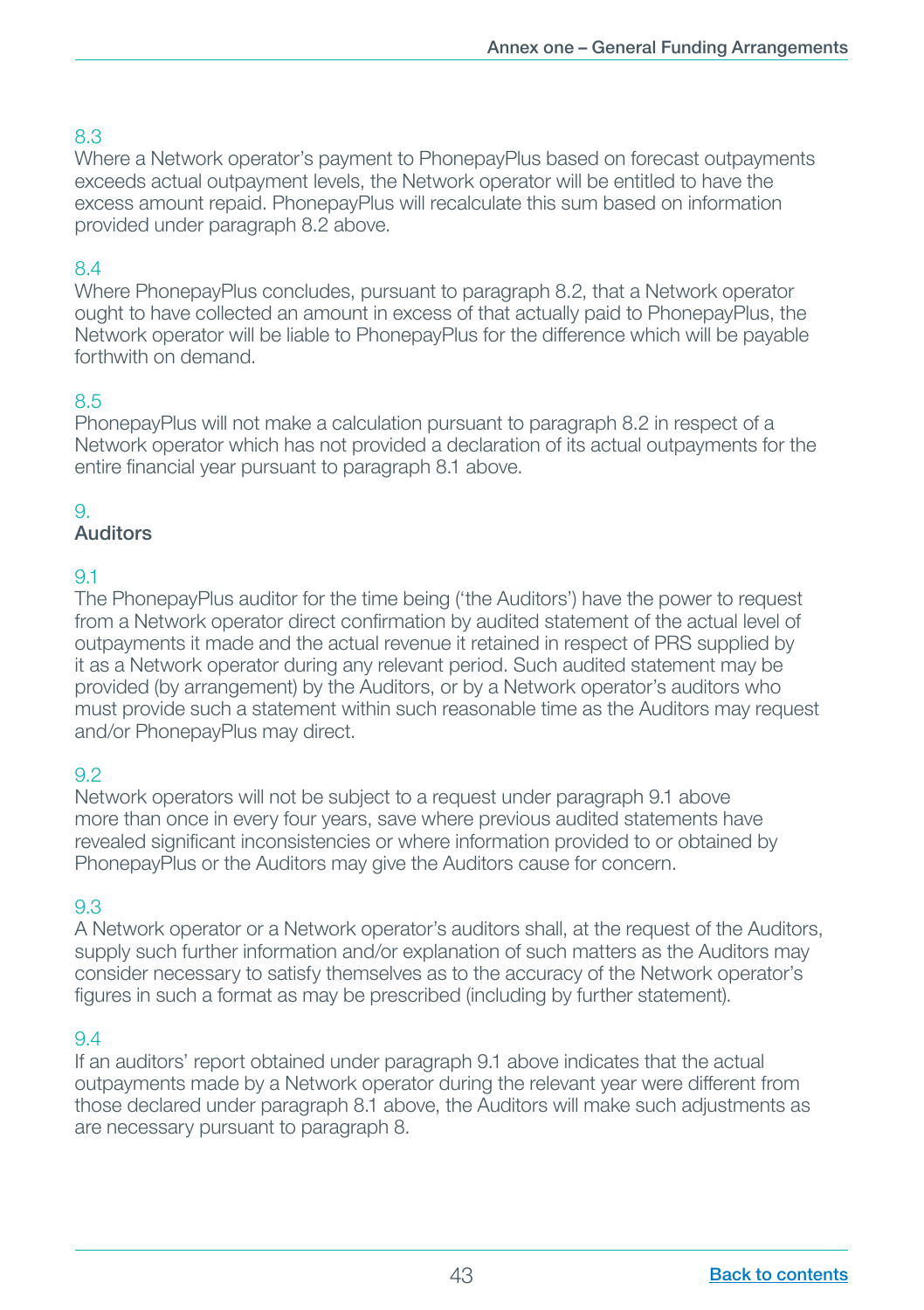8.3
Where a Network operator's payment to PhonepayPlus based on forecast outpayments exceeds actual outpayment levels, the Network operator will be entitled to have the excess amount repaid. PhonepayPlus will recalculate this sum based on information provided under paragraph 8.2 above.

8.4
Where PhonepayPlus concludes, pursuant to paragraph 8.2, that a Network operator ought to have collected an amount in excess of that actually paid to PhonepayPlus, the Network operator will be liable to PhonepayPlus for the difference which will be payable forthwith on demand.

8.5
PhonepayPlus will not make a calculation pursuant to paragraph 8.2 in respect of a Network operator which has not provided a declaration of its actual outpayments for the entire financial year pursuant to paragraph 8.1 above.

## 9. Auditors

9.1
The PhonepayPlus auditor for the time being ('the Auditors') have the power to request from a Network operator direct confirmation by audited statement of the actual level of outpayments it made and the actual revenue it retained in respect of PRS supplied by it as a Network operator during any relevant period. Such audited statement may be provided (by arrangement) by the Auditors, or by a Network operator's auditors who must provide such a statement within such reasonable time as the Auditors may request and/or PhonepayPlus may direct.

9.2
Network operators will not be subject to a request under paragraph 9.1 above more than once in every four years, save where previous audited statements have revealed significant inconsistencies or where information provided to or obtained by PhonepayPlus or the Auditors may give the Auditors cause for concern.

9.3
A Network operator or a Network operator's auditors shall, at the request of the Auditors, supply such further information and/or explanation of such matters as the Auditors may consider necessary to satisfy themselves as to the accuracy of the Network operator's figures in such a format as may be prescribed (including by further statement).

9.4
If an auditors' report obtained under paragraph 9.1 above indicates that the actual outpayments made by a Network operator during the relevant year were different from those declared under paragraph 8.1 above, the Auditors will make such adjustments as are necessary pursuant to paragraph 8.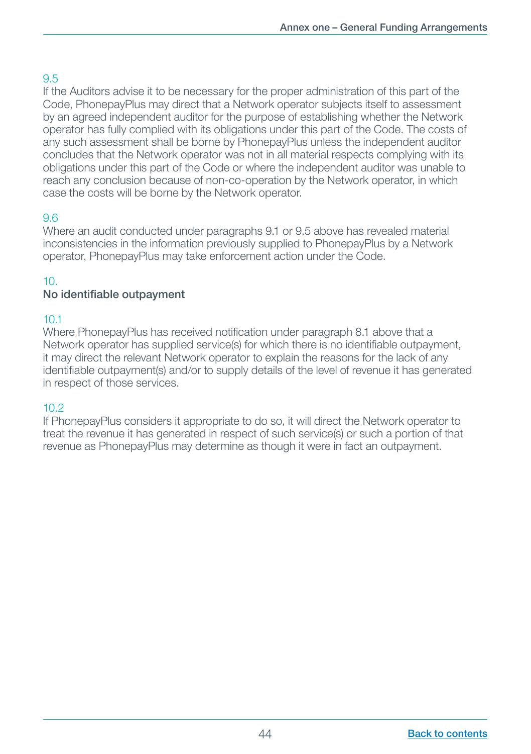9.5

If the Auditors advise it to be necessary for the proper administration of this part of the Code, PhonepayPlus may direct that a Network operator subjects itself to assessment by an agreed independent auditor for the purpose of establishing whether the Network operator has fully complied with its obligations under this part of the Code. The costs of any such assessment shall be borne by PhonepayPlus unless the independent auditor concludes that the Network operator was not in all material respects complying with its obligations under this part of the Code or where the independent auditor was unable to reach any conclusion because of non-co-operation by the Network operator, in which case the costs will be borne by the Network operator.

9.6

Where an audit conducted under paragraphs 9.1 or 9.5 above has revealed material inconsistencies in the information previously supplied to PhonepayPlus by a Network operator, PhonepayPlus may take enforcement action under the Code.

## 10. No identifiable outpayment

10.1

Where PhonepayPlus has received notification under paragraph 8.1 above that a Network operator has supplied service(s) for which there is no identifiable outpayment, it may direct the relevant Network operator to explain the reasons for the lack of any identifiable outpayment(s) and/or to supply details of the level of revenue it has generated in respect of those services.

10.2

If PhonepayPlus considers it appropriate to do so, it will direct the Network operator to treat the revenue it has generated in respect of such service(s) or such a portion of that revenue as PhonepayPlus may determine as though it were in fact an outpayment.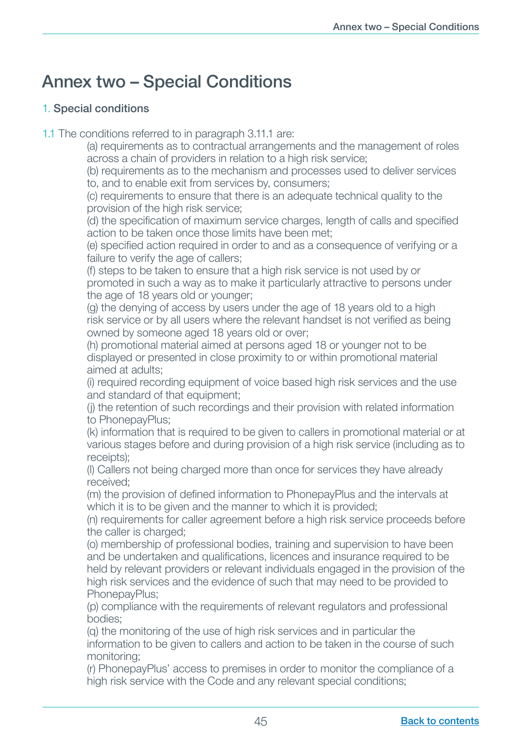# Annex two – Special Conditions

## 1. Special conditions

1.1 The conditions referred to in paragraph 3.11.1 are:

(a) requirements as to contractual arrangements and the management of roles across a chain of providers in relation to a high risk service;
(b) requirements as to the mechanism and processes used to deliver services to, and to enable exit from services by, consumers;
(c) requirements to ensure that there is an adequate technical quality to the provision of the high risk service;
(d) the specification of maximum service charges, length of calls and specified action to be taken once those limits have been met;
(e) specified action required in order to and as a consequence of verifying or a failure to verify the age of callers;
(f) steps to be taken to ensure that a high risk service is not used by or promoted in such a way as to make it particularly attractive to persons under the age of 18 years old or younger;
(g) the denying of access by users under the age of 18 years old to a high risk service or by all users where the relevant handset is not verified as being owned by someone aged 18 years old or over;
(h) promotional material aimed at persons aged 18 or younger not to be displayed or presented in close proximity to or within promotional material aimed at adults;
(i) required recording equipment of voice based high risk services and the use and standard of that equipment;
(j) the retention of such recordings and their provision with related information to PhonepayPlus;
(k) information that is required to be given to callers in promotional material or at various stages before and during provision of a high risk service (including as to receipts);
(l) Callers not being charged more than once for services they have already received;
(m) the provision of defined information to PhonepayPlus and the intervals at which it is to be given and the manner to which it is provided;
(n) requirements for caller agreement before a high risk service proceeds before the caller is charged;
(o) membership of professional bodies, training and supervision to have been and be undertaken and qualifications, licences and insurance required to be held by relevant providers or relevant individuals engaged in the provision of the high risk services and the evidence of such that may need to be provided to PhonepayPlus;
(p) compliance with the requirements of relevant regulators and professional bodies;
(q) the monitoring of the use of high risk services and in particular the information to be given to callers and action to be taken in the course of such monitoring;
(r) PhonepayPlus' access to premises in order to monitor the compliance of a high risk service with the Code and any relevant special conditions;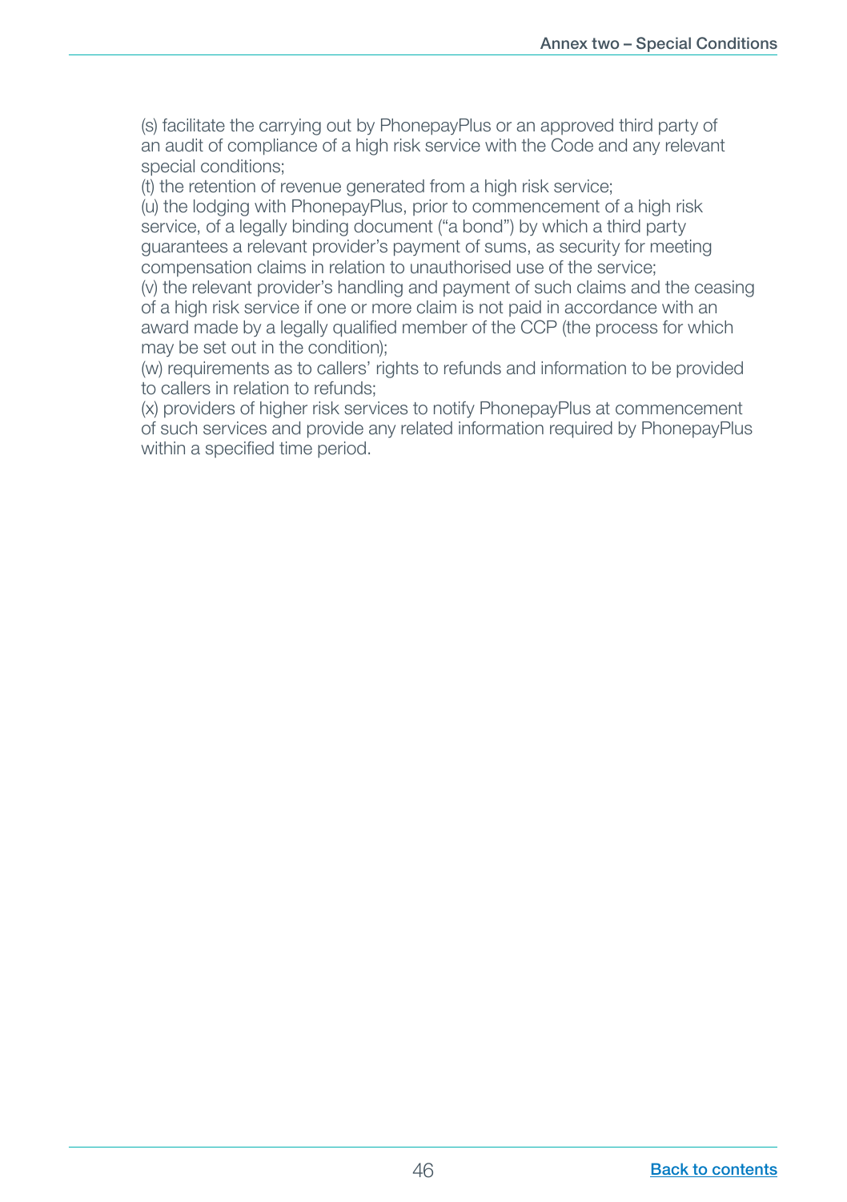(s) facilitate the carrying out by PhonepayPlus or an approved third party of an audit of compliance of a high risk service with the Code and any relevant special conditions;

(t) the retention of revenue generated from a high risk service;

(u) the lodging with PhonepayPlus, prior to commencement of a high risk service, of a legally binding document ("a bond") by which a third party guarantees a relevant provider's payment of sums, as security for meeting compensation claims in relation to unauthorised use of the service;

(v) the relevant provider's handling and payment of such claims and the ceasing of a high risk service if one or more claim is not paid in accordance with an award made by a legally qualified member of the CCP (the process for which may be set out in the condition);

(w) requirements as to callers' rights to refunds and information to be provided to callers in relation to refunds;

(x) providers of higher risk services to notify PhonepayPlus at commencement of such services and provide any related information required by PhonepayPlus within a specified time period.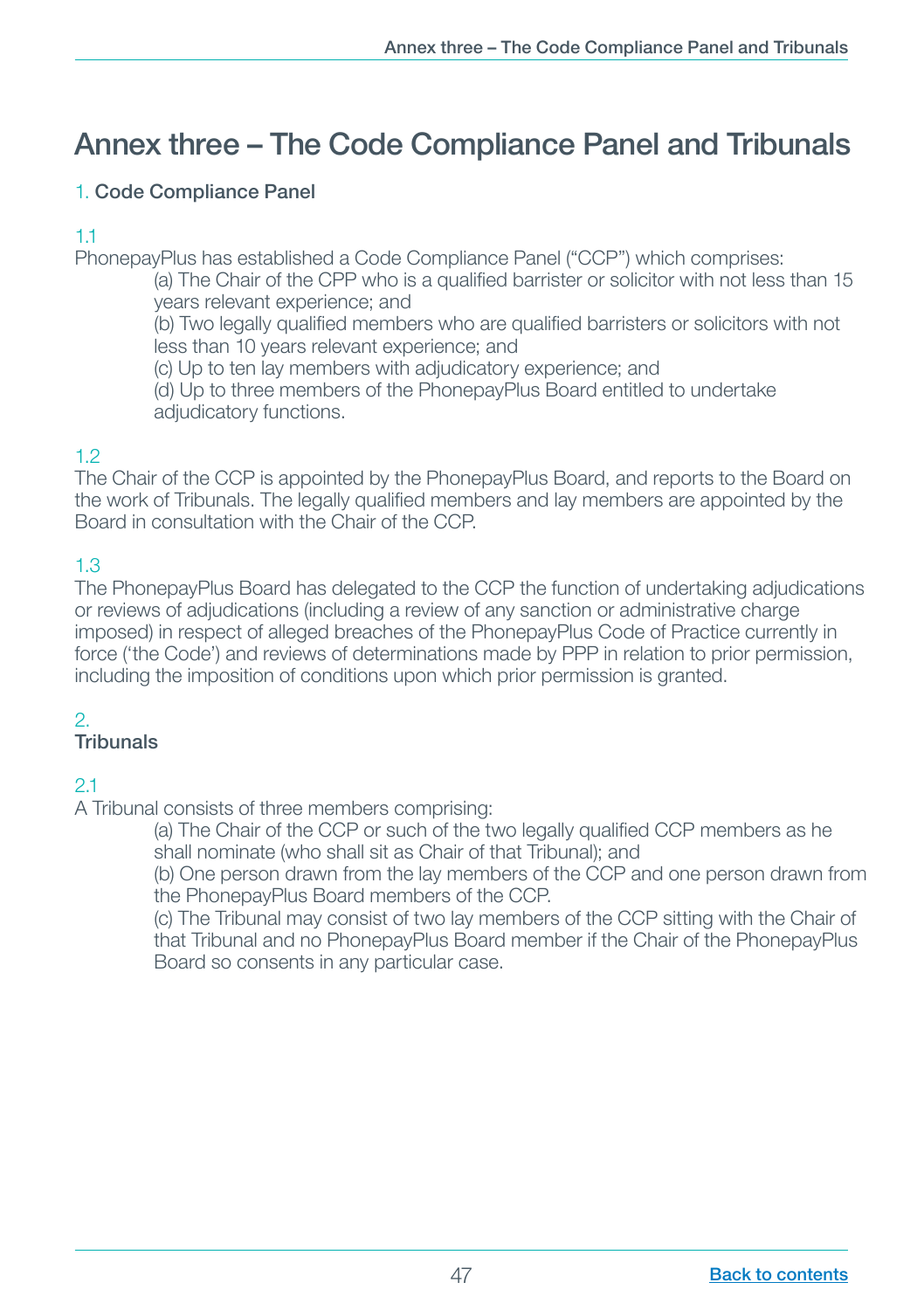# Annex three – The Code Compliance Panel and Tribunals

## 1. Code Compliance Panel

1.1

PhonepayPlus has established a Code Compliance Panel ("CCP") which comprises:

(a) The Chair of the CPP who is a qualified barrister or solicitor with not less than 15 years relevant experience; and

(b) Two legally qualified members who are qualified barristers or solicitors with not less than 10 years relevant experience; and

(c) Up to ten lay members with adjudicatory experience; and

(d) Up to three members of the PhonepayPlus Board entitled to undertake adjudicatory functions.

1.2

The Chair of the CCP is appointed by the PhonepayPlus Board, and reports to the Board on the work of Tribunals. The legally qualified members and lay members are appointed by the Board in consultation with the Chair of the CCP.

1.3

The PhonepayPlus Board has delegated to the CCP the function of undertaking adjudications or reviews of adjudications (including a review of any sanction or administrative charge imposed) in respect of alleged breaches of the PhonepayPlus Code of Practice currently in force ('the Code') and reviews of determinations made by PPP in relation to prior permission, including the imposition of conditions upon which prior permission is granted.

## 2. Tribunals

2.1

A Tribunal consists of three members comprising:

(a) The Chair of the CCP or such of the two legally qualified CCP members as he shall nominate (who shall sit as Chair of that Tribunal); and

(b) One person drawn from the lay members of the CCP and one person drawn from the PhonepayPlus Board members of the CCP.

(c) The Tribunal may consist of two lay members of the CCP sitting with the Chair of that Tribunal and no PhonepayPlus Board member if the Chair of the PhonepayPlus Board so consents in any particular case.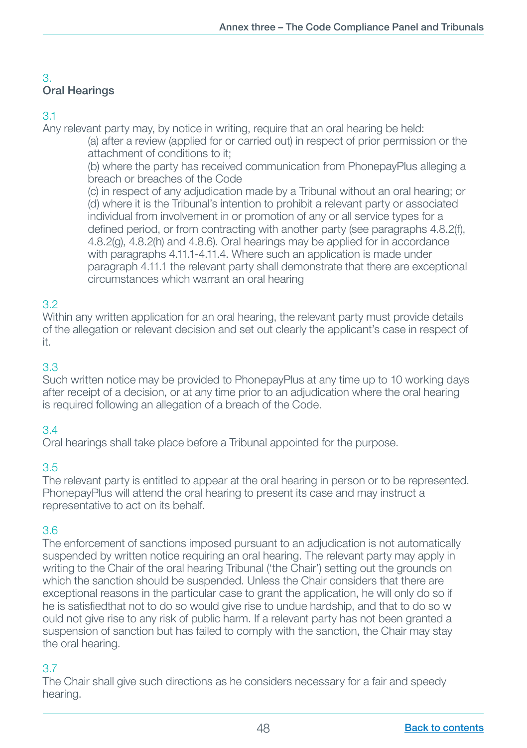## 3. Oral Hearings

3.1
Any relevant party may, by notice in writing, require that an oral hearing be held:

(a) after a review (applied for or carried out) in respect of prior permission or the attachment of conditions to it;
(b) where the party has received communication from PhonepayPlus alleging a breach or breaches of the Code
(c) in respect of any adjudication made by a Tribunal without an oral hearing; or
(d) where it is the Tribunal's intention to prohibit a relevant party or associated individual from involvement in or promotion of any or all service types for a defined period, or from contracting with another party (see paragraphs 4.8.2(f), 4.8.2(g), 4.8.2(h) and 4.8.6). Oral hearings may be applied for in accordance with paragraphs 4.11.1-4.11.4. Where such an application is made under paragraph 4.11.1 the relevant party shall demonstrate that there are exceptional circumstances which warrant an oral hearing

3.2
Within any written application for an oral hearing, the relevant party must provide details of the allegation or relevant decision and set out clearly the applicant's case in respect of it.

3.3
Such written notice may be provided to PhonepayPlus at any time up to 10 working days after receipt of a decision, or at any time prior to an adjudication where the oral hearing is required following an allegation of a breach of the Code.

3.4
Oral hearings shall take place before a Tribunal appointed for the purpose.

3.5
The relevant party is entitled to appear at the oral hearing in person or to be represented. PhonepayPlus will attend the oral hearing to present its case and may instruct a representative to act on its behalf.

3.6
The enforcement of sanctions imposed pursuant to an adjudication is not automatically suspended by written notice requiring an oral hearing. The relevant party may apply in writing to the Chair of the oral hearing Tribunal ('the Chair') setting out the grounds on which the sanction should be suspended. Unless the Chair considers that there are exceptional reasons in the particular case to grant the application, he will only do so if he is satisfiedthat not to do so would give rise to undue hardship, and that to do so would not give rise to any risk of public harm. If a relevant party has not been granted a suspension of sanction but has failed to comply with the sanction, the Chair may stay the oral hearing.

3.7
The Chair shall give such directions as he considers necessary for a fair and speedy hearing.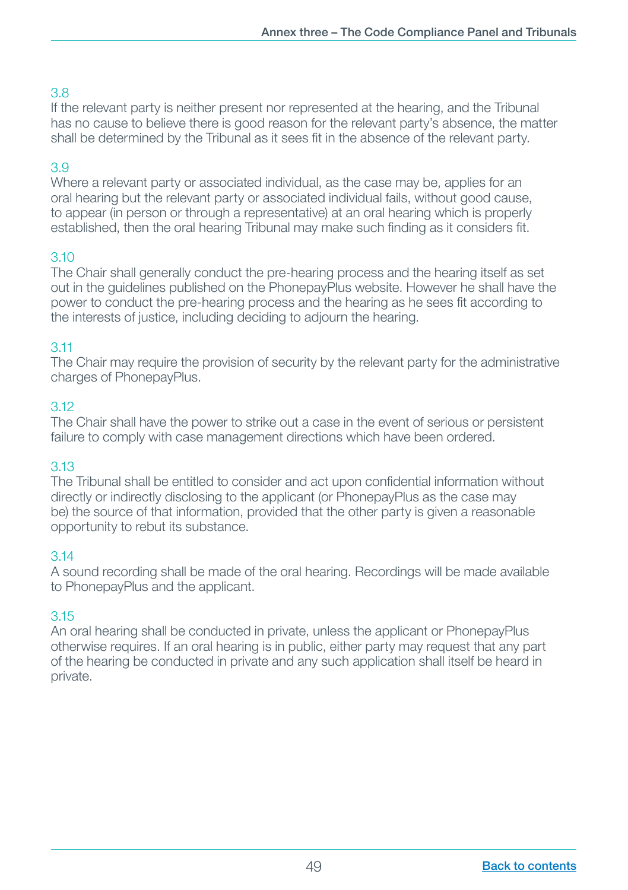3.8
If the relevant party is neither present nor represented at the hearing, and the Tribunal has no cause to believe there is good reason for the relevant party's absence, the matter shall be determined by the Tribunal as it sees fit in the absence of the relevant party.

3.9
Where a relevant party or associated individual, as the case may be, applies for an oral hearing but the relevant party or associated individual fails, without good cause, to appear (in person or through a representative) at an oral hearing which is properly established, then the oral hearing Tribunal may make such finding as it considers fit.

3.10
The Chair shall generally conduct the pre-hearing process and the hearing itself as set out in the guidelines published on the PhonepayPlus website. However he shall have the power to conduct the pre-hearing process and the hearing as he sees fit according to the interests of justice, including deciding to adjourn the hearing.

3.11
The Chair may require the provision of security by the relevant party for the administrative charges of PhonepayPlus.

3.12
The Chair shall have the power to strike out a case in the event of serious or persistent failure to comply with case management directions which have been ordered.

3.13
The Tribunal shall be entitled to consider and act upon confidential information without directly or indirectly disclosing to the applicant (or PhonepayPlus as the case may be) the source of that information, provided that the other party is given a reasonable opportunity to rebut its substance.

3.14
A sound recording shall be made of the oral hearing. Recordings will be made available to PhonepayPlus and the applicant.

3.15
An oral hearing shall be conducted in private, unless the applicant or PhonepayPlus otherwise requires. If an oral hearing is in public, either party may request that any part of the hearing be conducted in private and any such application shall itself be heard in private.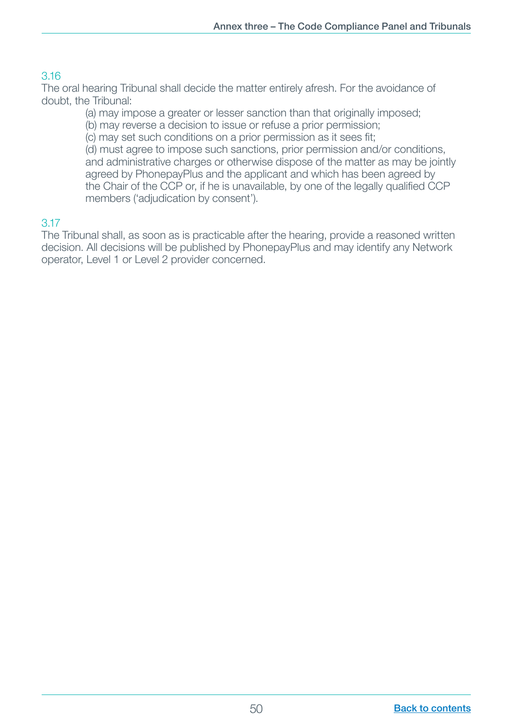3.16

The oral hearing Tribunal shall decide the matter entirely afresh. For the avoidance of doubt, the Tribunal:

(a) may impose a greater or lesser sanction than that originally imposed;
(b) may reverse a decision to issue or refuse a prior permission;
(c) may set such conditions on a prior permission as it sees fit;
(d) must agree to impose such sanctions, prior permission and/or conditions, and administrative charges or otherwise dispose of the matter as may be jointly agreed by PhonepayPlus and the applicant and which has been agreed by the Chair of the CCP or, if he is unavailable, by one of the legally qualified CCP members ('adjudication by consent').

3.17

The Tribunal shall, as soon as is practicable after the hearing, provide a reasoned written decision. All decisions will be published by PhonepayPlus and may identify any Network operator, Level 1 or Level 2 provider concerned.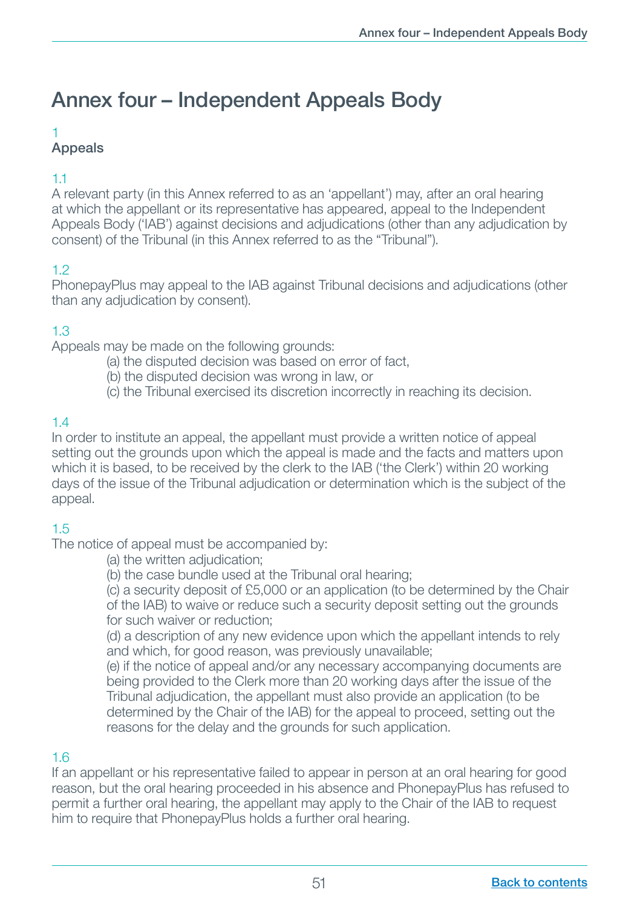# Annex four – Independent Appeals Body

## 1 Appeals

1.1
A relevant party (in this Annex referred to as an 'appellant') may, after an oral hearing at which the appellant or its representative has appeared, appeal to the Independent Appeals Body ('IAB') against decisions and adjudications (other than any adjudication by consent) of the Tribunal (in this Annex referred to as the "Tribunal").

1.2
PhonepayPlus may appeal to the IAB against Tribunal decisions and adjudications (other than any adjudication by consent).

1.3
Appeals may be made on the following grounds:

(a) the disputed decision was based on error of fact,
(b) the disputed decision was wrong in law, or
(c) the Tribunal exercised its discretion incorrectly in reaching its decision.

1.4
In order to institute an appeal, the appellant must provide a written notice of appeal setting out the grounds upon which the appeal is made and the facts and matters upon which it is based, to be received by the clerk to the IAB ('the Clerk') within 20 working days of the issue of the Tribunal adjudication or determination which is the subject of the appeal.

1.5
The notice of appeal must be accompanied by:

(a) the written adjudication;
(b) the case bundle used at the Tribunal oral hearing;
(c) a security deposit of £5,000 or an application (to be determined by the Chair of the IAB) to waive or reduce such a security deposit setting out the grounds for such waiver or reduction;
(d) a description of any new evidence upon which the appellant intends to rely and which, for good reason, was previously unavailable;
(e) if the notice of appeal and/or any necessary accompanying documents are being provided to the Clerk more than 20 working days after the issue of the Tribunal adjudication, the appellant must also provide an application (to be determined by the Chair of the IAB) for the appeal to proceed, setting out the reasons for the delay and the grounds for such application.

1.6
If an appellant or his representative failed to appear in person at an oral hearing for good reason, but the oral hearing proceeded in his absence and PhonepayPlus has refused to permit a further oral hearing, the appellant may apply to the Chair of the IAB to request him to require that PhonepayPlus holds a further oral hearing.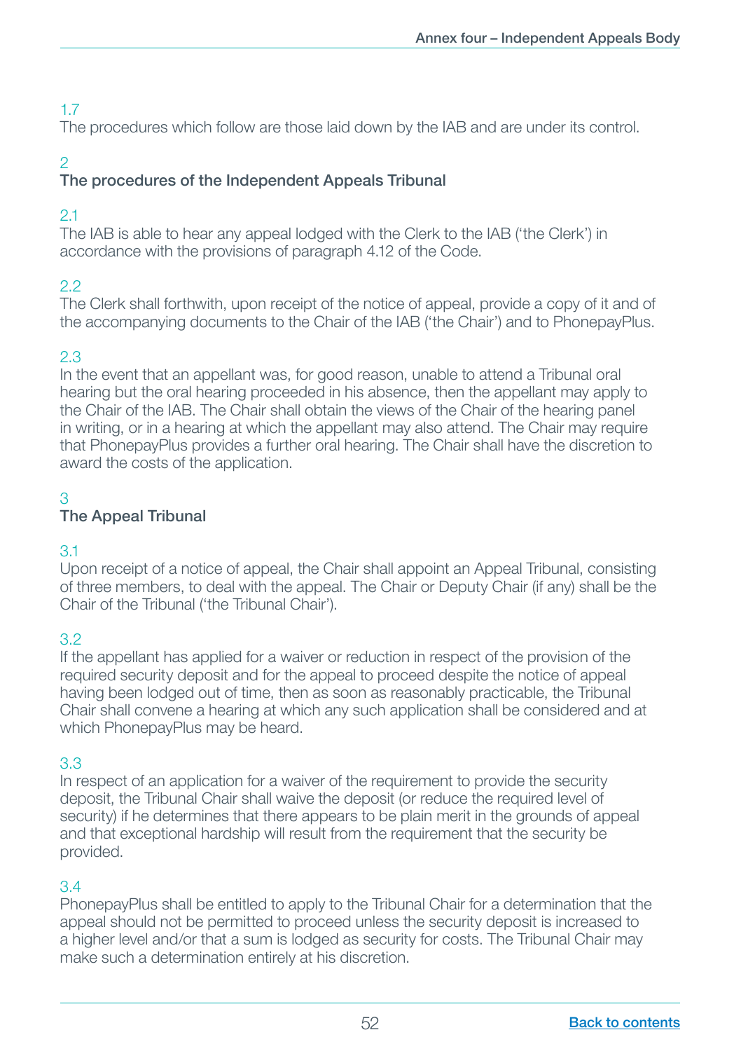1.7
The procedures which follow are those laid down by the IAB and are under its control.

## 2
## The procedures of the Independent Appeals Tribunal

2.1
The IAB is able to hear any appeal lodged with the Clerk to the IAB ('the Clerk') in accordance with the provisions of paragraph 4.12 of the Code.

2.2
The Clerk shall forthwith, upon receipt of the notice of appeal, provide a copy of it and of the accompanying documents to the Chair of the IAB ('the Chair') and to PhonepayPlus.

2.3
In the event that an appellant was, for good reason, unable to attend a Tribunal oral hearing but the oral hearing proceeded in his absence, then the appellant may apply to the Chair of the IAB. The Chair shall obtain the views of the Chair of the hearing panel in writing, or in a hearing at which the appellant may also attend. The Chair may require that PhonepayPlus provides a further oral hearing. The Chair shall have the discretion to award the costs of the application.

## 3
## The Appeal Tribunal

3.1
Upon receipt of a notice of appeal, the Chair shall appoint an Appeal Tribunal, consisting of three members, to deal with the appeal. The Chair or Deputy Chair (if any) shall be the Chair of the Tribunal ('the Tribunal Chair').

3.2
If the appellant has applied for a waiver or reduction in respect of the provision of the required security deposit and for the appeal to proceed despite the notice of appeal having been lodged out of time, then as soon as reasonably practicable, the Tribunal Chair shall convene a hearing at which any such application shall be considered and at which PhonepayPlus may be heard.

3.3
In respect of an application for a waiver of the requirement to provide the security deposit, the Tribunal Chair shall waive the deposit (or reduce the required level of security) if he determines that there appears to be plain merit in the grounds of appeal and that exceptional hardship will result from the requirement that the security be provided.

3.4
PhonepayPlus shall be entitled to apply to the Tribunal Chair for a determination that the appeal should not be permitted to proceed unless the security deposit is increased to a higher level and/or that a sum is lodged as security for costs. The Tribunal Chair may make such a determination entirely at his discretion.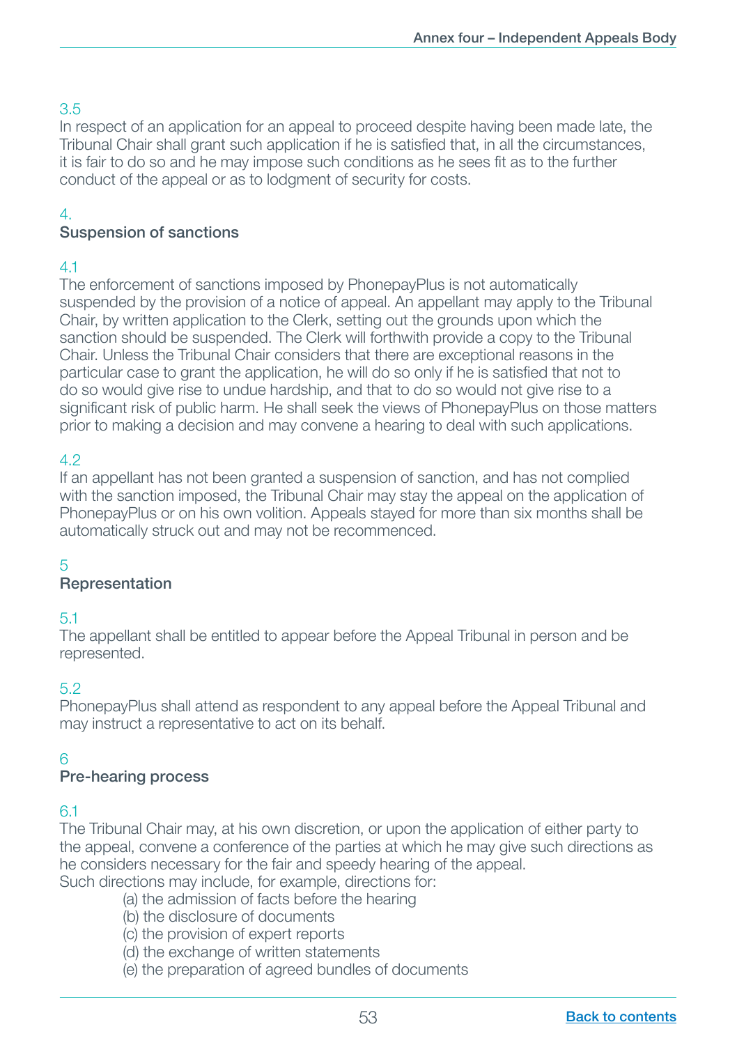3.5

In respect of an application for an appeal to proceed despite having been made late, the Tribunal Chair shall grant such application if he is satisfied that, in all the circumstances, it is fair to do so and he may impose such conditions as he sees fit as to the further conduct of the appeal or as to lodgment of security for costs.

## 4. Suspension of sanctions

4.1

The enforcement of sanctions imposed by PhonepayPlus is not automatically suspended by the provision of a notice of appeal. An appellant may apply to the Tribunal Chair, by written application to the Clerk, setting out the grounds upon which the sanction should be suspended. The Clerk will forthwith provide a copy to the Tribunal Chair. Unless the Tribunal Chair considers that there are exceptional reasons in the particular case to grant the application, he will do so only if he is satisfied that not to do so would give rise to undue hardship, and that to do so would not give rise to a significant risk of public harm. He shall seek the views of PhonepayPlus on those matters prior to making a decision and may convene a hearing to deal with such applications.

4.2

If an appellant has not been granted a suspension of sanction, and has not complied with the sanction imposed, the Tribunal Chair may stay the appeal on the application of PhonepayPlus or on his own volition. Appeals stayed for more than six months shall be automatically struck out and may not be recommenced.

## 5 Representation

5.1

The appellant shall be entitled to appear before the Appeal Tribunal in person and be represented.

5.2

PhonepayPlus shall attend as respondent to any appeal before the Appeal Tribunal and may instruct a representative to act on its behalf.

## 6 Pre-hearing process

6.1

The Tribunal Chair may, at his own discretion, or upon the application of either party to the appeal, convene a conference of the parties at which he may give such directions as he considers necessary for the fair and speedy hearing of the appeal.

Such directions may include, for example, directions for:

- (a) the admission of facts before the hearing
- (b) the disclosure of documents
- (c) the provision of expert reports
- (d) the exchange of written statements
- (e) the preparation of agreed bundles of documents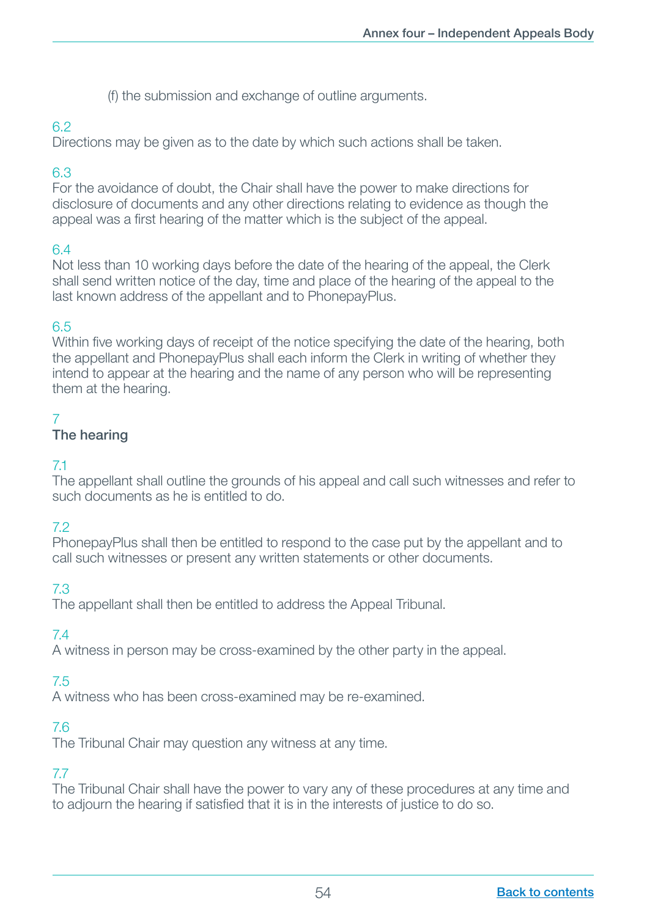(f) the submission and exchange of outline arguments.

6.2
Directions may be given as to the date by which such actions shall be taken.

6.3
For the avoidance of doubt, the Chair shall have the power to make directions for disclosure of documents and any other directions relating to evidence as though the appeal was a first hearing of the matter which is the subject of the appeal.

6.4
Not less than 10 working days before the date of the hearing of the appeal, the Clerk shall send written notice of the day, time and place of the hearing of the appeal to the last known address of the appellant and to PhonepayPlus.

6.5
Within five working days of receipt of the notice specifying the date of the hearing, both the appellant and PhonepayPlus shall each inform the Clerk in writing of whether they intend to appear at the hearing and the name of any person who will be representing them at the hearing.

## 7
## The hearing

7.1
The appellant shall outline the grounds of his appeal and call such witnesses and refer to such documents as he is entitled to do.

7.2
PhonepayPlus shall then be entitled to respond to the case put by the appellant and to call such witnesses or present any written statements or other documents.

7.3
The appellant shall then be entitled to address the Appeal Tribunal.

7.4
A witness in person may be cross-examined by the other party in the appeal.

7.5
A witness who has been cross-examined may be re-examined.

7.6
The Tribunal Chair may question any witness at any time.

7.7
The Tribunal Chair shall have the power to vary any of these procedures at any time and to adjourn the hearing if satisfied that it is in the interests of justice to do so.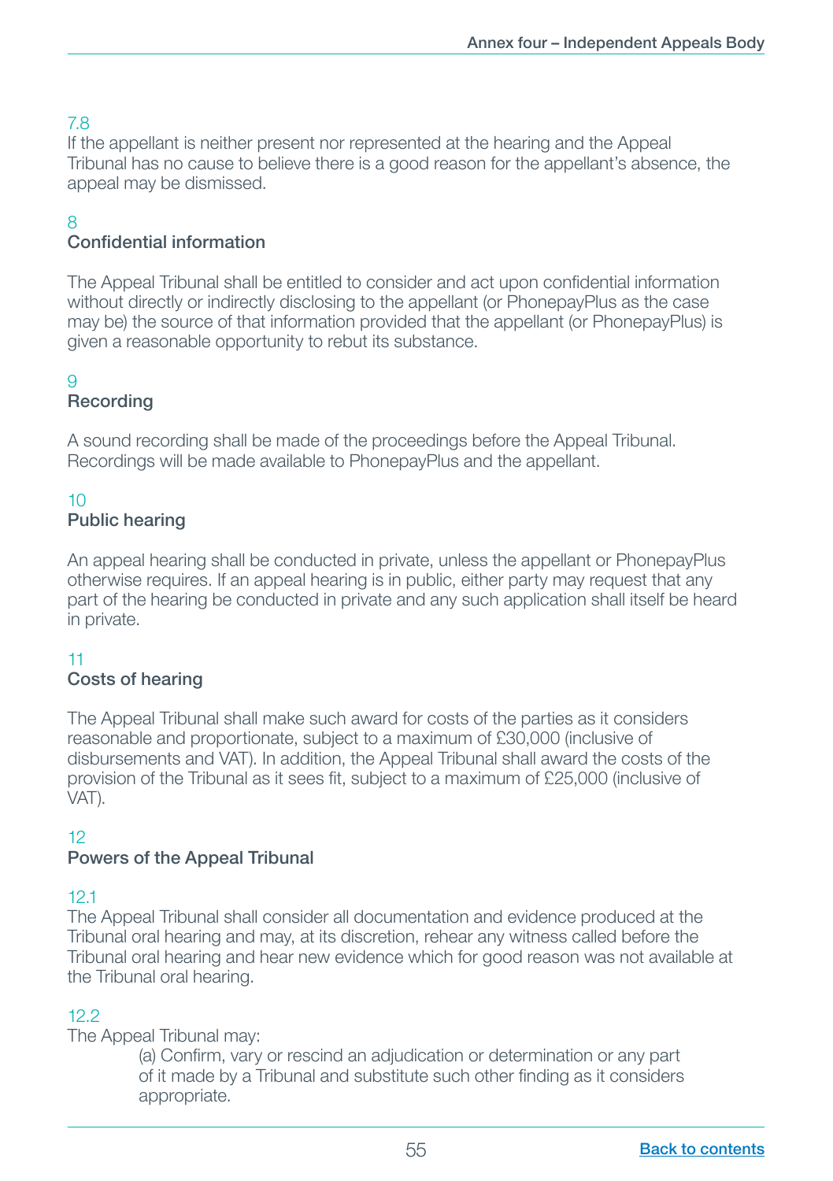7.8

If the appellant is neither present nor represented at the hearing and the Appeal Tribunal has no cause to believe there is a good reason for the appellant's absence, the appeal may be dismissed.

## 8 Confidential information

The Appeal Tribunal shall be entitled to consider and act upon confidential information without directly or indirectly disclosing to the appellant (or PhonepayPlus as the case may be) the source of that information provided that the appellant (or PhonepayPlus) is given a reasonable opportunity to rebut its substance.

## 9 Recording

A sound recording shall be made of the proceedings before the Appeal Tribunal. Recordings will be made available to PhonepayPlus and the appellant.

## 10 Public hearing

An appeal hearing shall be conducted in private, unless the appellant or PhonepayPlus otherwise requires. If an appeal hearing is in public, either party may request that any part of the hearing be conducted in private and any such application shall itself be heard in private.

## 11 Costs of hearing

The Appeal Tribunal shall make such award for costs of the parties as it considers reasonable and proportionate, subject to a maximum of £30,000 (inclusive of disbursements and VAT). In addition, the Appeal Tribunal shall award the costs of the provision of the Tribunal as it sees fit, subject to a maximum of £25,000 (inclusive of VAT).

## 12 Powers of the Appeal Tribunal

12.1

The Appeal Tribunal shall consider all documentation and evidence produced at the Tribunal oral hearing and may, at its discretion, rehear any witness called before the Tribunal oral hearing and hear new evidence which for good reason was not available at the Tribunal oral hearing.

12.2

The Appeal Tribunal may:

(a) Confirm, vary or rescind an adjudication or determination or any part of it made by a Tribunal and substitute such other finding as it considers appropriate.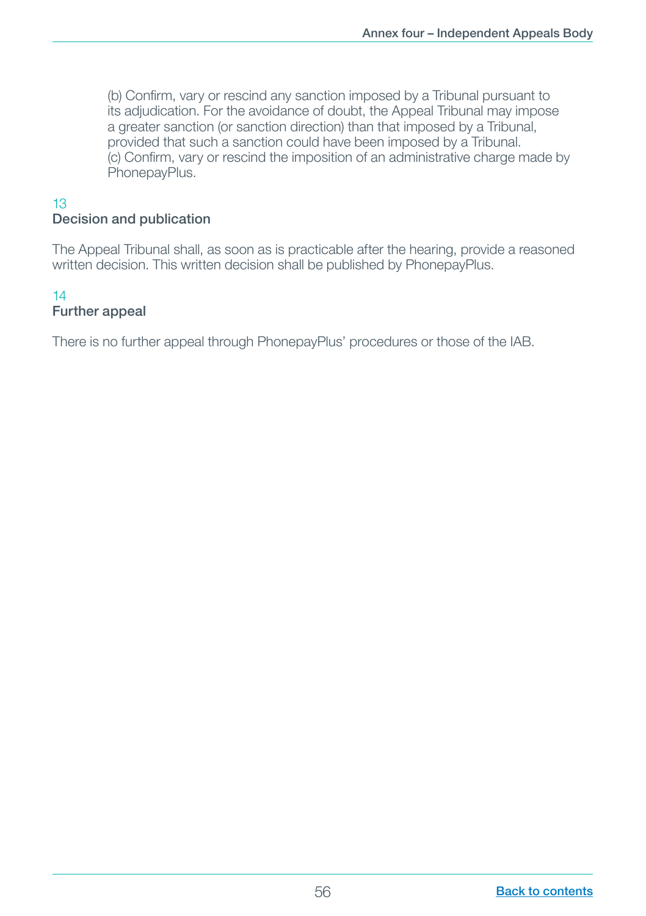(b) Confirm, vary or rescind any sanction imposed by a Tribunal pursuant to its adjudication. For the avoidance of doubt, the Appeal Tribunal may impose a greater sanction (or sanction direction) than that imposed by a Tribunal, provided that such a sanction could have been imposed by a Tribunal.
(c) Confirm, vary or rescind the imposition of an administrative charge made by PhonepayPlus.

## 13
## Decision and publication

The Appeal Tribunal shall, as soon as is practicable after the hearing, provide a reasoned written decision. This written decision shall be published by PhonepayPlus.

## 14
## Further appeal

There is no further appeal through PhonepayPlus' procedures or those of the IAB.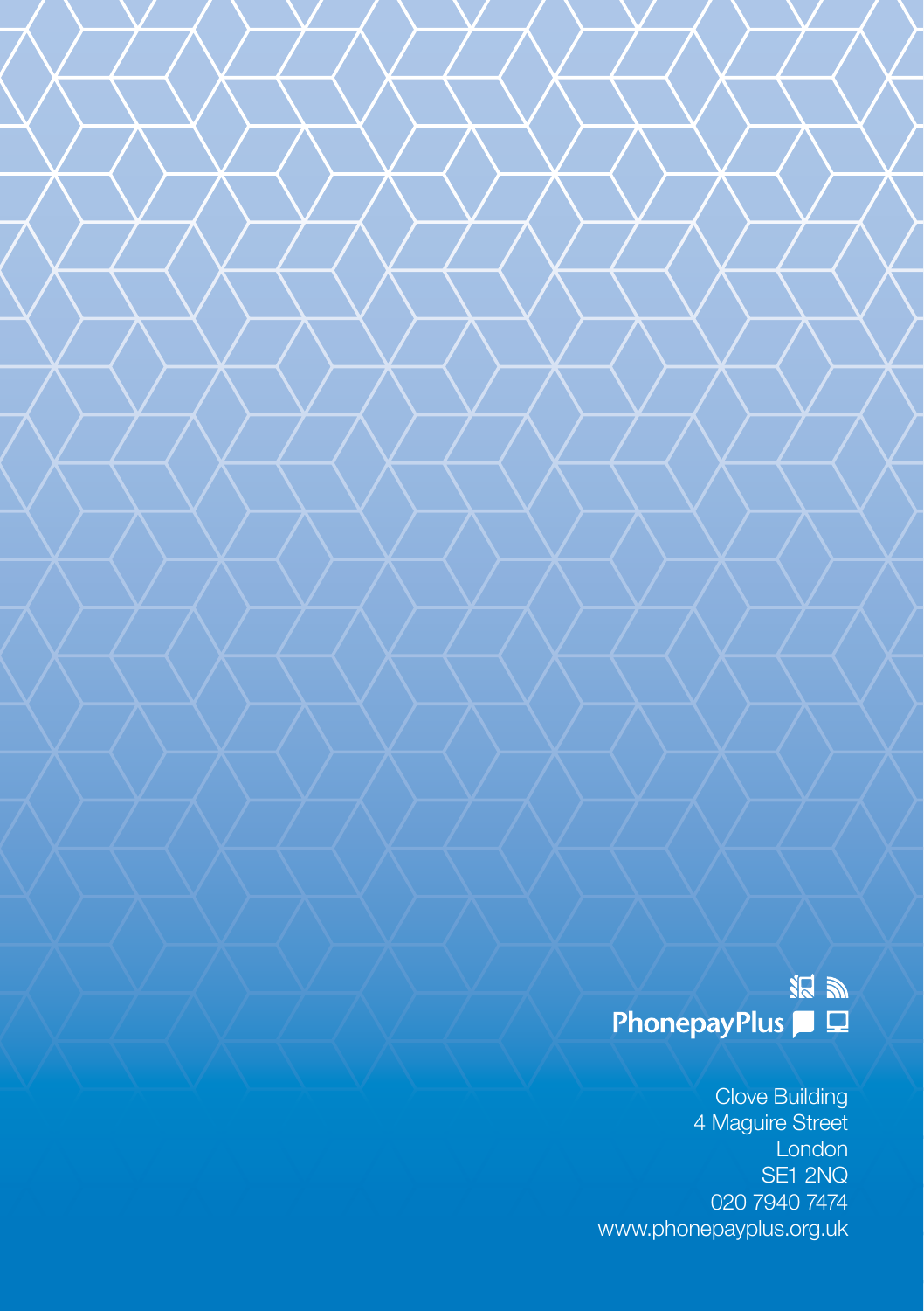PhonepayPlus

Clove Building
4 Maguire Street
London
SE1 2NQ
020 7940 7474
www.phonepayplus.org.uk